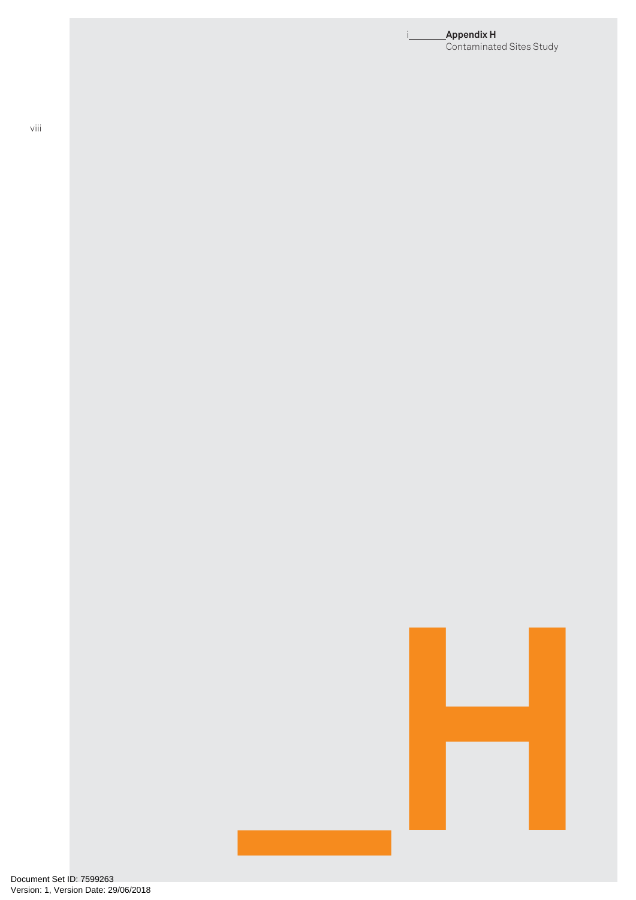**Appendix H**

Contaminated Sites Study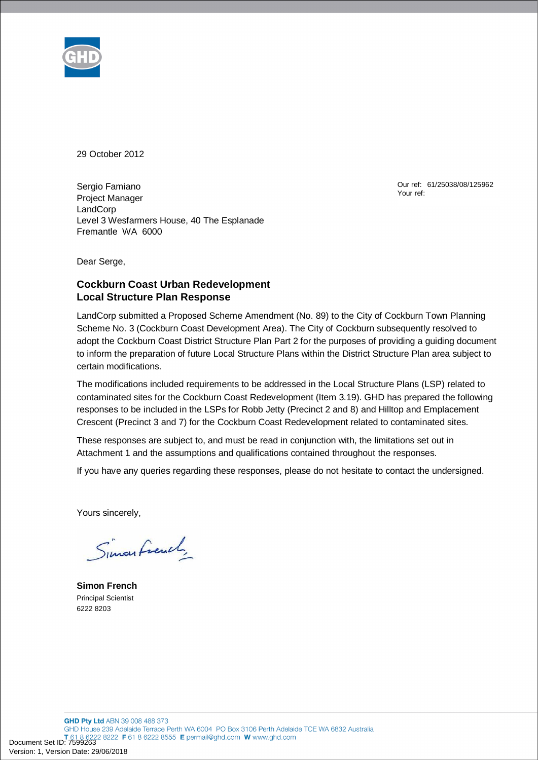29 October 2012

Sergio Famiano
Project Manager
LandCorp
Level 3 Wesfarmers House, 40 The Esplanade
Fremantle WA 6000

Our ref: 61/25038/08/125962
Your ref:

Dear Serge,

**Cockburn Coast Urban Redevelopment**
**Local Structure Plan Response**

LandCorp submitted a Proposed Scheme Amendment (No. 89) to the City of Cockburn Town Planning Scheme No. 3 (Cockburn Coast Development Area). The City of Cockburn subsequently resolved to adopt the Cockburn Coast District Structure Plan Part 2 for the purposes of providing a guiding document to inform the preparation of future Local Structure Plans within the District Structure Plan area subject to certain modifications.

The modifications included requirements to be addressed in the Local Structure Plans (LSP) related to contaminated sites for the Cockburn Coast Redevelopment (Item 3.19). GHD has prepared the following responses to be included in the LSPs for Robb Jetty (Precinct 2 and 8) and Hilltop and Emplacement Crescent (Precinct 3 and 7) for the Cockburn Coast Redevelopment related to contaminated sites.

These responses are subject to, and must be read in conjunction with, the limitations set out in Attachment 1 and the assumptions and qualifications contained throughout the responses.

If you have any queries regarding these responses, please do not hesitate to contact the undersigned.

Yours sincerely,

Simon French

**Simon French**
Principal Scientist
6222 8203

**GHD Pty Ltd** ABN 39 008 488 373
GHD House 239 Adelaide Terrace Perth WA 6004 PO Box 3106 Perth Adelaide TCE WA 6832 Australia
**T** 61 8 6222 8222 **F** 61 8 6222 8555 **E** permail@ghd.com **W** www.ghd.com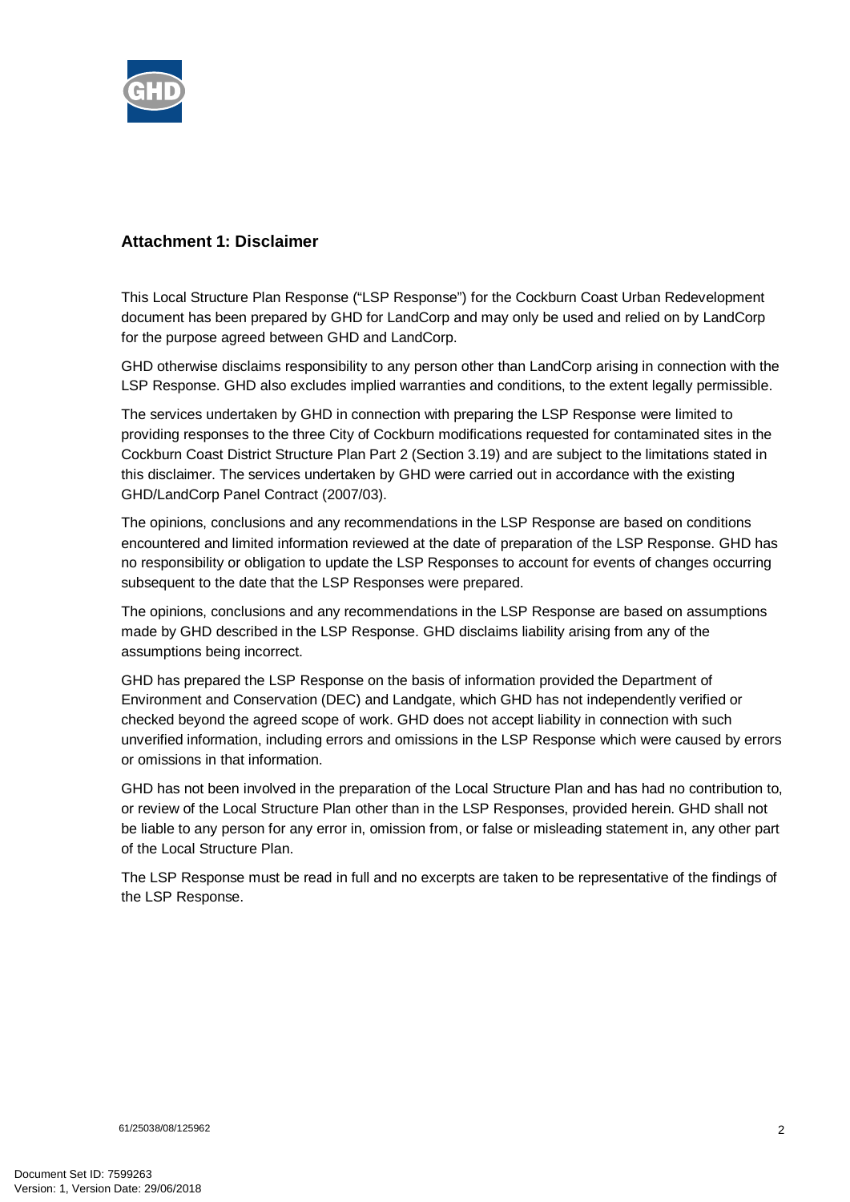## Attachment 1: Disclaimer

This Local Structure Plan Response ("LSP Response") for the Cockburn Coast Urban Redevelopment document has been prepared by GHD for LandCorp and may only be used and relied on by LandCorp for the purpose agreed between GHD and LandCorp.

GHD otherwise disclaims responsibility to any person other than LandCorp arising in connection with the LSP Response. GHD also excludes implied warranties and conditions, to the extent legally permissible.

The services undertaken by GHD in connection with preparing the LSP Response were limited to providing responses to the three City of Cockburn modifications requested for contaminated sites in the Cockburn Coast District Structure Plan Part 2 (Section 3.19) and are subject to the limitations stated in this disclaimer. The services undertaken by GHD were carried out in accordance with the existing GHD/LandCorp Panel Contract (2007/03).

The opinions, conclusions and any recommendations in the LSP Response are based on conditions encountered and limited information reviewed at the date of preparation of the LSP Response. GHD has no responsibility or obligation to update the LSP Responses to account for events of changes occurring subsequent to the date that the LSP Responses were prepared.

The opinions, conclusions and any recommendations in the LSP Response are based on assumptions made by GHD described in the LSP Response. GHD disclaims liability arising from any of the assumptions being incorrect.

GHD has prepared the LSP Response on the basis of information provided the Department of Environment and Conservation (DEC) and Landgate, which GHD has not independently verified or checked beyond the agreed scope of work. GHD does not accept liability in connection with such unverified information, including errors and omissions in the LSP Response which were caused by errors or omissions in that information.

GHD has not been involved in the preparation of the Local Structure Plan and has had no contribution to, or review of the Local Structure Plan other than in the LSP Responses, provided herein. GHD shall not be liable to any person for any error in, omission from, or false or misleading statement in, any other part of the Local Structure Plan.

The LSP Response must be read in full and no excerpts are taken to be representative of the findings of the LSP Response.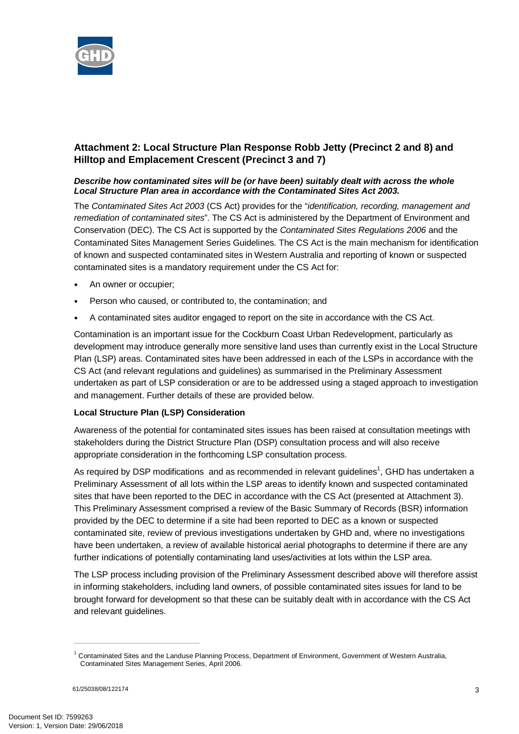## Attachment 2: Local Structure Plan Response Robb Jetty (Precinct 2 and 8) and Hilltop and Emplacement Crescent (Precinct 3 and 7)

***Describe how contaminated sites will be (or have been) suitably dealt with across the whole Local Structure Plan area in accordance with the Contaminated Sites Act 2003.***

The *Contaminated Sites Act 2003* (CS Act) provides for the "*identification, recording, management and remediation of contaminated sites*". The CS Act is administered by the Department of Environment and Conservation (DEC). The CS Act is supported by the *Contaminated Sites Regulations 2006* and the Contaminated Sites Management Series Guidelines. The CS Act is the main mechanism for identification of known and suspected contaminated sites in Western Australia and reporting of known or suspected contaminated sites is a mandatory requirement under the CS Act for:

- An owner or occupier;
- Person who caused, or contributed to, the contamination; and
- A contaminated sites auditor engaged to report on the site in accordance with the CS Act.

Contamination is an important issue for the Cockburn Coast Urban Redevelopment, particularly as development may introduce generally more sensitive land uses than currently exist in the Local Structure Plan (LSP) areas. Contaminated sites have been addressed in each of the LSPs in accordance with the CS Act (and relevant regulations and guidelines) as summarised in the Preliminary Assessment undertaken as part of LSP consideration or are to be addressed using a staged approach to investigation and management. Further details of these are provided below.

**Local Structure Plan (LSP) Consideration**

Awareness of the potential for contaminated sites issues has been raised at consultation meetings with stakeholders during the District Structure Plan (DSP) consultation process and will also receive appropriate consideration in the forthcoming LSP consultation process.

As required by DSP modifications and as recommended in relevant guidelines[1], GHD has undertaken a Preliminary Assessment of all lots within the LSP areas to identify known and suspected contaminated sites that have been reported to the DEC in accordance with the CS Act (presented at Attachment 3). This Preliminary Assessment comprised a review of the Basic Summary of Records (BSR) information provided by the DEC to determine if a site had been reported to DEC as a known or suspected contaminated site, review of previous investigations undertaken by GHD and, where no investigations have been undertaken, a review of available historical aerial photographs to determine if there are any further indications of potentially contaminating land uses/activities at lots within the LSP area.

The LSP process including provision of the Preliminary Assessment described above will therefore assist in informing stakeholders, including land owners, of possible contaminated sites issues for land to be brought forward for development so that these can be suitably dealt with in accordance with the CS Act and relevant guidelines.

[1] Contaminated Sites and the Landuse Planning Process, Department of Environment, Government of Western Australia, Contaminated Sites Management Series, April 2006.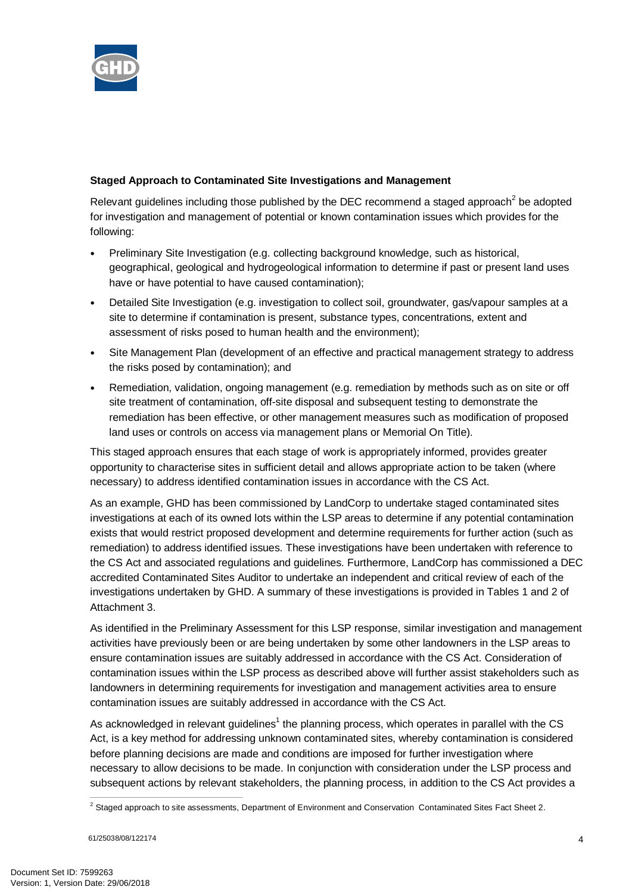**Staged Approach to Contaminated Site Investigations and Management**

Relevant guidelines including those published by the DEC recommend a staged approach[2] be adopted for investigation and management of potential or known contamination issues which provides for the following:

- Preliminary Site Investigation (e.g. collecting background knowledge, such as historical, geographical, geological and hydrogeological information to determine if past or present land uses have or have potential to have caused contamination);
- Detailed Site Investigation (e.g. investigation to collect soil, groundwater, gas/vapour samples at a site to determine if contamination is present, substance types, concentrations, extent and assessment of risks posed to human health and the environment);
- Site Management Plan (development of an effective and practical management strategy to address the risks posed by contamination); and
- Remediation, validation, ongoing management (e.g. remediation by methods such as on site or off site treatment of contamination, off-site disposal and subsequent testing to demonstrate the remediation has been effective, or other management measures such as modification of proposed land uses or controls on access via management plans or Memorial On Title).

This staged approach ensures that each stage of work is appropriately informed, provides greater opportunity to characterise sites in sufficient detail and allows appropriate action to be taken (where necessary) to address identified contamination issues in accordance with the CS Act.

As an example, GHD has been commissioned by LandCorp to undertake staged contaminated sites investigations at each of its owned lots within the LSP areas to determine if any potential contamination exists that would restrict proposed development and determine requirements for further action (such as remediation) to address identified issues. These investigations have been undertaken with reference to the CS Act and associated regulations and guidelines. Furthermore, LandCorp has commissioned a DEC accredited Contaminated Sites Auditor to undertake an independent and critical review of each of the investigations undertaken by GHD. A summary of these investigations is provided in Tables 1 and 2 of Attachment 3.

As identified in the Preliminary Assessment for this LSP response, similar investigation and management activities have previously been or are being undertaken by some other landowners in the LSP areas to ensure contamination issues are suitably addressed in accordance with the CS Act. Consideration of contamination issues within the LSP process as described above will further assist stakeholders such as landowners in determining requirements for investigation and management activities area to ensure contamination issues are suitably addressed in accordance with the CS Act.

As acknowledged in relevant guidelines[1] the planning process, which operates in parallel with the CS Act, is a key method for addressing unknown contaminated sites, whereby contamination is considered before planning decisions are made and conditions are imposed for further investigation where necessary to allow decisions to be made. In conjunction with consideration under the LSP process and subsequent actions by relevant stakeholders, the planning process, in addition to the CS Act provides a

[2] Staged approach to site assessments, Department of Environment and Conservation Contaminated Sites Fact Sheet 2.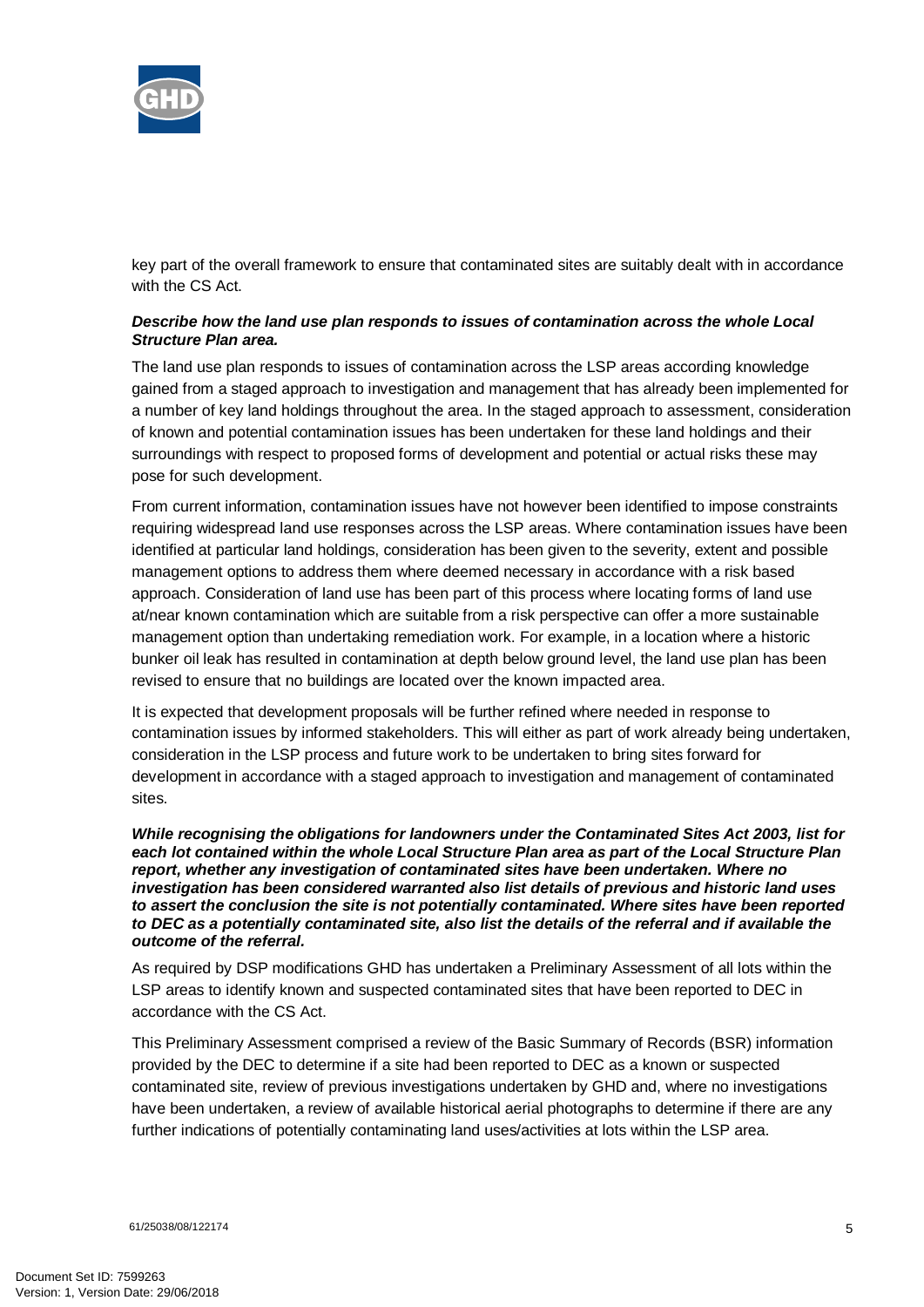key part of the overall framework to ensure that contaminated sites are suitably dealt with in accordance with the CS Act.

***Describe how the land use plan responds to issues of contamination across the whole Local Structure Plan area.***

The land use plan responds to issues of contamination across the LSP areas according knowledge gained from a staged approach to investigation and management that has already been implemented for a number of key land holdings throughout the area. In the staged approach to assessment, consideration of known and potential contamination issues has been undertaken for these land holdings and their surroundings with respect to proposed forms of development and potential or actual risks these may pose for such development.

From current information, contamination issues have not however been identified to impose constraints requiring widespread land use responses across the LSP areas. Where contamination issues have been identified at particular land holdings, consideration has been given to the severity, extent and possible management options to address them where deemed necessary in accordance with a risk based approach. Consideration of land use has been part of this process where locating forms of land use at/near known contamination which are suitable from a risk perspective can offer a more sustainable management option than undertaking remediation work. For example, in a location where a historic bunker oil leak has resulted in contamination at depth below ground level, the land use plan has been revised to ensure that no buildings are located over the known impacted area.

It is expected that development proposals will be further refined where needed in response to contamination issues by informed stakeholders. This will either as part of work already being undertaken, consideration in the LSP process and future work to be undertaken to bring sites forward for development in accordance with a staged approach to investigation and management of contaminated sites.

***While recognising the obligations for landowners under the Contaminated Sites Act 2003, list for each lot contained within the whole Local Structure Plan area as part of the Local Structure Plan report, whether any investigation of contaminated sites have been undertaken. Where no investigation has been considered warranted also list details of previous and historic land uses to assert the conclusion the site is not potentially contaminated. Where sites have been reported to DEC as a potentially contaminated site, also list the details of the referral and if available the outcome of the referral.***

As required by DSP modifications GHD has undertaken a Preliminary Assessment of all lots within the LSP areas to identify known and suspected contaminated sites that have been reported to DEC in accordance with the CS Act.

This Preliminary Assessment comprised a review of the Basic Summary of Records (BSR) information provided by the DEC to determine if a site had been reported to DEC as a known or suspected contaminated site, review of previous investigations undertaken by GHD and, where no investigations have been undertaken, a review of available historical aerial photographs to determine if there are any further indications of potentially contaminating land uses/activities at lots within the LSP area.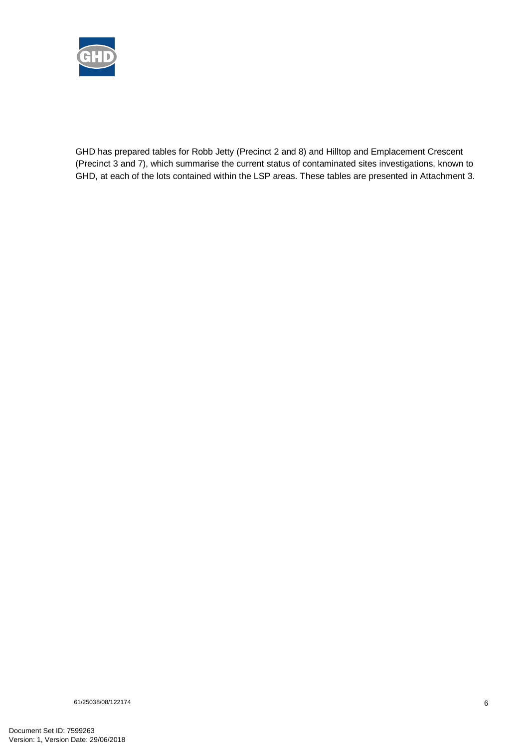GHD has prepared tables for Robb Jetty (Precinct 2 and 8) and Hilltop and Emplacement Crescent (Precinct 3 and 7), which summarise the current status of contaminated sites investigations, known to GHD, at each of the lots contained within the LSP areas. These tables are presented in Attachment 3.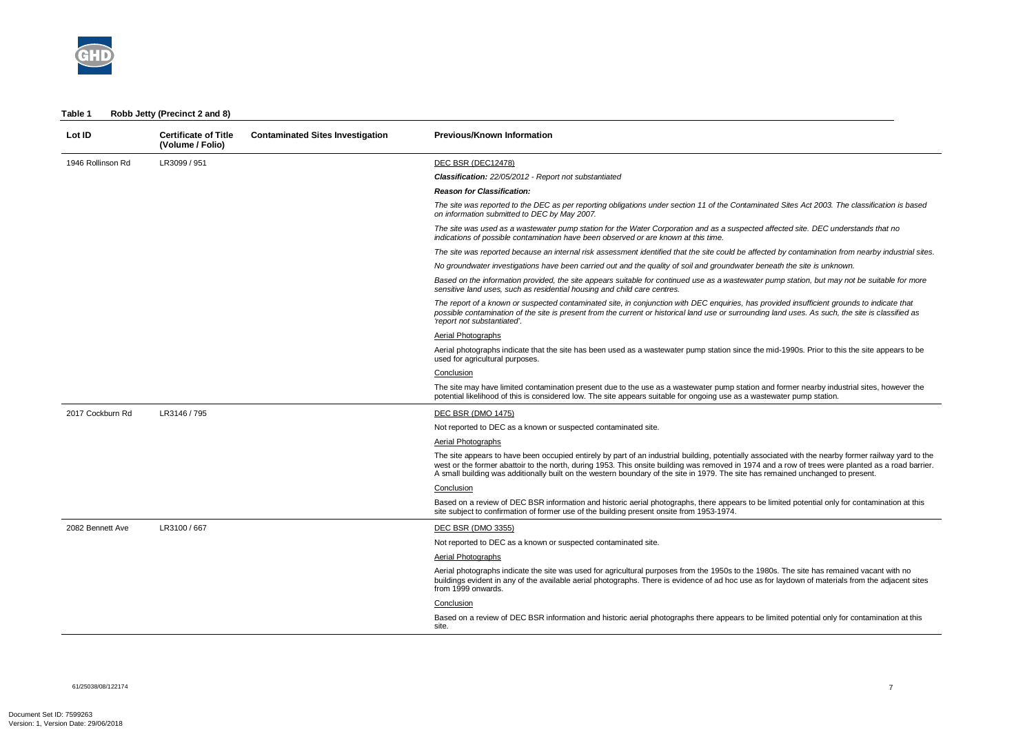**Table 1 Robb Jetty (Precinct 2 and 8)**

| Lot ID | Certificate of Title (Volume / Folio) | Contaminated Sites Investigation | Previous/Known Information |
|---|---|---|---|
| 1946 Rollinson Rd | LR3099 / 951 | | DEC BSR (DEC12478)<br>***Classification:*** *22/05/2012 - Report not substantiated*<br>***Reason for Classification:***<br>*The site was reported to the DEC as per reporting obligations under section 11 of the Contaminated Sites Act 2003. The classification is based on information submitted to DEC by May 2007.*<br>*The site was used as a wastewater pump station for the Water Corporation and as a suspected affected site. DEC understands that no indications of possible contamination have been observed or are known at this time.*<br>*The site was reported because an internal risk assessment identified that the site could be affected by contamination from nearby industrial sites.*<br>*No groundwater investigations have been carried out and the quality of soil and groundwater beneath the site is unknown.*<br>*Based on the information provided, the site appears suitable for continued use as a wastewater pump station, but may not be suitable for more sensitive land uses, such as residential housing and child care centres.*<br>*The report of a known or suspected contaminated site, in conjunction with DEC enquiries, has provided insufficient grounds to indicate that possible contamination of the site is present from the current or historical land use or surrounding land uses. As such, the site is classified as 'report not substantiated'.*<br>Aerial Photographs<br>Aerial photographs indicate that the site has been used as a wastewater pump station since the mid-1990s. Prior to this the site appears to be used for agricultural purposes.<br>Conclusion<br>The site may have limited contamination present due to the use as a wastewater pump station and former nearby industrial sites, however the potential likelihood of this is considered low. The site appears suitable for ongoing use as a wastewater pump station. |
| 2017 Cockburn Rd | LR3146 / 795 | | DEC BSR (DMO 1475)<br>Not reported to DEC as a known or suspected contaminated site.<br>Aerial Photographs<br>The site appears to have been occupied entirely by part of an industrial building, potentially associated with the nearby former railway yard to the west or the former abattoir to the north, during 1953. This onsite building was removed in 1974 and a row of trees were planted as a road barrier. A small building was additionally built on the western boundary of the site in 1979. The site has remained unchanged to present.<br>Conclusion<br>Based on a review of DEC BSR information and historic aerial photographs, there appears to be limited potential only for contamination at this site subject to confirmation of former use of the building present onsite from 1953-1974. |
| 2082 Bennett Ave | LR3100 / 667 | | DEC BSR (DMO 3355)<br>Not reported to DEC as a known or suspected contaminated site.<br>Aerial Photographs<br>Aerial photographs indicate the site was used for agricultural purposes from the 1950s to the 1980s. The site has remained vacant with no buildings evident in any of the available aerial photographs. There is evidence of ad hoc use as for laydown of materials from the adjacent sites from 1999 onwards.<br>Conclusion<br>Based on a review of DEC BSR information and historic aerial photographs there appears to be limited potential only for contamination at this site. |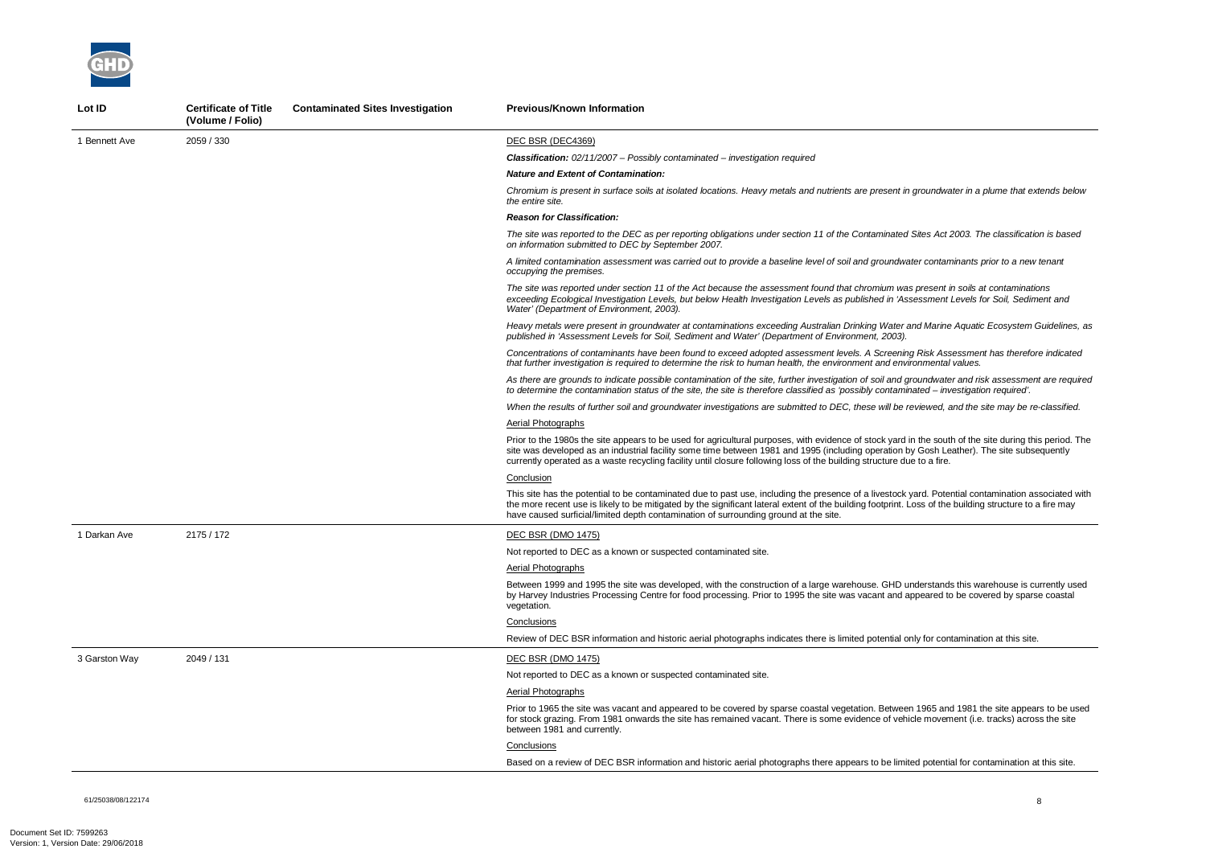| Lot ID | Certificate of Title (Volume / Folio) | Contaminated Sites Investigation | Previous/Known Information |
|---|---|---|---|
| 1 Bennett Ave | 2059 / 330 | | DEC BSR (DEC4369)<br><br>***Classification:*** *02/11/2007 – Possibly contaminated – investigation required*<br><br>***Nature and Extent of Contamination:***<br><br>*Chromium is present in surface soils at isolated locations. Heavy metals and nutrients are present in groundwater in a plume that extends below the entire site.*<br><br>***Reason for Classification:***<br><br>*The site was reported to the DEC as per reporting obligations under section 11 of the Contaminated Sites Act 2003. The classification is based on information submitted to DEC by September 2007.*<br><br>*A limited contamination assessment was carried out to provide a baseline level of soil and groundwater contaminants prior to a new tenant occupying the premises.*<br><br>*The site was reported under section 11 of the Act because the assessment found that chromium was present in soils at contaminations exceeding Ecological Investigation Levels, but below Health Investigation Levels as published in 'Assessment Levels for Soil, Sediment and Water' (Department of Environment, 2003).*<br><br>*Heavy metals were present in groundwater at contaminations exceeding Australian Drinking Water and Marine Aquatic Ecosystem Guidelines, as published in 'Assessment Levels for Soil, Sediment and Water' (Department of Environment, 2003).*<br><br>*Concentrations of contaminants have been found to exceed adopted assessment levels. A Screening Risk Assessment has therefore indicated that further investigation is required to determine the risk to human health, the environment and environmental values.*<br><br>*As there are grounds to indicate possible contamination of the site, further investigation of soil and groundwater and risk assessment are required to determine the contamination status of the site, the site is therefore classified as 'possibly contaminated – investigation required'.*<br><br>*When the results of further soil and groundwater investigations are submitted to DEC, these will be reviewed, and the site may be re-classified.*<br><br>Aerial Photographs<br><br>Prior to the 1980s the site appears to be used for agricultural purposes, with evidence of stock yard in the south of the site during this period. The site was developed as an industrial facility some time between 1981 and 1995 (including operation by Gosh Leather). The site subsequently currently operated as a waste recycling facility until closure following loss of the building structure due to a fire.<br><br>Conclusion<br><br>This site has the potential to be contaminated due to past use, including the presence of a livestock yard. Potential contamination associated with the more recent use is likely to be mitigated by the significant lateral extent of the building footprint. Loss of the building structure to a fire may have caused surficial/limited depth contamination of surrounding ground at the site. |
| 1 Darkan Ave | 2175 / 172 | | DEC BSR (DMO 1475)<br><br>Not reported to DEC as a known or suspected contaminated site.<br><br>Aerial Photographs<br><br>Between 1999 and 1995 the site was developed, with the construction of a large warehouse. GHD understands this warehouse is currently used by Harvey Industries Processing Centre for food processing. Prior to 1995 the site was vacant and appeared to be covered by sparse coastal vegetation.<br><br>Conclusions<br><br>Review of DEC BSR information and historic aerial photographs indicates there is limited potential only for contamination at this site. |
| 3 Garston Way | 2049 / 131 | | DEC BSR (DMO 1475)<br><br>Not reported to DEC as a known or suspected contaminated site.<br><br>Aerial Photographs<br><br>Prior to 1965 the site was vacant and appeared to be covered by sparse coastal vegetation. Between 1965 and 1981 the site appears to be used for stock grazing. From 1981 onwards the site has remained vacant. There is some evidence of vehicle movement (i.e. tracks) across the site between 1981 and currently.<br><br>Conclusions<br><br>Based on a review of DEC BSR information and historic aerial photographs there appears to be limited potential for contamination at this site. |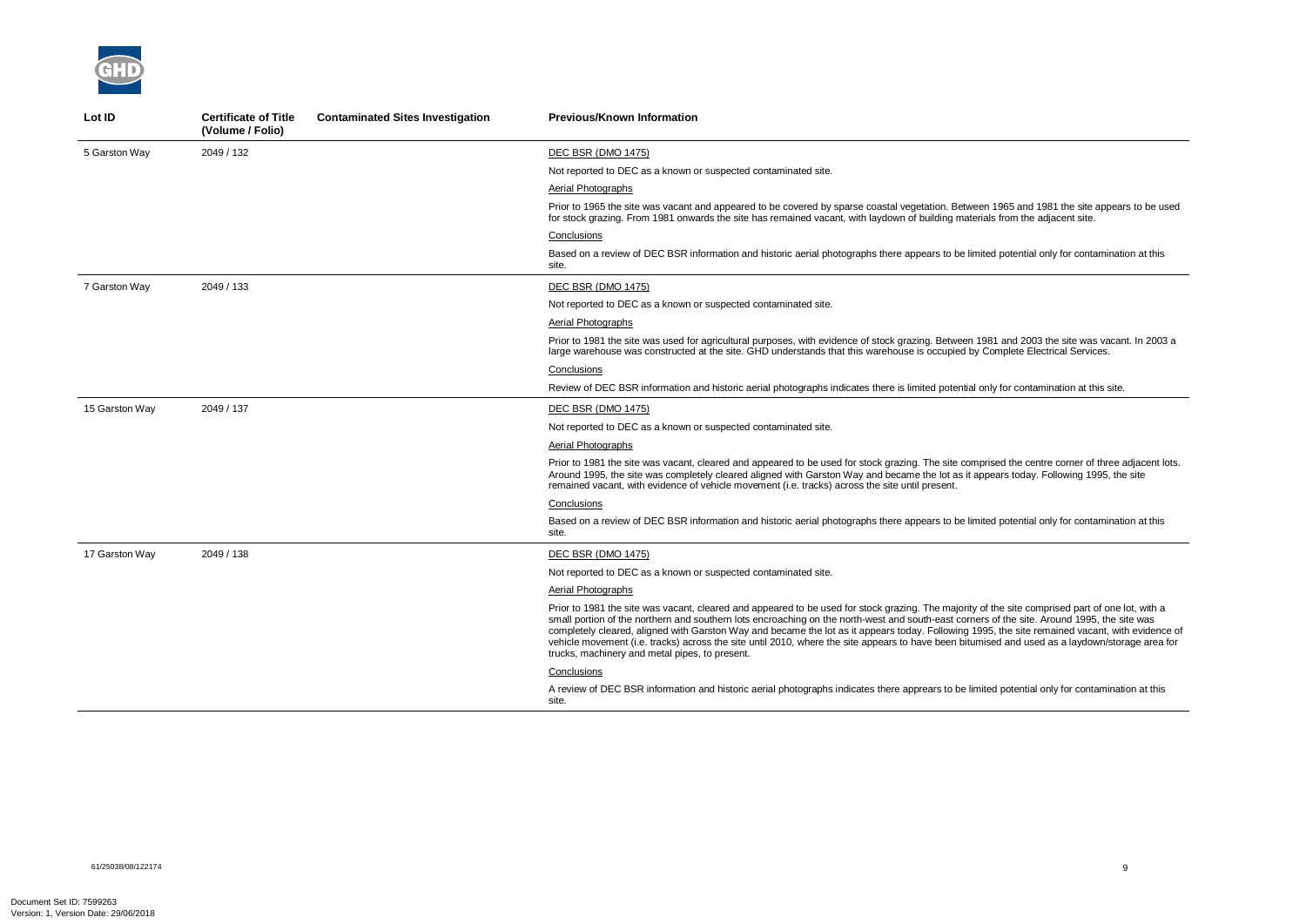| Lot ID | Certificate of Title (Volume / Folio) | Contaminated Sites Investigation | Previous/Known Information |
|---|---|---|---|
| 5 Garston Way | 2049 / 132 | | DEC BSR (DMO 1475)<br>Not reported to DEC as a known or suspected contaminated site.<br>Aerial Photographs<br>Prior to 1965 the site was vacant and appeared to be covered by sparse coastal vegetation. Between 1965 and 1981 the site appears to be used for stock grazing. From 1981 onwards the site has remained vacant, with laydown of building materials from the adjacent site.<br>Conclusions<br>Based on a review of DEC BSR information and historic aerial photographs there appears to be limited potential only for contamination at this site. |
| 7 Garston Way | 2049 / 133 | | DEC BSR (DMO 1475)<br>Not reported to DEC as a known or suspected contaminated site.<br>Aerial Photographs<br>Prior to 1981 the site was used for agricultural purposes, with evidence of stock grazing. Between 1981 and 2003 the site was vacant. In 2003 a large warehouse was constructed at the site. GHD understands that this warehouse is occupied by Complete Electrical Services.<br>Conclusions<br>Review of DEC BSR information and historic aerial photographs indicates there is limited potential only for contamination at this site. |
| 15 Garston Way | 2049 / 137 | | DEC BSR (DMO 1475)<br>Not reported to DEC as a known or suspected contaminated site.<br>Aerial Photographs<br>Prior to 1981 the site was vacant, cleared and appeared to be used for stock grazing. The site comprised the centre corner of three adjacent lots. Around 1995, the site was completely cleared aligned with Garston Way and became the lot as it appears today. Following 1995, the site remained vacant, with evidence of vehicle movement (i.e. tracks) across the site until present.<br>Conclusions<br>Based on a review of DEC BSR information and historic aerial photographs there appears to be limited potential only for contamination at this site. |
| 17 Garston Way | 2049 / 138 | | DEC BSR (DMO 1475)<br>Not reported to DEC as a known or suspected contaminated site.<br>Aerial Photographs<br>Prior to 1981 the site was vacant, cleared and appeared to be used for stock grazing. The majority of the site comprised part of one lot, with a small portion of the northern and southern lots encroaching on the north-west and south-east corners of the site. Around 1995, the site was completely cleared, aligned with Garston Way and became the lot as it appears today. Following 1995, the site remained vacant, with evidence of vehicle movement (i.e. tracks) across the site until 2010, where the site appears to have been bitumised and used as a laydown/storage area for trucks, machinery and metal pipes, to present.<br>Conclusions<br>A review of DEC BSR information and historic aerial photographs indicates there apprears to be limited potential only for contamination at this site. |

61/25038/08/122174

Document Set ID: 7599263
Version: 1, Version Date: 29/06/2018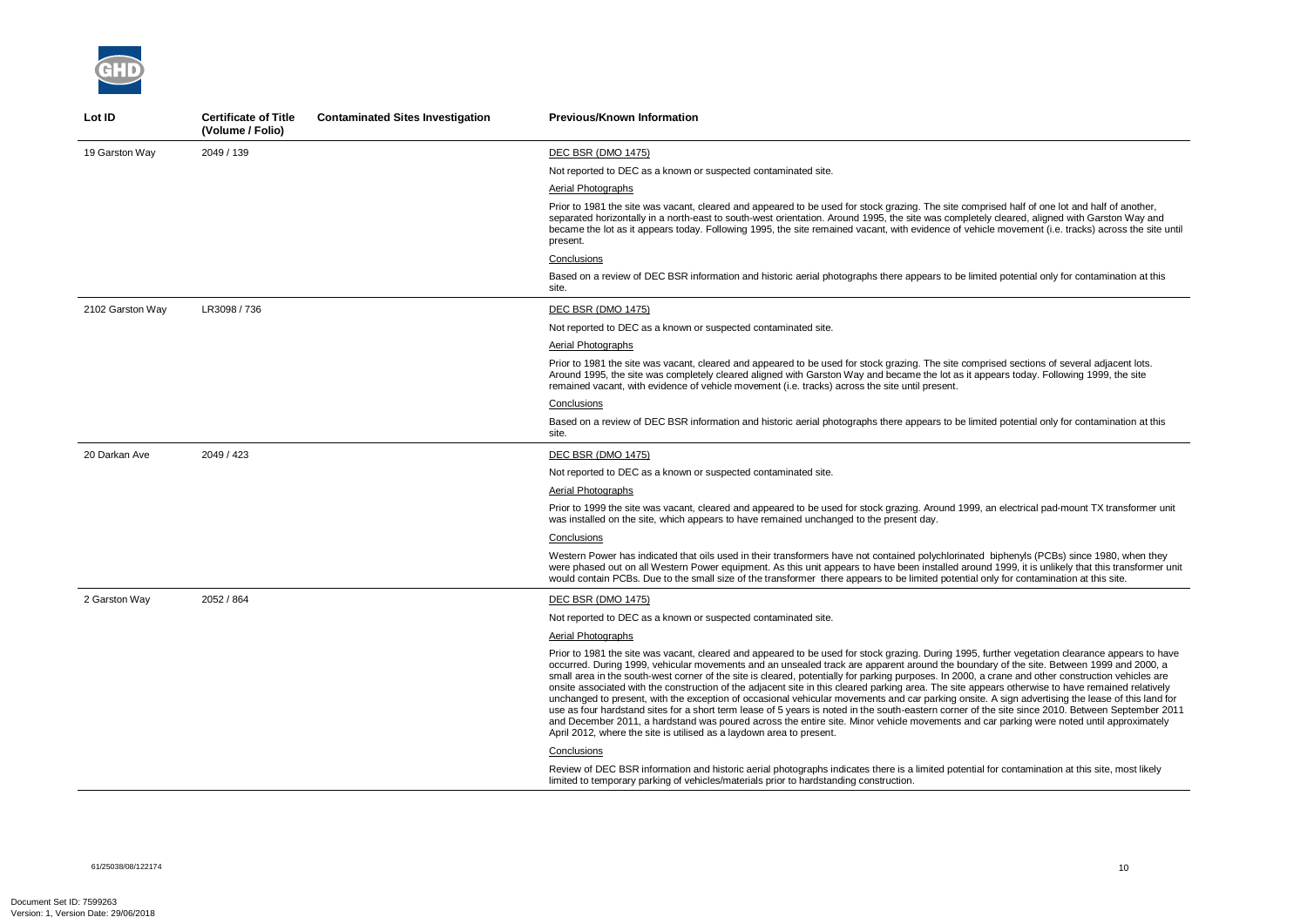| Lot ID | Certificate of Title (Volume / Folio) | Contaminated Sites Investigation | Previous/Known Information |
|---|---|---|---|
| 19 Garston Way | 2049 / 139 | | DEC BSR (DMO 1475)<br>Not reported to DEC as a known or suspected contaminated site.<br>Aerial Photographs<br>Prior to 1981 the site was vacant, cleared and appeared to be used for stock grazing. The site comprised half of one lot and half of another, separated horizontally in a north-east to south-west orientation. Around 1995, the site was completely cleared, aligned with Garston Way and became the lot as it appears today. Following 1995, the site remained vacant, with evidence of vehicle movement (i.e. tracks) across the site until present.<br>Conclusions<br>Based on a review of DEC BSR information and historic aerial photographs there appears to be limited potential only for contamination at this site. |
| 2102 Garston Way | LR3098 / 736 | | DEC BSR (DMO 1475)<br>Not reported to DEC as a known or suspected contaminated site.<br>Aerial Photographs<br>Prior to 1981 the site was vacant, cleared and appeared to be used for stock grazing. The site comprised sections of several adjacent lots. Around 1995, the site was completely cleared aligned with Garston Way and became the lot as it appears today. Following 1999, the site remained vacant, with evidence of vehicle movement (i.e. tracks) across the site until present.<br>Conclusions<br>Based on a review of DEC BSR information and historic aerial photographs there appears to be limited potential only for contamination at this site. |
| 20 Darkan Ave | 2049 / 423 | | DEC BSR (DMO 1475)<br>Not reported to DEC as a known or suspected contaminated site.<br>Aerial Photographs<br>Prior to 1999 the site was vacant, cleared and appeared to be used for stock grazing. Around 1999, an electrical pad-mount TX transformer unit was installed on the site, which appears to have remained unchanged to the present day.<br>Conclusions<br>Western Power has indicated that oils used in their transformers have not contained polychlorinated biphenyls (PCBs) since 1980, when they were phased out on all Western Power equipment. As this unit appears to have been installed around 1999, it is unlikely that this transformer unit would contain PCBs. Due to the small size of the transformer there appears to be limited potential only for contamination at this site. |
| 2 Garston Way | 2052 / 864 | | DEC BSR (DMO 1475)<br>Not reported to DEC as a known or suspected contaminated site.<br>Aerial Photographs<br>Prior to 1981 the site was vacant, cleared and appeared to be used for stock grazing. During 1995, further vegetation clearance appears to have occurred. During 1999, vehicular movements and an unsealed track are apparent around the boundary of the site. Between 1999 and 2000, a small area in the south-west corner of the site is cleared, potentially for parking purposes. In 2000, a crane and other construction vehicles are onsite associated with the construction of the adjacent site in this cleared parking area. The site appears otherwise to have remained relatively unchanged to present, with the exception of occasional vehicular movements and car parking onsite. A sign advertising the lease of this land for use as four hardstand sites for a short term lease of 5 years is noted in the south-eastern corner of the site since 2010. Between September 2011 and December 2011, a hardstand was poured across the entire site. Minor vehicle movements and car parking were noted until approximately April 2012, where the site is utilised as a laydown area to present.<br>Conclusions<br>Review of DEC BSR information and historic aerial photographs indicates there is a limited potential for contamination at this site, most likely limited to temporary parking of vehicles/materials prior to hardstanding construction. |

61/25038/08/122174

Document Set ID: 7599263
Version: 1, Version Date: 29/06/2018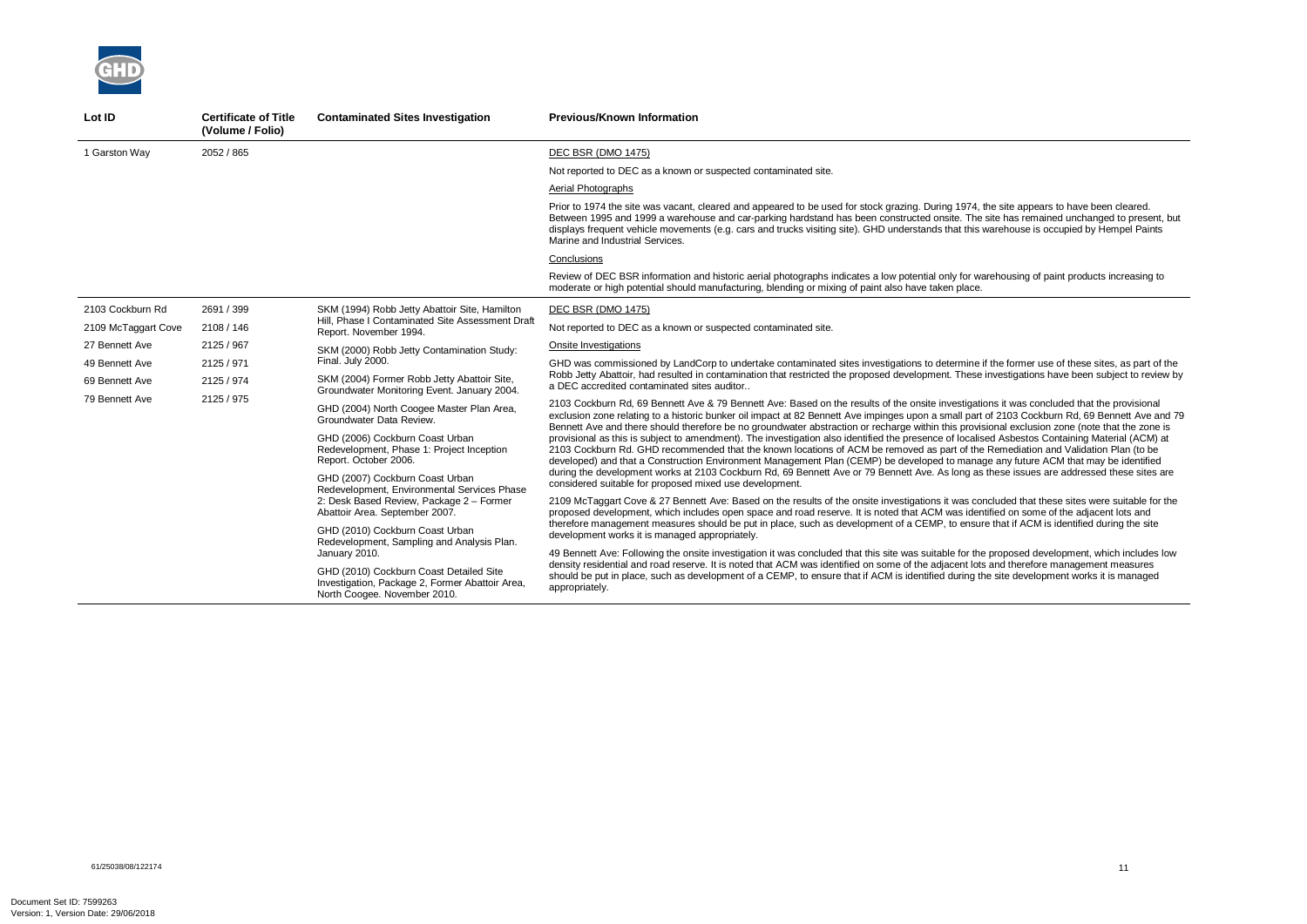| Lot ID | Certificate of Title (Volume / Folio) | Contaminated Sites Investigation | Previous/Known Information |
|---|---|---|---|
| 1 Garston Way | 2052 / 865 | | DEC BSR (DMO 1475)<br><br>Not reported to DEC as a known or suspected contaminated site.<br><br>Aerial Photographs<br><br>Prior to 1974 the site was vacant, cleared and appeared to be used for stock grazing. During 1974, the site appears to have been cleared. Between 1995 and 1999 a warehouse and car-parking hardstand has been constructed onsite. The site has remained unchanged to present, but displays frequent vehicle movements (e.g. cars and trucks visiting site). GHD understands that this warehouse is occupied by Hempel Paints Marine and Industrial Services.<br><br>Conclusions<br><br>Review of DEC BSR information and historic aerial photographs indicates a low potential only for warehousing of paint products increasing to moderate or high potential should manufacturing, blending or mixing of paint also have taken place. |
| 2103 Cockburn Rd<br>2109 McTaggart Cove<br>27 Bennett Ave<br>49 Bennett Ave<br>69 Bennett Ave<br>79 Bennett Ave | 2691 / 399<br>2108 / 146<br>2125 / 967<br>2125 / 971<br>2125 / 974<br>2125 / 975 | SKM (1994) Robb Jetty Abattoir Site, Hamilton Hill, Phase I Contaminated Site Assessment Draft Report. November 1994.<br><br>SKM (2000) Robb Jetty Contamination Study: Final. July 2000.<br><br>SKM (2004) Former Robb Jetty Abattoir Site, Groundwater Monitoring Event. January 2004.<br><br>GHD (2004) North Coogee Master Plan Area, Groundwater Data Review.<br><br>GHD (2006) Cockburn Coast Urban Redevelopment, Phase 1: Project Inception Report. October 2006.<br><br>GHD (2007) Cockburn Coast Urban Redevelopment, Environmental Services Phase 2: Desk Based Review, Package 2 – Former Abattoir Area. September 2007.<br><br>GHD (2010) Cockburn Coast Urban Redevelopment, Sampling and Analysis Plan. January 2010.<br><br>GHD (2010) Cockburn Coast Detailed Site Investigation, Package 2, Former Abattoir Area, North Coogee. November 2010. | DEC BSR (DMO 1475)<br><br>Not reported to DEC as a known or suspected contaminated site.<br><br>Onsite Investigations<br><br>GHD was commissioned by LandCorp to undertake contaminated sites investigations to determine if the former use of these sites, as part of the Robb Jetty Abattoir, had resulted in contamination that restricted the proposed development. These investigations have been subject to review by a DEC accredited contaminated sites auditor..<br><br>2103 Cockburn Rd, 69 Bennett Ave & 79 Bennett Ave: Based on the results of the onsite investigations it was concluded that the provisional exclusion zone relating to a historic bunker oil impact at 82 Bennett Ave impinges upon a small part of 2103 Cockburn Rd, 69 Bennett Ave and 79 Bennett Ave and there should therefore be no groundwater abstraction or recharge within this provisional exclusion zone (note that the zone is provisional as this is subject to amendment). The investigation also identified the presence of localised Asbestos Containing Material (ACM) at 2103 Cockburn Rd. GHD recommended that the known locations of ACM be removed as part of the Remediation and Validation Plan (to be developed) and that a Construction Environment Management Plan (CEMP) be developed to manage any future ACM that may be identified during the development works at 2103 Cockburn Rd, 69 Bennett Ave or 79 Bennett Ave. As long as these issues are addressed these sites are considered suitable for proposed mixed use development.<br><br>2109 McTaggart Cove & 27 Bennett Ave: Based on the results of the onsite investigations it was concluded that these sites were suitable for the proposed development, which includes open space and road reserve. It is noted that ACM was identified on some of the adjacent lots and therefore management measures should be put in place, such as development of a CEMP, to ensure that if ACM is identified during the site development works it is managed appropriately.<br><br>49 Bennett Ave: Following the onsite investigation it was concluded that this site was suitable for the proposed development, which includes low density residential and road reserve. It is noted that ACM was identified on some of the adjacent lots and therefore management measures should be put in place, such as development of a CEMP, to ensure that if ACM is identified during the site development works it is managed appropriately. |

61/25038/08/122174

Document Set ID: 7599263
Version: 1, Version Date: 29/06/2018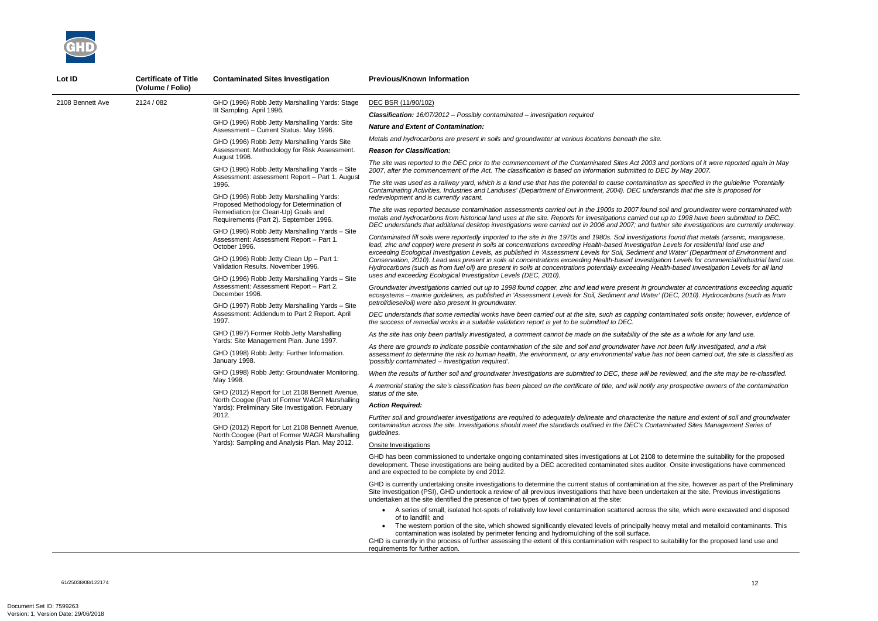| Lot ID | Certificate of Title (Volume / Folio) | Contaminated Sites Investigation | Previous/Known Information |
|---|---|---|---|
| 2108 Bennett Ave | 2124 / 082 | GHD (1996) Robb Jetty Marshalling Yards: Stage III Sampling. April 1996.<br><br>GHD (1996) Robb Jetty Marshalling Yards: Site Assessment – Current Status. May 1996.<br><br>GHD (1996) Robb Jetty Marshalling Yards Site Assessment: Methodology for Risk Assessment. August 1996.<br><br>GHD (1996) Robb Jetty Marshalling Yards – Site Assessment: assessment Report – Part 1. August 1996.<br><br>GHD (1996) Robb Jetty Marshalling Yards: Proposed Methodology for Determination of Remediation (or Clean-Up) Goals and Requirements (Part 2). September 1996.<br><br>GHD (1996) Robb Jetty Marshalling Yards – Site Assessment: Assessment Report – Part 1. October 1996.<br><br>GHD (1996) Robb Jetty Clean Up – Part 1: Validation Results. November 1996.<br><br>GHD (1996) Robb Jetty Marshalling Yards – Site Assessment: Assessment Report – Part 2. December 1996.<br><br>GHD (1997) Robb Jetty Marshalling Yards – Site Assessment: Addendum to Part 2 Report. April 1997.<br><br>GHD (1997) Former Robb Jetty Marshalling Yards: Site Management Plan. June 1997.<br><br>GHD (1998) Robb Jetty: Further Information. January 1998.<br><br>GHD (1998) Robb Jetty: Groundwater Monitoring. May 1998.<br><br>GHD (2012) Report for Lot 2108 Bennett Avenue, North Coogee (Part of Former WAGR Marshalling Yards): Preliminary Site Investigation. February 2012.<br><br>GHD (2012) Report for Lot 2108 Bennett Avenue, North Coogee (Part of Former WAGR Marshalling Yards): Sampling and Analysis Plan. May 2012. | DEC BSR (11/90/102)<br><br>***Classification:*** *16/07/2012 – Possibly contaminated – investigation required*<br><br>***Nature and Extent of Contamination:***<br><br>*Metals and hydrocarbons are present in soils and groundwater at various locations beneath the site.*<br><br>***Reason for Classification:***<br><br>*The site was reported to the DEC prior to the commencement of the Contaminated Sites Act 2003 and portions of it were reported again in May 2007, after the commencement of the Act. The classification is based on information submitted to DEC by May 2007.*<br><br>*The site was used as a railway yard, which is a land use that has the potential to cause contamination as specified in the guideline 'Potentially Contaminating Activities, Industries and Landuses' (Department of Environment, 2004). DEC understands that the site is proposed for redevelopment and is currently vacant.*<br><br>*The site was reported because contamination assessments carried out in the 1900s to 2007 found soil and groundwater were contaminated with metals and hydrocarbons from historical land uses at the site. Reports for investigations carried out up to 1998 have been submitted to DEC. DEC understands that additional desktop investigations were carried out in 2006 and 2007; and further site investigations are currently underway.*<br><br>*Contaminated fill soils were reportedly imported to the site in the 1970s and 1980s. Soil investigations found that metals (arsenic, manganese, lead, zinc and copper) were present in soils at concentrations exceeding Health-based Investigation Levels for residential land use and exceeding Ecological Investigation Levels, as published in 'Assessment Levels for Soil, Sediment and Water' (Department of Environment and Conservation, 2010). Lead was present in soils at concentrations exceeding Health-based Investigation Levels for commercial/industrial land use. Hydrocarbons (such as from fuel oil) are present in soils at concentrations potentially exceeding Health-based Investigation Levels for all land uses and exceeding Ecological Investigation Levels (DEC, 2010).*<br><br>*Groundwater investigations carried out up to 1998 found copper, zinc and lead were present in groundwater at concentrations exceeding aquatic ecosystems – marine guidelines, as published in 'Assessment Levels for Soil, Sediment and Water' (DEC, 2010). Hydrocarbons (such as from petrol/diesel/oil) were also present in groundwater.*<br><br>*DEC understands that some remedial works have been carried out at the site, such as capping contaminated soils onsite; however, evidence of the success of remedial works in a suitable validation report is yet to be submitted to DEC.*<br><br>*As the site has only been partially investigated, a comment cannot be made on the suitability of the site as a whole for any land use.*<br><br>*As there are grounds to indicate possible contamination of the site and soil and groundwater have not been fully investigated, and a risk assessment to determine the risk to human health, the environment, or any environmental value has not been carried out, the site is classified as 'possibly contaminated – investigation required'.*<br><br>*When the results of further soil and groundwater investigations are submitted to DEC, these will be reviewed, and the site may be re-classified.*<br><br>*A memorial stating the site's classification has been placed on the certificate of title, and will notify any prospective owners of the contamination status of the site.*<br><br>***Action Required:***<br><br>*Further soil and groundwater investigations are required to adequately delineate and characterise the nature and extent of soil and groundwater contamination across the site. Investigations should meet the standards outlined in the DEC's Contaminated Sites Management Series of guidelines.*<br><br>Onsite Investigations<br><br>GHD has been commissioned to undertake ongoing contaminated sites investigations at Lot 2108 to determine the suitability for the proposed development. These investigations are being audited by a DEC accredited contaminated sites auditor. Onsite investigations have commenced and are expected to be complete by end 2012.<br><br>GHD is currently undertaking onsite investigations to determine the current status of contamination at the site, however as part of the Preliminary Site Investigation (PSI), GHD undertook a review of all previous investigations that have been undertaken at the site. Previous investigations undertaken at the site identified the presence of two types of contamination at the site:<br><br>• A series of small, isolated hot-spots of relatively low level contamination scattered across the site, which were excavated and disposed of to landfill; and<br>• The western portion of the site, which showed significantly elevated levels of principally heavy metal and metalloid contaminants. This contamination was isolated by perimeter fencing and hydromulching of the soil surface.<br><br>GHD is currently in the process of further assessing the extent of this contamination with respect to suitability for the proposed land use and requirements for further action. |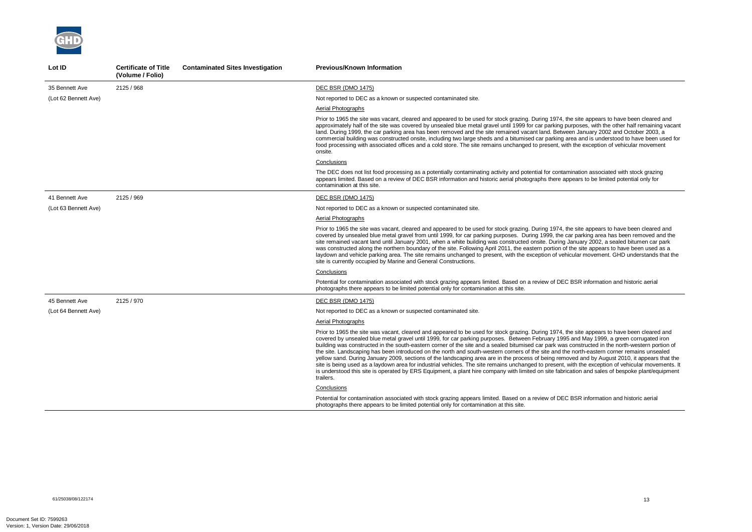| Lot ID | Certificate of Title (Volume / Folio) | Contaminated Sites Investigation | Previous/Known Information |
|---|---|---|---|
| 35 Bennett Ave<br>(Lot 62 Bennett Ave) | 2125 / 968 | | DEC BSR (DMO 1475)<br>Not reported to DEC as a known or suspected contaminated site.<br>Aerial Photographs<br>Prior to 1965 the site was vacant, cleared and appeared to be used for stock grazing. During 1974, the site appears to have been cleared and approximately half of the site was covered by unsealed blue metal gravel until 1999 for car parking purposes, with the other half remaining vacant land. During 1999, the car parking area has been removed and the site remained vacant land. Between January 2002 and October 2003, a commercial building was constructed onsite, including two large sheds and a bitumised car parking area and is understood to have been used for food processing with associated offices and a cold store. The site remains unchanged to present, with the exception of vehicular movement onsite.<br>Conclusions<br>The DEC does not list food processing as a potentially contaminating activity and potential for contamination associated with stock grazing appears limited. Based on a review of DEC BSR information and historic aerial photographs there appears to be limited potential only for contamination at this site. |
| 41 Bennett Ave<br>(Lot 63 Bennett Ave) | 2125 / 969 | | DEC BSR (DMO 1475)<br>Not reported to DEC as a known or suspected contaminated site.<br>Aerial Photographs<br>Prior to 1965 the site was vacant, cleared and appeared to be used for stock grazing. During 1974, the site appears to have been cleared and covered by unsealed blue metal gravel from until 1999, for car parking purposes. During 1999, the car parking area has been removed and the site remained vacant land until January 2001, when a white building was constructed onsite. During January 2002, a sealed bitumen car park was constructed along the northern boundary of the site. Following April 2011, the eastern portion of the site appears to have been used as a laydown and vehicle parking area. The site remains unchanged to present, with the exception of vehicular movement. GHD understands that the site is currently occupied by Marine and General Constructions.<br>Conclusions<br>Potential for contamination associated with stock grazing appears limited. Based on a review of DEC BSR information and historic aerial photographs there appears to be limited potential only for contamination at this site. |
| 45 Bennett Ave<br>(Lot 64 Bennett Ave) | 2125 / 970 | | DEC BSR (DMO 1475)<br>Not reported to DEC as a known or suspected contaminated site.<br>Aerial Photographs<br>Prior to 1965 the site was vacant, cleared and appeared to be used for stock grazing. During 1974, the site appears to have been cleared and covered by unsealed blue metal gravel until 1999, for car parking purposes. Between February 1995 and May 1999, a green corrugated iron building was constructed in the south-eastern corner of the site and a sealed bitumised car park was constructed in the north-western portion of the site. Landscaping has been introduced on the north and south-western corners of the site and the north-eastern corner remains unsealed yellow sand. During January 2009, sections of the landscaping area are in the process of being removed and by August 2010, it appears that the site is being used as a laydown area for industrial vehicles. The site remains unchanged to present, with the exception of vehicular movements. It is understood this site is operated by ERS Equipment, a plant hire company with limited on site fabrication and sales of bespoke plant/equipment trailers.<br>Conclusions<br>Potential for contamination associated with stock grazing appears limited. Based on a review of DEC BSR information and historic aerial photographs there appears to be limited potential only for contamination at this site. |

61/25038/08/122174

Document Set ID: 7599263
Version: 1, Version Date: 29/06/2018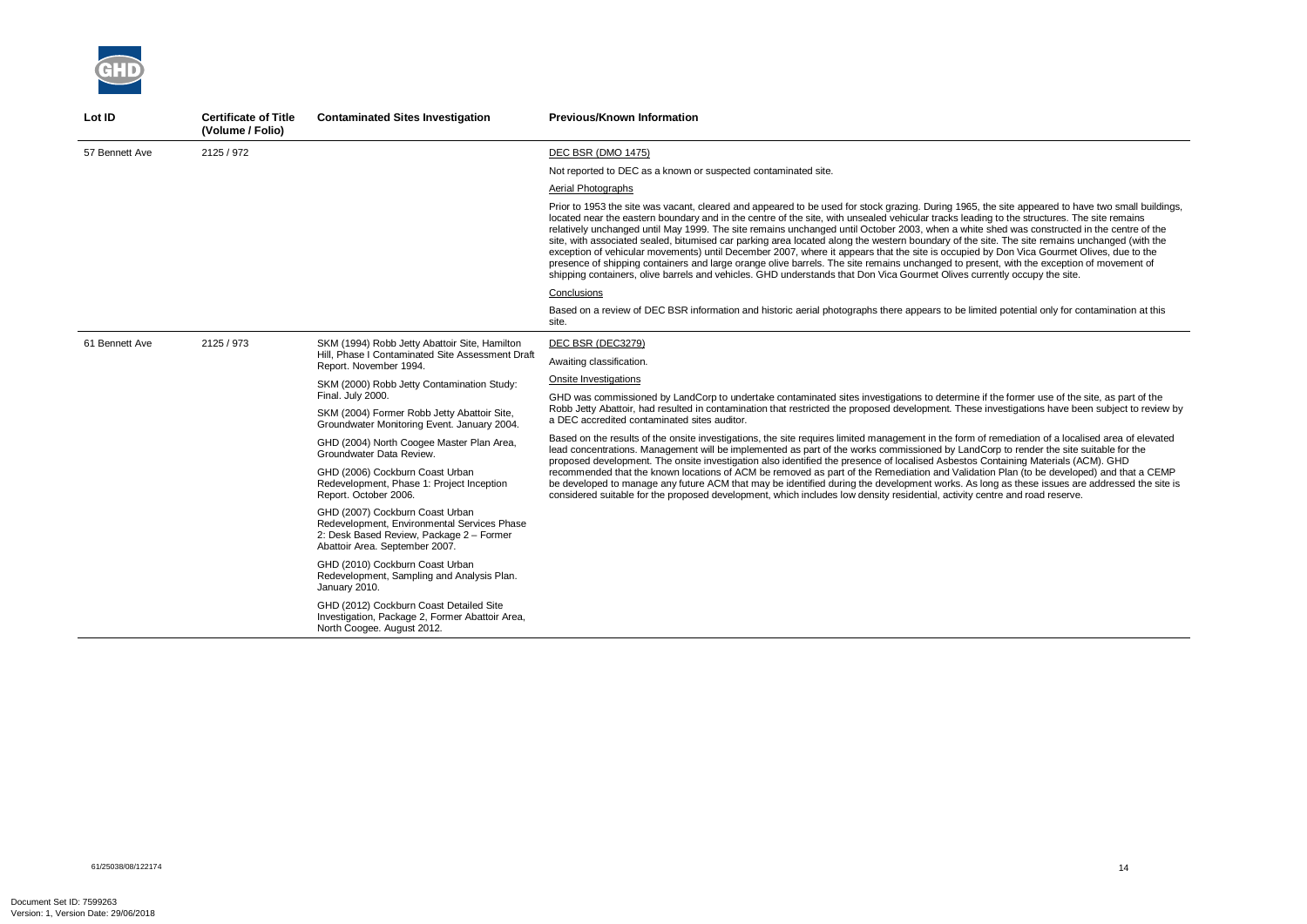| Lot ID | Certificate of Title (Volume / Folio) | Contaminated Sites Investigation | Previous/Known Information |
|---|---|---|---|
| 57 Bennett Ave | 2125 / 972 | | DEC BSR (DMO 1475)<br><br>Not reported to DEC as a known or suspected contaminated site.<br><br>Aerial Photographs<br><br>Prior to 1953 the site was vacant, cleared and appeared to be used for stock grazing. During 1965, the site appeared to have two small buildings, located near the eastern boundary and in the centre of the site, with unsealed vehicular tracks leading to the structures. The site remains relatively unchanged until May 1999. The site remains unchanged until October 2003, when a white shed was constructed in the centre of the site, with associated sealed, bitumised car parking area located along the western boundary of the site. The site remains unchanged (with the exception of vehicular movements) until December 2007, where it appears that the site is occupied by Don Vica Gourmet Olives, due to the presence of shipping containers and large orange olive barrels. The site remains unchanged to present, with the exception of movement of shipping containers, olive barrels and vehicles. GHD understands that Don Vica Gourmet Olives currently occupy the site.<br><br>Conclusions<br><br>Based on a review of DEC BSR information and historic aerial photographs there appears to be limited potential only for contamination at this site. |
| 61 Bennett Ave | 2125 / 973 | SKM (1994) Robb Jetty Abattoir Site, Hamilton Hill, Phase I Contaminated Site Assessment Draft Report. November 1994.<br><br>SKM (2000) Robb Jetty Contamination Study: Final. July 2000.<br><br>SKM (2004) Former Robb Jetty Abattoir Site, Groundwater Monitoring Event. January 2004.<br><br>GHD (2004) North Coogee Master Plan Area, Groundwater Data Review.<br><br>GHD (2006) Cockburn Coast Urban Redevelopment, Phase 1: Project Inception Report. October 2006.<br><br>GHD (2007) Cockburn Coast Urban Redevelopment, Environmental Services Phase 2: Desk Based Review, Package 2 – Former Abattoir Area. September 2007.<br><br>GHD (2010) Cockburn Coast Urban Redevelopment, Sampling and Analysis Plan. January 2010.<br><br>GHD (2012) Cockburn Coast Detailed Site Investigation, Package 2, Former Abattoir Area, North Coogee. August 2012. | DEC BSR (DEC3279)<br><br>Awaiting classification.<br><br>Onsite Investigations<br><br>GHD was commissioned by LandCorp to undertake contaminated sites investigations to determine if the former use of the site, as part of the Robb Jetty Abattoir, had resulted in contamination that restricted the proposed development. These investigations have been subject to review by a DEC accredited contaminated sites auditor.<br><br>Based on the results of the onsite investigations, the site requires limited management in the form of remediation of a localised area of elevated lead concentrations. Management will be implemented as part of the works commissioned by LandCorp to render the site suitable for the proposed development. The onsite investigation also identified the presence of localised Asbestos Containing Materials (ACM). GHD recommended that the known locations of ACM be removed as part of the Remediation and Validation Plan (to be developed) and that a CEMP be developed to manage any future ACM that may be identified during the development works. As long as these issues are addressed the site is considered suitable for the proposed development, which includes low density residential, activity centre and road reserve. |

61/25038/08/122174

Document Set ID: 7599263
Version: 1, Version Date: 29/06/2018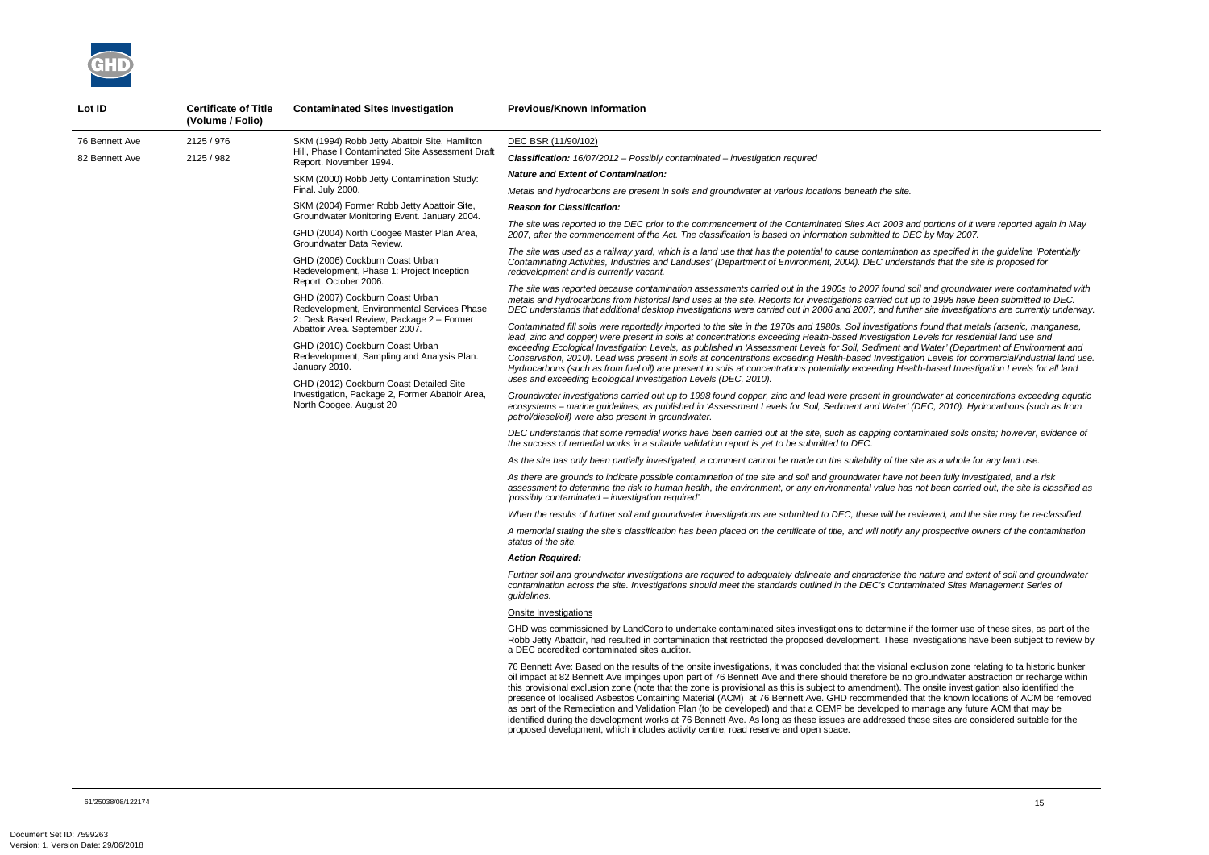| Lot ID | Certificate of Title (Volume / Folio) | Contaminated Sites Investigation | Previous/Known Information |
|---|---|---|---|
| 76 Bennett Ave<br>82 Bennett Ave | 2125 / 976<br>2125 / 982 | SKM (1994) Robb Jetty Abattoir Site, Hamilton Hill, Phase I Contaminated Site Assessment Draft Report. November 1994.<br><br>SKM (2000) Robb Jetty Contamination Study: Final. July 2000.<br><br>SKM (2004) Former Robb Jetty Abattoir Site, Groundwater Monitoring Event. January 2004.<br><br>GHD (2004) North Coogee Master Plan Area, Groundwater Data Review.<br><br>GHD (2006) Cockburn Coast Urban Redevelopment, Phase 1: Project Inception Report. October 2006.<br><br>GHD (2007) Cockburn Coast Urban Redevelopment, Environmental Services Phase 2: Desk Based Review, Package 2 – Former Abattoir Area. September 2007.<br><br>GHD (2010) Cockburn Coast Urban Redevelopment, Sampling and Analysis Plan. January 2010.<br><br>GHD (2012) Cockburn Coast Detailed Site Investigation, Package 2, Former Abattoir Area, North Coogee. August 20 | DEC BSR (11/90/102)<br><br>***Classification:*** *16/07/2012 – Possibly contaminated – investigation required*<br><br>***Nature and Extent of Contamination:***<br><br>*Metals and hydrocarbons are present in soils and groundwater at various locations beneath the site.*<br><br>***Reason for Classification:***<br><br>*The site was reported to the DEC prior to the commencement of the Contaminated Sites Act 2003 and portions of it were reported again in May 2007, after the commencement of the Act. The classification is based on information submitted to DEC by May 2007.*<br><br>*The site was used as a railway yard, which is a land use that has the potential to cause contamination as specified in the guideline 'Potentially Contaminating Activities, Industries and Landuses' (Department of Environment, 2004). DEC understands that the site is proposed for redevelopment and is currently vacant.*<br><br>*The site was reported because contamination assessments carried out in the 1900s to 2007 found soil and groundwater were contaminated with metals and hydrocarbons from historical land uses at the site. Reports for investigations carried out up to 1998 have been submitted to DEC. DEC understands that additional desktop investigations were carried out in 2006 and 2007; and further site investigations are currently underway.*<br><br>*Contaminated fill soils were reportedly imported to the site in the 1970s and 1980s. Soil investigations found that metals (arsenic, manganese, lead, zinc and copper) were present in soils at concentrations exceeding Health-based Investigation Levels for residential land use and exceeding Ecological Investigation Levels, as published in 'Assessment Levels for Soil, Sediment and Water' (Department of Environment and Conservation, 2010). Lead was present in soils at concentrations exceeding Health-based Investigation Levels for commercial/industrial land use. Hydrocarbons (such as from fuel oil) are present in soils at concentrations potentially exceeding Health-based Investigation Levels for all land uses and exceeding Ecological Investigation Levels (DEC, 2010).*<br><br>*Groundwater investigations carried out up to 1998 found copper, zinc and lead were present in groundwater at concentrations exceeding aquatic ecosystems – marine guidelines, as published in 'Assessment Levels for Soil, Sediment and Water' (DEC, 2010). Hydrocarbons (such as from petrol/diesel/oil) were also present in groundwater.*<br><br>*DEC understands that some remedial works have been carried out at the site, such as capping contaminated soils onsite; however, evidence of the success of remedial works in a suitable validation report is yet to be submitted to DEC.*<br><br>*As the site has only been partially investigated, a comment cannot be made on the suitability of the site as a whole for any land use.*<br><br>*As there are grounds to indicate possible contamination of the site and soil and groundwater have not been fully investigated, and a risk assessment to determine the risk to human health, the environment, or any environmental value has not been carried out, the site is classified as 'possibly contaminated – investigation required'.*<br><br>*When the results of further soil and groundwater investigations are submitted to DEC, these will be reviewed, and the site may be re-classified.*<br><br>*A memorial stating the site's classification has been placed on the certificate of title, and will notify any prospective owners of the contamination status of the site.*<br><br>***Action Required:***<br><br>*Further soil and groundwater investigations are required to adequately delineate and characterise the nature and extent of soil and groundwater contamination across the site. Investigations should meet the standards outlined in the DEC's Contaminated Sites Management Series of guidelines.*<br><br>Onsite Investigations<br><br>GHD was commissioned by LandCorp to undertake contaminated sites investigations to determine if the former use of these sites, as part of the Robb Jetty Abattoir, had resulted in contamination that restricted the proposed development. These investigations have been subject to review by a DEC accredited contaminated sites auditor.<br><br>76 Bennett Ave: Based on the results of the onsite investigations, it was concluded that the visional exclusion zone relating to ta historic bunker oil impact at 82 Bennett Ave impinges upon part of 76 Bennett Ave and there should therefore be no groundwater abstraction or recharge within this provisional exclusion zone (note that the zone is provisional as this is subject to amendment). The onsite investigation also identified the presence of localised Asbestos Containing Material (ACM) at 76 Bennett Ave. GHD recommended that the known locations of ACM be removed as part of the Remediation and Validation Plan (to be developed) and that a CEMP be developed to manage any future ACM that may be identified during the development works at 76 Bennett Ave. As long as these issues are addressed these sites are considered suitable for the proposed development, which includes activity centre, road reserve and open space. |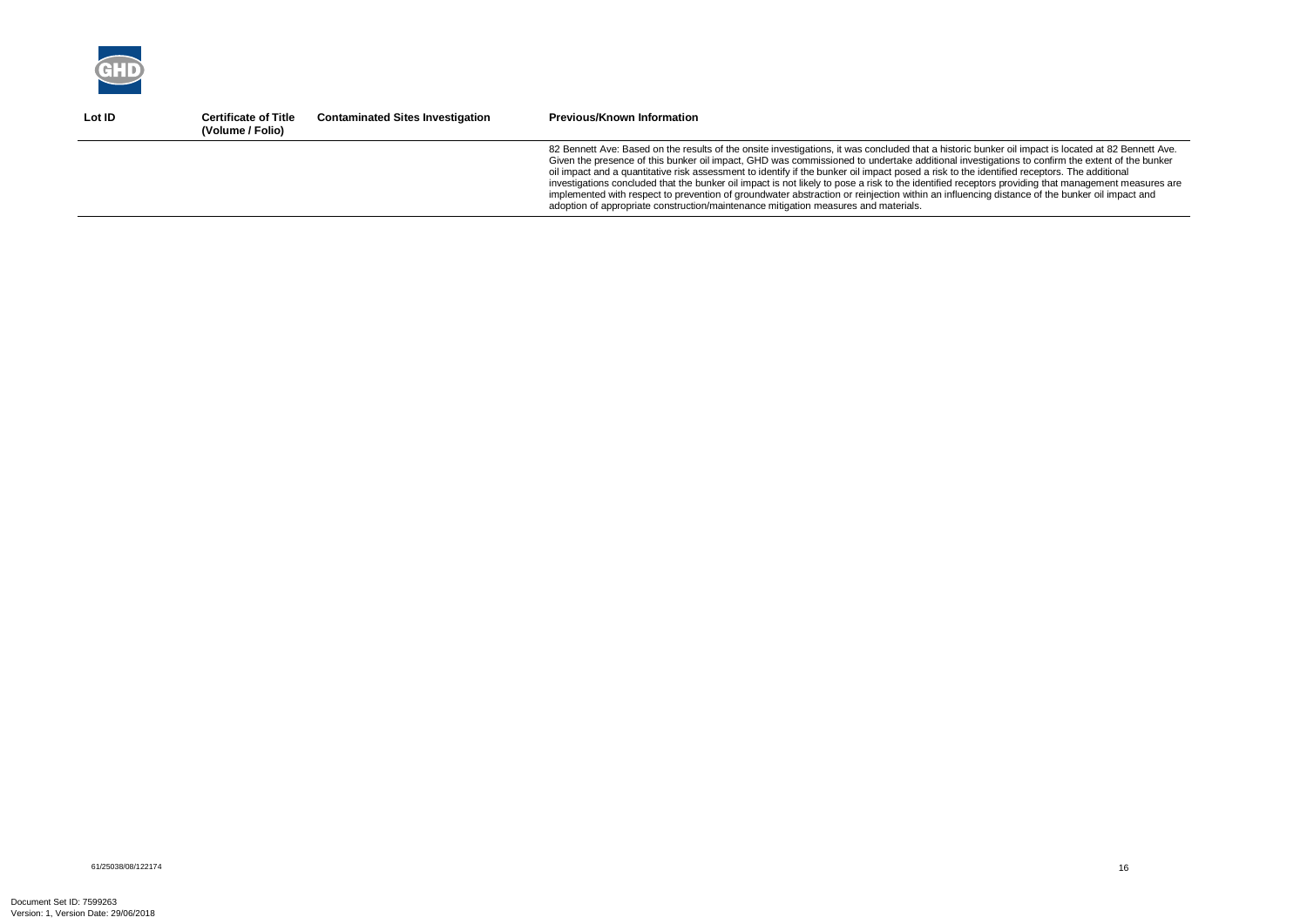| Lot ID | Certificate of Title (Volume / Folio) | Contaminated Sites Investigation | Previous/Known Information |
|---|---|---|---|
| | | | 82 Bennett Ave: Based on the results of the onsite investigations, it was concluded that a historic bunker oil impact is located at 82 Bennett Ave. Given the presence of this bunker oil impact, GHD was commissioned to undertake additional investigations to confirm the extent of the bunker oil impact and a quantitative risk assessment to identify if the bunker oil impact posed a risk to the identified receptors. The additional investigations concluded that the bunker oil impact is not likely to pose a risk to the identified receptors providing that management measures are implemented with respect to prevention of groundwater abstraction or reinjection within an influencing distance of the bunker oil impact and adoption of appropriate construction/maintenance mitigation measures and materials. |

61/25038/08/122174

Document Set ID: 7599263
Version: 1, Version Date: 29/06/2018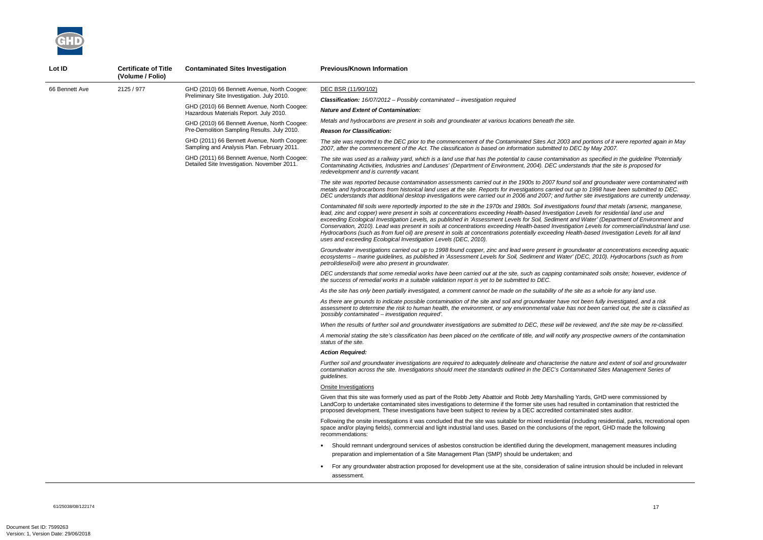| Lot ID | Certificate of Title (Volume / Folio) | Contaminated Sites Investigation | Previous/Known Information |
|---|---|---|---|
| 66 Bennett Ave | 2125 / 977 | GHD (2010) 66 Bennett Avenue, North Coogee: Preliminary Site Investigation. July 2010.<br><br>GHD (2010) 66 Bennett Avenue, North Coogee: Hazardous Materials Report. July 2010.<br><br>GHD (2010) 66 Bennett Avenue, North Coogee: Pre-Demolition Sampling Results. July 2010.<br><br>GHD (2011) 66 Bennett Avenue, North Coogee: Sampling and Analysis Plan. February 2011.<br><br>GHD (2011) 66 Bennett Avenue, North Coogee: Detailed Site Investigation. November 2011. | DEC BSR (11/90/102)<br><br>***Classification:*** *16/07/2012 – Possibly contaminated – investigation required*<br><br>***Nature and Extent of Contamination:***<br><br>*Metals and hydrocarbons are present in soils and groundwater at various locations beneath the site.*<br><br>***Reason for Classification:***<br><br>*The site was reported to the DEC prior to the commencement of the Contaminated Sites Act 2003 and portions of it were reported again in May 2007, after the commencement of the Act. The classification is based on information submitted to DEC by May 2007.*<br><br>*The site was used as a railway yard, which is a land use that has the potential to cause contamination as specified in the guideline 'Potentially Contaminating Activities, Industries and Landuses' (Department of Environment, 2004). DEC understands that the site is proposed for redevelopment and is currently vacant.*<br><br>*The site was reported because contamination assessments carried out in the 1900s to 2007 found soil and groundwater were contaminated with metals and hydrocarbons from historical land uses at the site. Reports for investigations carried out up to 1998 have been submitted to DEC. DEC understands that additional desktop investigations were carried out in 2006 and 2007; and further site investigations are currently underway.*<br><br>*Contaminated fill soils were reportedly imported to the site in the 1970s and 1980s. Soil investigations found that metals (arsenic, manganese, lead, zinc and copper) were present in soils at concentrations exceeding Health-based Investigation Levels for residential land use and exceeding Ecological Investigation Levels, as published in 'Assessment Levels for Soil, Sediment and Water' (Department of Environment and Conservation, 2010). Lead was present in soils at concentrations exceeding Health-based Investigation Levels for commercial/industrial land use. Hydrocarbons (such as from fuel oil) are present in soils at concentrations potentially exceeding Health-based Investigation Levels for all land uses and exceeding Ecological Investigation Levels (DEC, 2010).*<br><br>*Groundwater investigations carried out up to 1998 found copper, zinc and lead were present in groundwater at concentrations exceeding aquatic ecosystems – marine guidelines, as published in 'Assessment Levels for Soil, Sediment and Water' (DEC, 2010). Hydrocarbons (such as from petrol/diesel/oil) were also present in groundwater.*<br><br>*DEC understands that some remedial works have been carried out at the site, such as capping contaminated soils onsite; however, evidence of the success of remedial works in a suitable validation report is yet to be submitted to DEC.*<br><br>*As the site has only been partially investigated, a comment cannot be made on the suitability of the site as a whole for any land use.*<br><br>*As there are grounds to indicate possible contamination of the site and soil and groundwater have not been fully investigated, and a risk assessment to determine the risk to human health, the environment, or any environmental value has not been carried out, the site is classified as 'possibly contaminated – investigation required'.*<br><br>*When the results of further soil and groundwater investigations are submitted to DEC, these will be reviewed, and the site may be re-classified.*<br><br>*A memorial stating the site's classification has been placed on the certificate of title, and will notify any prospective owners of the contamination status of the site.*<br><br>***Action Required:***<br><br>*Further soil and groundwater investigations are required to adequately delineate and characterise the nature and extent of soil and groundwater contamination across the site. Investigations should meet the standards outlined in the DEC's Contaminated Sites Management Series of guidelines.*<br><br>Onsite Investigations<br><br>Given that this site was formerly used as part of the Robb Jetty Abattoir and Robb Jetty Marshalling Yards, GHD were commissioned by LandCorp to undertake contaminated sites investigations to determine if the former site uses had resulted in contamination that restricted the proposed development. These investigations have been subject to review by a DEC accredited contaminated sites auditor.<br><br>Following the onsite investigations it was concluded that the site was suitable for mixed residential (including residential, parks, recreational open space and/or playing fields), commercial and light industrial land uses. Based on the conclusions of the report, GHD made the following recommendations:<br><br>• Should remnant underground services of asbestos construction be identified during the development, management measures including preparation and implementation of a Site Management Plan (SMP) should be undertaken; and<br><br>• For any groundwater abstraction proposed for development use at the site, consideration of saline intrusion should be included in relevant assessment. |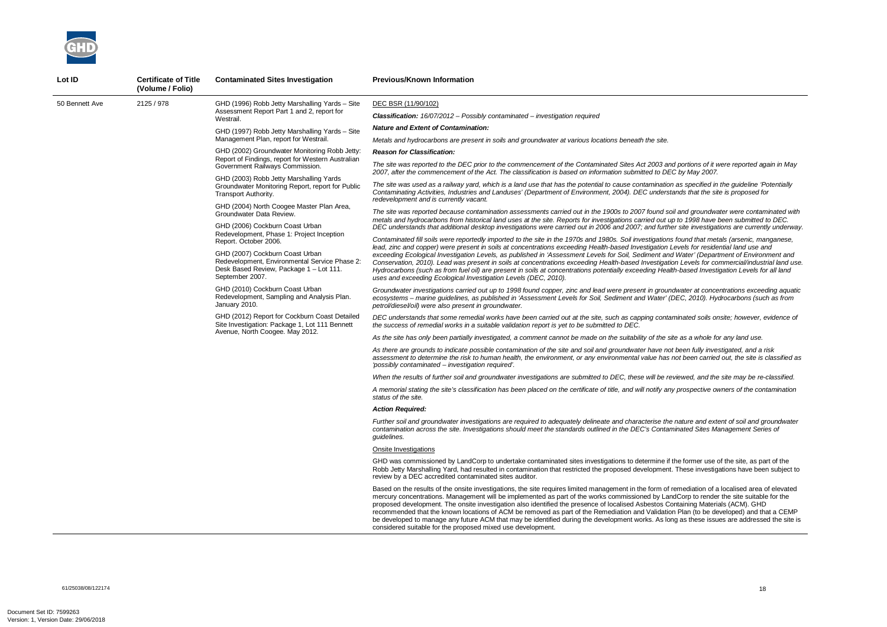| Lot ID | Certificate of Title (Volume / Folio) | Contaminated Sites Investigation | Previous/Known Information |
|---|---|---|---|
| 50 Bennett Ave | 2125 / 978 | GHD (1996) Robb Jetty Marshalling Yards – Site Assessment Report Part 1 and 2, report for Westrail.<br><br>GHD (1997) Robb Jetty Marshalling Yards – Site Management Plan, report for Westrail.<br><br>GHD (2002) Groundwater Monitoring Robb Jetty: Report of Findings, report for Western Australian Government Railways Commission.<br><br>GHD (2003) Robb Jetty Marshalling Yards Groundwater Monitoring Report, report for Public Transport Authority.<br><br>GHD (2004) North Coogee Master Plan Area, Groundwater Data Review.<br><br>GHD (2006) Cockburn Coast Urban Redevelopment, Phase 1: Project Inception Report. October 2006.<br><br>GHD (2007) Cockburn Coast Urban Redevelopment, Environmental Service Phase 2: Desk Based Review, Package 1 – Lot 111. September 2007.<br><br>GHD (2010) Cockburn Coast Urban Redevelopment, Sampling and Analysis Plan. January 2010.<br><br>GHD (2012) Report for Cockburn Coast Detailed Site Investigation: Package 1, Lot 111 Bennett Avenue, North Coogee. May 2012. | DEC BSR (11/90/102)<br><br>***Classification:*** *16/07/2012 – Possibly contaminated – investigation required*<br><br>***Nature and Extent of Contamination:***<br><br>*Metals and hydrocarbons are present in soils and groundwater at various locations beneath the site.*<br><br>***Reason for Classification:***<br><br>*The site was reported to the DEC prior to the commencement of the Contaminated Sites Act 2003 and portions of it were reported again in May 2007, after the commencement of the Act. The classification is based on information submitted to DEC by May 2007.*<br><br>*The site was used as a railway yard, which is a land use that has the potential to cause contamination as specified in the guideline 'Potentially Contaminating Activities, Industries and Landuses' (Department of Environment, 2004). DEC understands that the site is proposed for redevelopment and is currently vacant.*<br><br>*The site was reported because contamination assessments carried out in the 1900s to 2007 found soil and groundwater were contaminated with metals and hydrocarbons from historical land uses at the site. Reports for investigations carried out up to 1998 have been submitted to DEC. DEC understands that additional desktop investigations were carried out in 2006 and 2007; and further site investigations are currently underway.*<br><br>*Contaminated fill soils were reportedly imported to the site in the 1970s and 1980s. Soil investigations found that metals (arsenic, manganese, lead, zinc and copper) were present in soils at concentrations exceeding Health-based Investigation Levels for residential land use and exceeding Ecological Investigation Levels, as published in 'Assessment Levels for Soil, Sediment and Water' (Department of Environment and Conservation, 2010). Lead was present in soils at concentrations exceeding Health-based Investigation Levels for commercial/industrial land use. Hydrocarbons (such as from fuel oil) are present in soils at concentrations potentially exceeding Health-based Investigation Levels for all land uses and exceeding Ecological Investigation Levels (DEC, 2010).*<br><br>*Groundwater investigations carried out up to 1998 found copper, zinc and lead were present in groundwater at concentrations exceeding aquatic ecosystems – marine guidelines, as published in 'Assessment Levels for Soil, Sediment and Water' (DEC, 2010). Hydrocarbons (such as from petrol/diesel/oil) were also present in groundwater.*<br><br>*DEC understands that some remedial works have been carried out at the site, such as capping contaminated soils onsite; however, evidence of the success of remedial works in a suitable validation report is yet to be submitted to DEC.*<br><br>*As the site has only been partially investigated, a comment cannot be made on the suitability of the site as a whole for any land use.*<br><br>*As there are grounds to indicate possible contamination of the site and soil and groundwater have not been fully investigated, and a risk assessment to determine the risk to human health, the environment, or any environmental value has not been carried out, the site is classified as 'possibly contaminated – investigation required'.*<br><br>*When the results of further soil and groundwater investigations are submitted to DEC, these will be reviewed, and the site may be re-classified.*<br><br>*A memorial stating the site's classification has been placed on the certificate of title, and will notify any prospective owners of the contamination status of the site.*<br><br>***Action Required:***<br><br>*Further soil and groundwater investigations are required to adequately delineate and characterise the nature and extent of soil and groundwater contamination across the site. Investigations should meet the standards outlined in the DEC's Contaminated Sites Management Series of guidelines.*<br><br>Onsite Investigations<br><br>GHD was commissioned by LandCorp to undertake contaminated sites investigations to determine if the former use of the site, as part of the Robb Jetty Marshalling Yard, had resulted in contamination that restricted the proposed development. These investigations have been subject to review by a DEC accredited contaminated sites auditor.<br><br>Based on the results of the onsite investigations, the site requires limited management in the form of remediation of a localised area of elevated mercury concentrations. Management will be implemented as part of the works commissioned by LandCorp to render the site suitable for the proposed development. The onsite investigation also identified the presence of localised Asbestos Containing Materials (ACM). GHD recommended that the known locations of ACM be removed as part of the Remediation and Validation Plan (to be developed) and that a CEMP be developed to manage any future ACM that may be identified during the development works. As long as these issues are addressed the site is considered suitable for the proposed mixed use development. |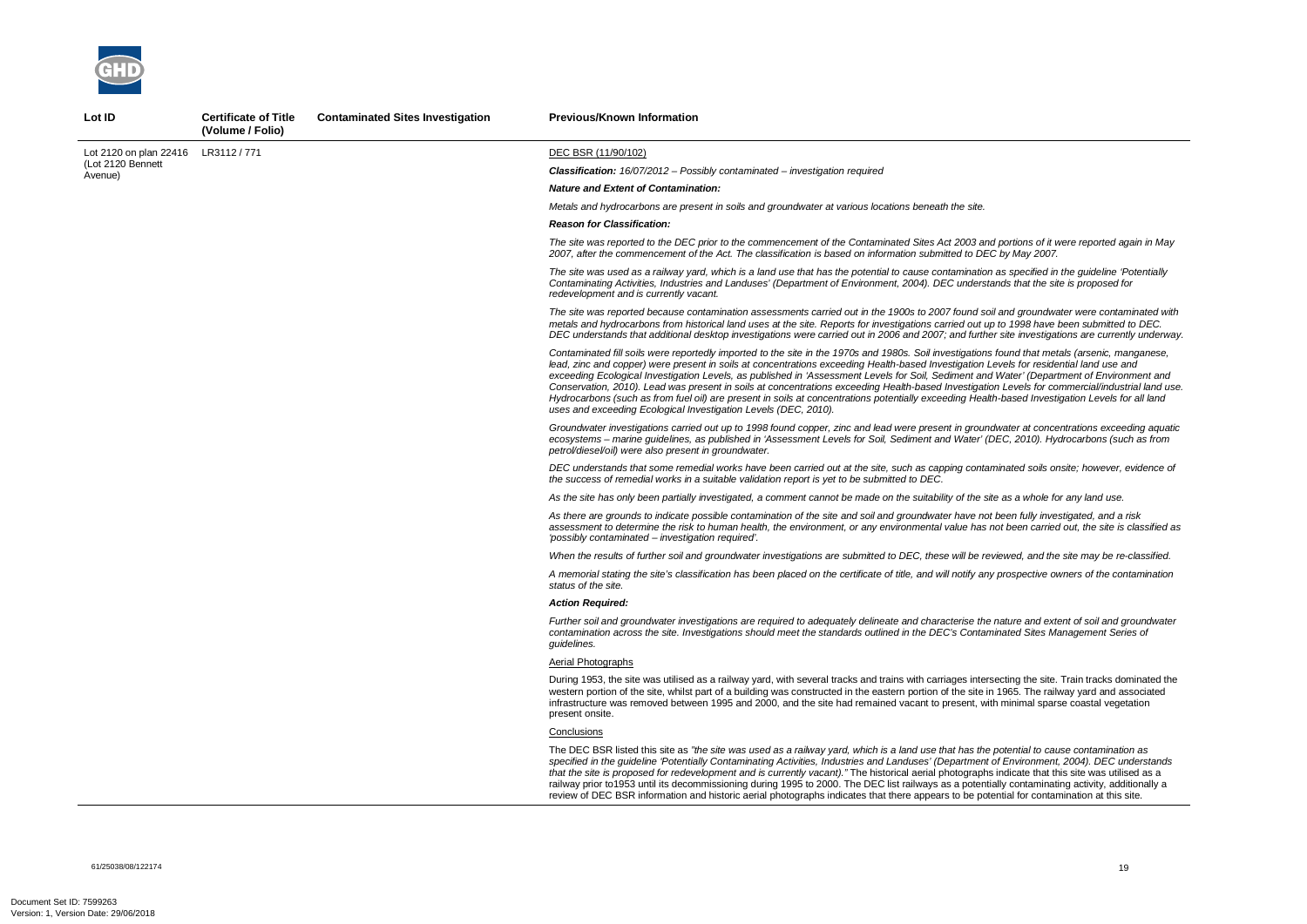| Lot ID | Certificate of Title (Volume / Folio) | Contaminated Sites Investigation | Previous/Known Information |
|---|---|---|---|
| Lot 2120 on plan 22416 (Lot 2120 Bennett Avenue) | LR3112 / 771 | | DEC BSR (11/90/102)<br><br>***Classification:*** *16/07/2012 – Possibly contaminated – investigation required*<br><br>***Nature and Extent of Contamination:***<br><br>*Metals and hydrocarbons are present in soils and groundwater at various locations beneath the site.*<br><br>***Reason for Classification:***<br><br>*The site was reported to the DEC prior to the commencement of the Contaminated Sites Act 2003 and portions of it were reported again in May 2007, after the commencement of the Act. The classification is based on information submitted to DEC by May 2007.*<br><br>*The site was used as a railway yard, which is a land use that has the potential to cause contamination as specified in the guideline 'Potentially Contaminating Activities, Industries and Landuses' (Department of Environment, 2004). DEC understands that the site is proposed for redevelopment and is currently vacant.*<br><br>*The site was reported because contamination assessments carried out in the 1900s to 2007 found soil and groundwater were contaminated with metals and hydrocarbons from historical land uses at the site. Reports for investigations carried out up to 1998 have been submitted to DEC. DEC understands that additional desktop investigations were carried out in 2006 and 2007; and further site investigations are currently underway.*<br><br>*Contaminated fill soils were reportedly imported to the site in the 1970s and 1980s. Soil investigations found that metals (arsenic, manganese, lead, zinc and copper) were present in soils at concentrations exceeding Health-based Investigation Levels for residential land use and exceeding Ecological Investigation Levels, as published in 'Assessment Levels for Soil, Sediment and Water' (Department of Environment and Conservation, 2010). Lead was present in soils at concentrations exceeding Health-based Investigation Levels for commercial/industrial land use. Hydrocarbons (such as from fuel oil) are present in soils at concentrations potentially exceeding Health-based Investigation Levels for all land uses and exceeding Ecological Investigation Levels (DEC, 2010).*<br><br>*Groundwater investigations carried out up to 1998 found copper, zinc and lead were present in groundwater at concentrations exceeding aquatic ecosystems – marine guidelines, as published in 'Assessment Levels for Soil, Sediment and Water' (DEC, 2010). Hydrocarbons (such as from petrol/diesel/oil) were also present in groundwater.*<br><br>*DEC understands that some remedial works have been carried out at the site, such as capping contaminated soils onsite; however, evidence of the success of remedial works in a suitable validation report is yet to be submitted to DEC.*<br><br>*As the site has only been partially investigated, a comment cannot be made on the suitability of the site as a whole for any land use.*<br><br>*As there are grounds to indicate possible contamination of the site and soil and groundwater have not been fully investigated, and a risk assessment to determine the risk to human health, the environment, or any environmental value has not been carried out, the site is classified as 'possibly contaminated – investigation required'.*<br><br>*When the results of further soil and groundwater investigations are submitted to DEC, these will be reviewed, and the site may be re-classified.*<br><br>*A memorial stating the site's classification has been placed on the certificate of title, and will notify any prospective owners of the contamination status of the site.*<br><br>***Action Required:***<br><br>*Further soil and groundwater investigations are required to adequately delineate and characterise the nature and extent of soil and groundwater contamination across the site. Investigations should meet the standards outlined in the DEC's Contaminated Sites Management Series of guidelines.*<br><br>Aerial Photographs<br><br>During 1953, the site was utilised as a railway yard, with several tracks and trains with carriages intersecting the site. Train tracks dominated the western portion of the site, whilst part of a building was constructed in the eastern portion of the site in 1965. The railway yard and associated infrastructure was removed between 1995 and 2000, and the site had remained vacant to present, with minimal sparse coastal vegetation present onsite.<br><br>Conclusions<br><br>The DEC BSR listed this site as *"the site was used as a railway yard, which is a land use that has the potential to cause contamination as specified in the guideline 'Potentially Contaminating Activities, Industries and Landuses' (Department of Environment, 2004). DEC understands that the site is proposed for redevelopment and is currently vacant)."* The historical aerial photographs indicate that this site was utilised as a railway prior to1953 until its decommissioning during 1995 to 2000. The DEC list railways as a potentially contaminating activity, additionally a review of DEC BSR information and historic aerial photographs indicates that there appears to be potential for contamination at this site. |

61/25038/08/122174

Document Set ID: 7599263
Version: 1, Version Date: 29/06/2018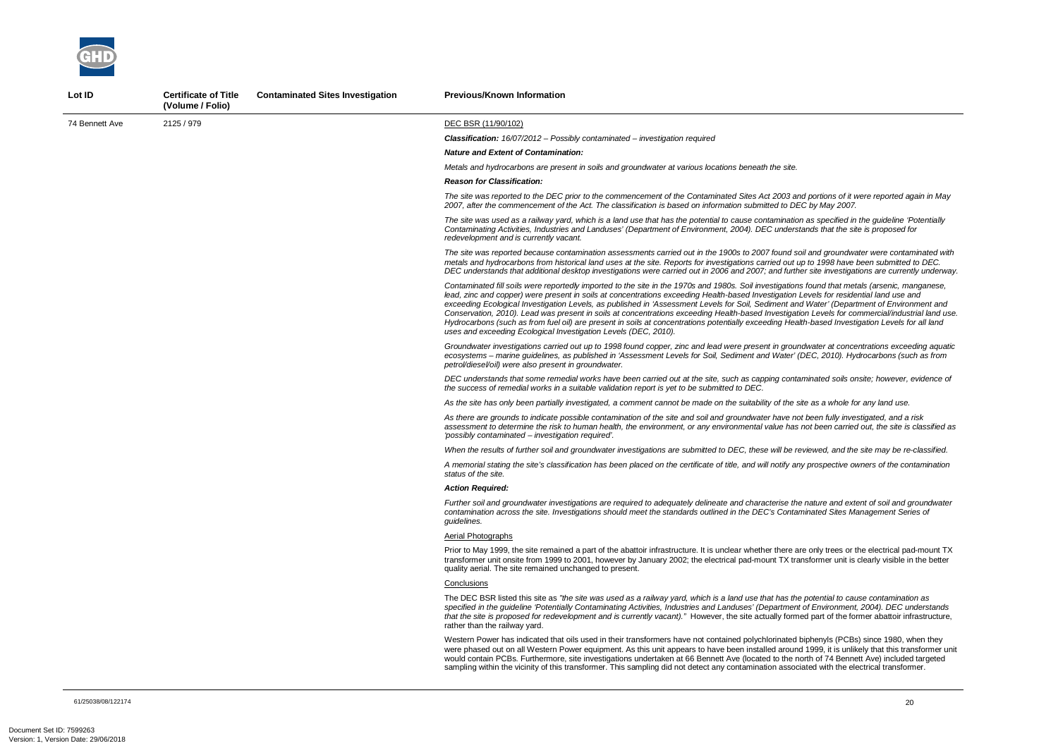| Lot ID | Certificate of Title (Volume / Folio) | Contaminated Sites Investigation | Previous/Known Information |
|---|---|---|---|
| 74 Bennett Ave | 2125 / 979 | | DEC BSR (11/90/102) |

DEC BSR (11/90/102)

***Classification:*** *16/07/2012 – Possibly contaminated – investigation required*

***Nature and Extent of Contamination:***

*Metals and hydrocarbons are present in soils and groundwater at various locations beneath the site.*

***Reason for Classification:***

*The site was reported to the DEC prior to the commencement of the Contaminated Sites Act 2003 and portions of it were reported again in May 2007, after the commencement of the Act. The classification is based on information submitted to DEC by May 2007.*

*The site was used as a railway yard, which is a land use that has the potential to cause contamination as specified in the guideline 'Potentially Contaminating Activities, Industries and Landuses' (Department of Environment, 2004). DEC understands that the site is proposed for redevelopment and is currently vacant.*

*The site was reported because contamination assessments carried out in the 1900s to 2007 found soil and groundwater were contaminated with metals and hydrocarbons from historical land uses at the site. Reports for investigations carried out up to 1998 have been submitted to DEC. DEC understands that additional desktop investigations were carried out in 2006 and 2007; and further site investigations are currently underway.*

*Contaminated fill soils were reportedly imported to the site in the 1970s and 1980s. Soil investigations found that metals (arsenic, manganese, lead, zinc and copper) were present in soils at concentrations exceeding Health-based Investigation Levels for residential land use and exceeding Ecological Investigation Levels, as published in 'Assessment Levels for Soil, Sediment and Water' (Department of Environment and Conservation, 2010). Lead was present in soils at concentrations exceeding Health-based Investigation Levels for commercial/industrial land use. Hydrocarbons (such as from fuel oil) are present in soils at concentrations potentially exceeding Health-based Investigation Levels for all land uses and exceeding Ecological Investigation Levels (DEC, 2010).*

*Groundwater investigations carried out up to 1998 found copper, zinc and lead were present in groundwater at concentrations exceeding aquatic ecosystems – marine guidelines, as published in 'Assessment Levels for Soil, Sediment and Water' (DEC, 2010). Hydrocarbons (such as from petrol/diesel/oil) were also present in groundwater.*

*DEC understands that some remedial works have been carried out at the site, such as capping contaminated soils onsite; however, evidence of the success of remedial works in a suitable validation report is yet to be submitted to DEC.*

*As the site has only been partially investigated, a comment cannot be made on the suitability of the site as a whole for any land use.*

*As there are grounds to indicate possible contamination of the site and soil and groundwater have not been fully investigated, and a risk assessment to determine the risk to human health, the environment, or any environmental value has not been carried out, the site is classified as 'possibly contaminated – investigation required'.*

*When the results of further soil and groundwater investigations are submitted to DEC, these will be reviewed, and the site may be re-classified.*

*A memorial stating the site's classification has been placed on the certificate of title, and will notify any prospective owners of the contamination status of the site.*

***Action Required:***

*Further soil and groundwater investigations are required to adequately delineate and characterise the nature and extent of soil and groundwater contamination across the site. Investigations should meet the standards outlined in the DEC's Contaminated Sites Management Series of guidelines.*

Aerial Photographs

Prior to May 1999, the site remained a part of the abattoir infrastructure. It is unclear whether there are only trees or the electrical pad-mount TX transformer unit onsite from 1999 to 2001, however by January 2002; the electrical pad-mount TX transformer unit is clearly visible in the better quality aerial. The site remained unchanged to present.

Conclusions

The DEC BSR listed this site as *"the site was used as a railway yard, which is a land use that has the potential to cause contamination as specified in the guideline 'Potentially Contaminating Activities, Industries and Landuses' (Department of Environment, 2004). DEC understands that the site is proposed for redevelopment and is currently vacant)."* However, the site actually formed part of the former abattoir infrastructure, rather than the railway yard.

Western Power has indicated that oils used in their transformers have not contained polychlorinated biphenyls (PCBs) since 1980, when they were phased out on all Western Power equipment. As this unit appears to have been installed around 1999, it is unlikely that this transformer unit would contain PCBs. Furthermore, site investigations undertaken at 66 Bennett Ave (located to the north of 74 Bennett Ave) included targeted sampling within the vicinity of this transformer. This sampling did not detect any contamination associated with the electrical transformer.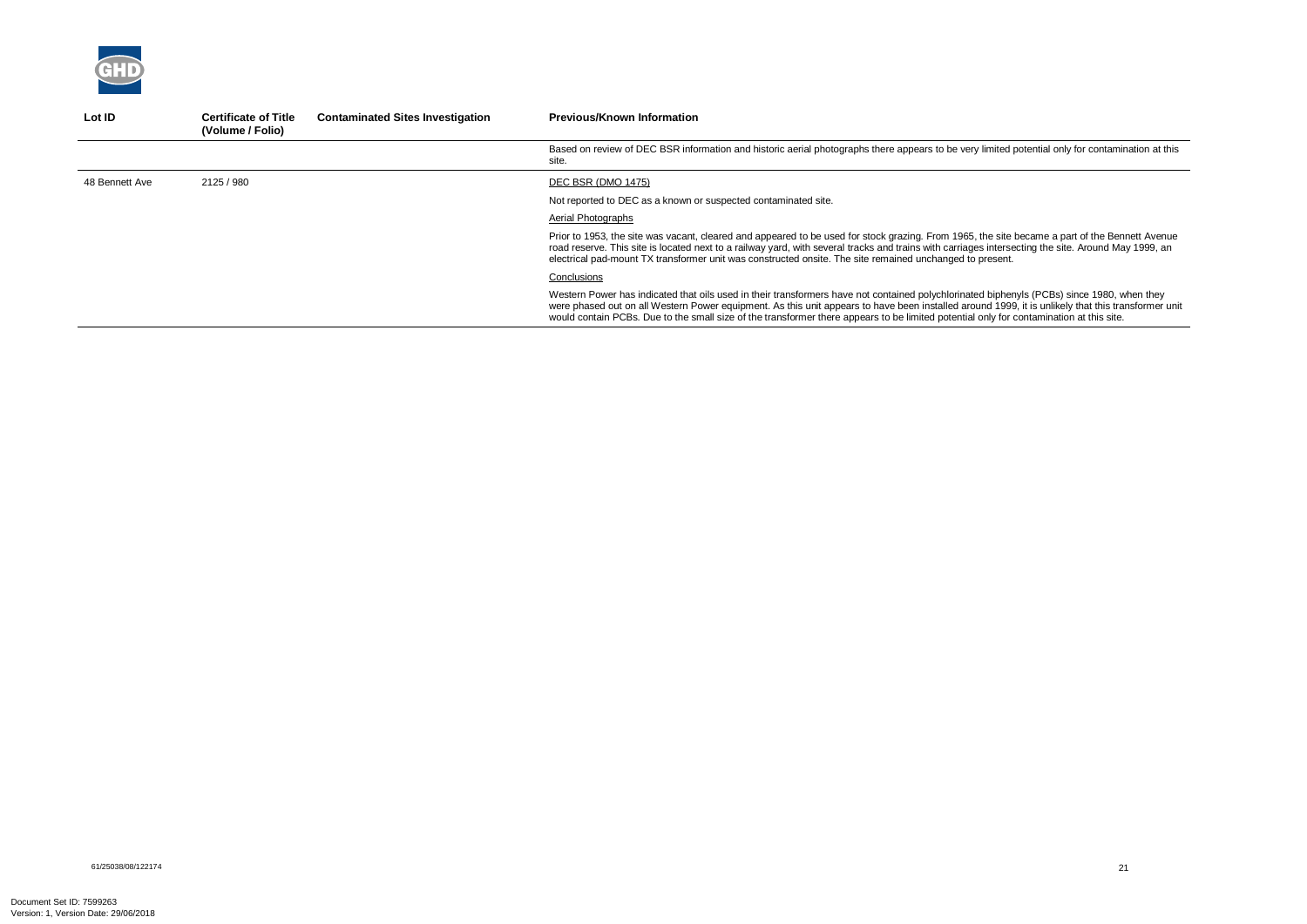| Lot ID | Certificate of Title (Volume / Folio) | Contaminated Sites Investigation | Previous/Known Information |
|---|---|---|---|
| | | | Based on review of DEC BSR information and historic aerial photographs there appears to be very limited potential only for contamination at this site. |
| 48 Bennett Ave | 2125 / 980 | | DEC BSR (DMO 1475)<br><br>Not reported to DEC as a known or suspected contaminated site.<br><br>Aerial Photographs<br><br>Prior to 1953, the site was vacant, cleared and appeared to be used for stock grazing. From 1965, the site became a part of the Bennett Avenue road reserve. This site is located next to a railway yard, with several tracks and trains with carriages intersecting the site. Around May 1999, an electrical pad-mount TX transformer unit was constructed onsite. The site remained unchanged to present.<br><br>Conclusions<br><br>Western Power has indicated that oils used in their transformers have not contained polychlorinated biphenyls (PCBs) since 1980, when they were phased out on all Western Power equipment. As this unit appears to have been installed around 1999, it is unlikely that this transformer unit would contain PCBs. Due to the small size of the transformer there appears to be limited potential only for contamination at this site. |

61/25038/08/122174

Document Set ID: 7599263
Version: 1, Version Date: 29/06/2018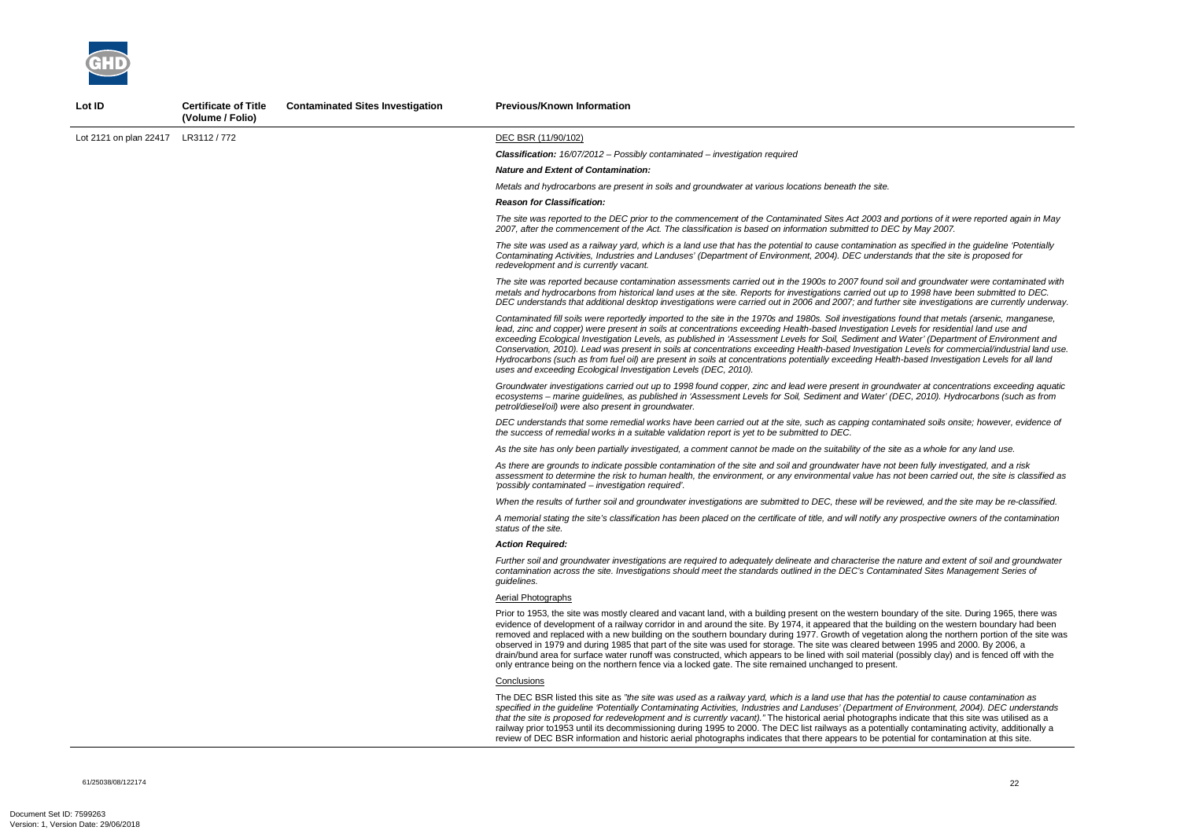| Lot ID | Certificate of Title (Volume / Folio) | Contaminated Sites Investigation | Previous/Known Information |
|---|---|---|---|
| Lot 2121 on plan 22417 | LR3112 / 772 | | DEC BSR (11/90/102)<br><br>***Classification:** 16/07/2012 – Possibly contaminated – investigation required*<br><br>***Nature and Extent of Contamination:***<br><br>*Metals and hydrocarbons are present in soils and groundwater at various locations beneath the site.*<br><br>***Reason for Classification:***<br><br>*The site was reported to the DEC prior to the commencement of the Contaminated Sites Act 2003 and portions of it were reported again in May 2007, after the commencement of the Act. The classification is based on information submitted to DEC by May 2007.*<br><br>*The site was used as a railway yard, which is a land use that has the potential to cause contamination as specified in the guideline 'Potentially Contaminating Activities, Industries and Landuses' (Department of Environment, 2004). DEC understands that the site is proposed for redevelopment and is currently vacant.*<br><br>*The site was reported because contamination assessments carried out in the 1900s to 2007 found soil and groundwater were contaminated with metals and hydrocarbons from historical land uses at the site. Reports for investigations carried out up to 1998 have been submitted to DEC. DEC understands that additional desktop investigations were carried out in 2006 and 2007; and further site investigations are currently underway.*<br><br>*Contaminated fill soils were reportedly imported to the site in the 1970s and 1980s. Soil investigations found that metals (arsenic, manganese, lead, zinc and copper) were present in soils at concentrations exceeding Health-based Investigation Levels for residential land use and exceeding Ecological Investigation Levels, as published in 'Assessment Levels for Soil, Sediment and Water' (Department of Environment and Conservation, 2010). Lead was present in soils at concentrations exceeding Health-based Investigation Levels for commercial/industrial land use. Hydrocarbons (such as from fuel oil) are present in soils at concentrations potentially exceeding Health-based Investigation Levels for all land uses and exceeding Ecological Investigation Levels (DEC, 2010).*<br><br>*Groundwater investigations carried out up to 1998 found copper, zinc and lead were present in groundwater at concentrations exceeding aquatic ecosystems – marine guidelines, as published in 'Assessment Levels for Soil, Sediment and Water' (DEC, 2010). Hydrocarbons (such as petrol/diesel/oil) were also present in groundwater.*<br><br>*DEC understands that some remedial works have been carried out at the site, such as capping contaminated soils onsite; however, evidence of the success of remedial works in a suitable validation report is yet to be submitted to DEC.*<br><br>*As the site has only been partially investigated, a comment cannot be made on the suitability of the site as a whole for any land use.*<br><br>*As there are grounds to indicate possible contamination of the site and soil and groundwater have not been fully investigated, and a risk assessment to determine the risk to human health, the environment, or any environmental value has not been carried out, the site is classified as 'possibly contaminated – investigation required'.*<br><br>*When the results of further soil and groundwater investigations are submitted to DEC, these will be reviewed, and the site may be re-classified.*<br><br>*A memorial stating the site's classification has been placed on the certificate of title, and will notify any prospective owners of the contamination status of the site.*<br><br>***Action Required:***<br><br>*Further soil and groundwater investigations are required to adequately delineate and characterise the nature and extent of soil and groundwater contamination across the site. Investigations should meet the standards outlined in the DEC's Contaminated Sites Management Series of guidelines.*<br><br>Aerial Photographs<br><br>Prior to 1953, the site was mostly cleared and vacant land, with a building present on the western boundary of the site. During 1965, there was evidence of development of a railway corridor in and around the site. By 1974, it appeared that the building on the western boundary had been removed and replaced with a new building on the southern boundary during 1977. Growth of vegetation along the northern portion of the site was observed in 1979 and during 1985 that part of the site was used for storage. The site was cleared between 1995 and 2000. By 2006, a drain/bund area for surface water runoff was constructed, which appears to be lined with soil material (possibly clay) and is fenced off with the only entrance being on the northern fence via a locked gate. The site remained unchanged to present.<br><br>Conclusions<br><br>The DEC BSR listed this site as *"the site was used as a railway yard, which is a land use that has the potential to cause contamination as specified in the guideline 'Potentially Contaminating Activities, Industries and Landuses' (Department of Environment, 2004). DEC understands that the site is proposed for redevelopment and is currently vacant)."* The historical aerial photographs indicate that this site was utilised as a railway prior to1953 until its decommissioning during 1995 to 2000. The DEC list railways as a potentially contaminating activity, additionally a review of DEC BSR information and historic aerial photographs indicates that there appears to be potential for contamination at this site. |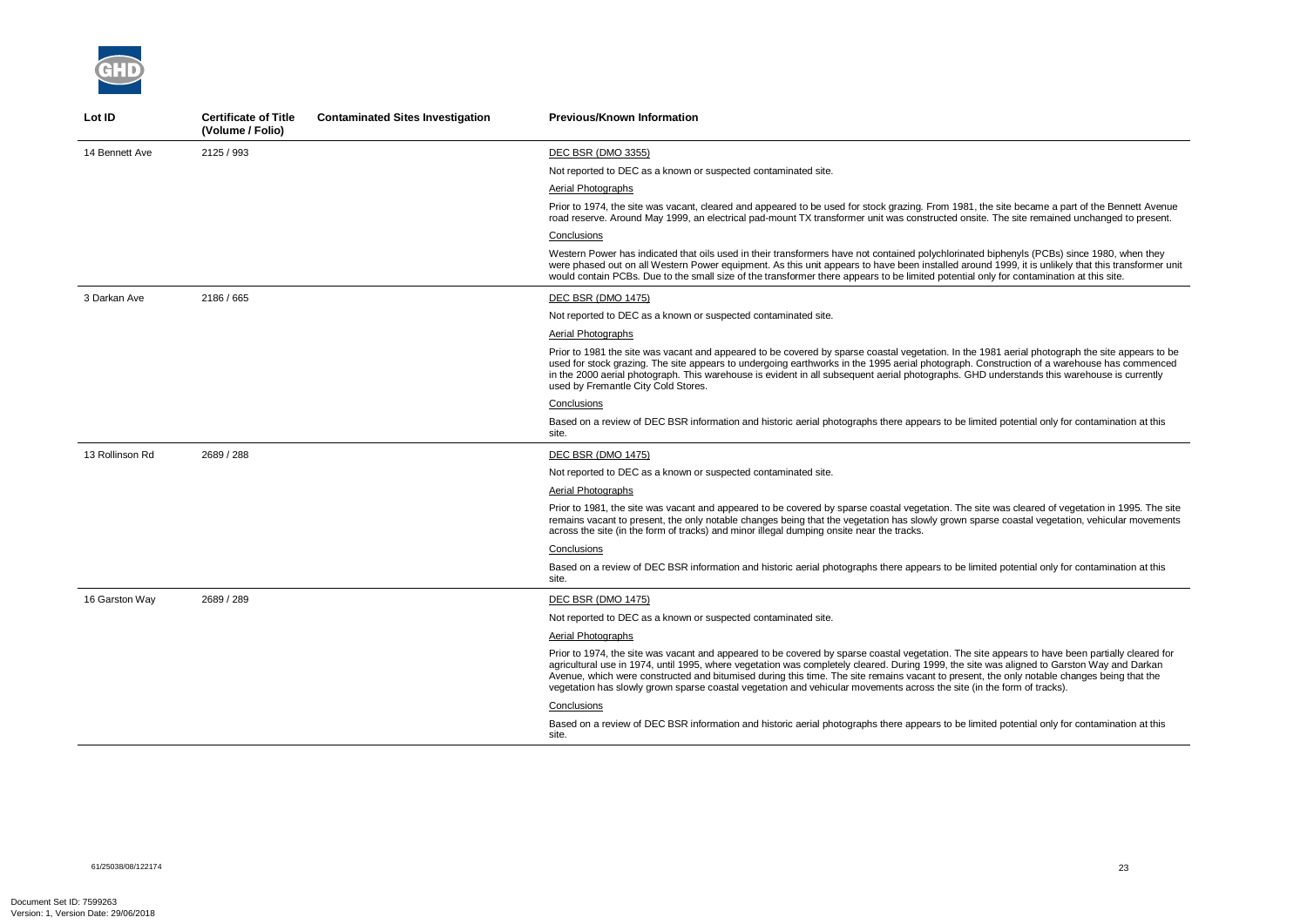| Lot ID | Certificate of Title (Volume / Folio) | Contaminated Sites Investigation | Previous/Known Information |
|---|---|---|---|
| 14 Bennett Ave | 2125 / 993 | | DEC BSR (DMO 3355)<br>Not reported to DEC as a known or suspected contaminated site.<br>Aerial Photographs<br>Prior to 1974, the site was vacant, cleared and appeared to be used for stock grazing. From 1981, the site became a part of the Bennett Avenue road reserve. Around May 1999, an electrical pad-mount TX transformer unit was constructed onsite. The site remained unchanged to present.<br>Conclusions<br>Western Power has indicated that oils used in their transformers have not contained polychlorinated biphenyls (PCBs) since 1980, when they were phased out on all Western Power equipment. As this unit appears to have been installed around 1999, it is unlikely that this transformer unit would contain PCBs. Due to the small size of the transformer there appears to be limited potential only for contamination at this site. |
| 3 Darkan Ave | 2186 / 665 | | DEC BSR (DMO 1475)<br>Not reported to DEC as a known or suspected contaminated site.<br>Aerial Photographs<br>Prior to 1981 the site was vacant and appeared to be covered by sparse coastal vegetation. In the 1981 aerial photograph the site appears to be used for stock grazing. The site appears to undergoing earthworks in the 1995 aerial photograph. Construction of a warehouse has commenced in the 2000 aerial photograph. This warehouse is evident in all subsequent aerial photographs. GHD understands this warehouse is currently used by Fremantle City Cold Stores.<br>Conclusions<br>Based on a review of DEC BSR information and historic aerial photographs there appears to be limited potential only for contamination at this site. |
| 13 Rollinson Rd | 2689 / 288 | | DEC BSR (DMO 1475)<br>Not reported to DEC as a known or suspected contaminated site.<br>Aerial Photographs<br>Prior to 1981, the site was vacant and appeared to be covered by sparse coastal vegetation. The site was cleared of vegetation in 1995. The site remains vacant to present, the only notable changes being that the vegetation has slowly grown sparse coastal vegetation, vehicular movements across the site (in the form of tracks) and minor illegal dumping onsite near the tracks.<br>Conclusions<br>Based on a review of DEC BSR information and historic aerial photographs there appears to be limited potential only for contamination at this site. |
| 16 Garston Way | 2689 / 289 | | DEC BSR (DMO 1475)<br>Not reported to DEC as a known or suspected contaminated site.<br>Aerial Photographs<br>Prior to 1974, the site was vacant and appeared to be covered by sparse coastal vegetation. The site appears to have been partially cleared for agricultural use in 1974, until 1995, where vegetation was completely cleared. During 1999, the site was aligned to Garston Way and Darkan Avenue, which were constructed and bitumised during this time. The site remains vacant to present, the only notable changes being that the vegetation has slowly grown sparse coastal vegetation and vehicular movements across the site (in the form of tracks).<br>Conclusions<br>Based on a review of DEC BSR information and historic aerial photographs there appears to be limited potential only for contamination at this site. |

61/25038/08/122174

Document Set ID: 7599263
Version: 1, Version Date: 29/06/2018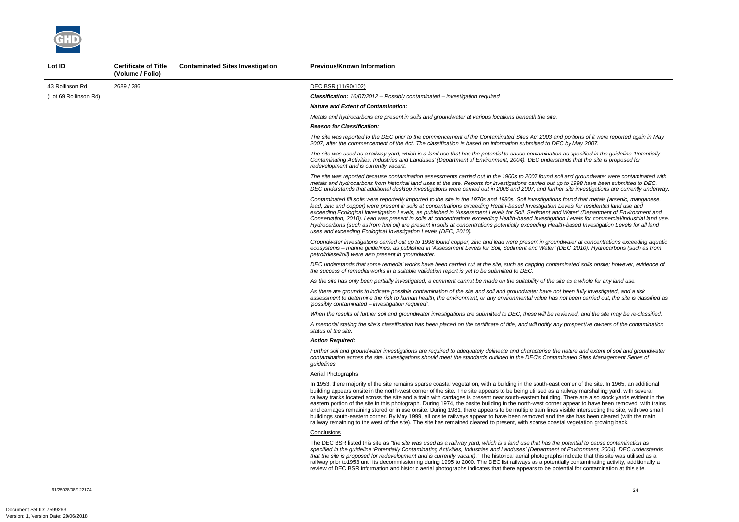| Lot ID | Certificate of Title (Volume / Folio) | Contaminated Sites Investigation | Previous/Known Information |
|---|---|---|---|
| 43 Rollinson Rd (Lot 69 Rollinson Rd) | 2689 / 286 | | DEC BSR (11/90/102)<br><br>***Classification:*** *16/07/2012 – Possibly contaminated – investigation required*<br><br>***Nature and Extent of Contamination:***<br><br>*Metals and hydrocarbons are present in soils and groundwater at various locations beneath the site.*<br><br>***Reason for Classification:***<br><br>*The site was reported to the DEC prior to the commencement of the Contaminated Sites Act 2003 and portions of it were reported again in May 2007, after the commencement of the Act. The classification is based on information submitted to DEC by May 2007.*<br><br>*The site was used as a railway yard, which is a land use that has the potential to cause contamination as specified in the guideline 'Potentially Contaminating Activities, Industries and Landuses' (Department of Environment, 2004). DEC understands that the site is proposed for redevelopment and is currently vacant.*<br><br>*The site was reported because contamination assessments carried out in the 1900s to 2007 found soil and groundwater were contaminated with metals and hydrocarbons from historical land uses at the site. Reports for investigations carried out up to 1998 have been submitted to DEC. DEC understands that additional desktop investigations were carried out in 2006 and 2007; and further site investigations are currently underway.*<br><br>*Contaminated fill soils were reportedly imported to the site in the 1970s and 1980s. Soil investigations found that metals (arsenic, manganese, lead, zinc and copper) were present in soils at concentrations exceeding Health-based Investigation Levels for residential land use and exceeding Ecological Investigation Levels, as published in 'Assessment Levels for Soil, Sediment and Water' (Department of Environment and Conservation, 2010). Lead was present in soils at concentrations exceeding Health-based Investigation Levels for commercial/industrial land use. Hydrocarbons (such as from fuel oil) are present in soils at concentrations potentially exceeding Health-based Investigation Levels for all land uses and exceeding Ecological Investigation Levels (DEC, 2010).*<br><br>*Groundwater investigations carried out up to 1998 found copper, zinc and lead were present in groundwater at concentrations exceeding aquatic ecosystems – marine guidelines, as published in 'Assessment Levels for Soil, Sediment and Water' (DEC, 2010). Hydrocarbons (such as from petrol/diesel/oil) were also present in groundwater.*<br><br>*DEC understands that some remedial works have been carried out at the site, such as capping contaminated soils onsite; however, evidence of the success of remedial works in a suitable validation report is yet to be submitted to DEC.*<br><br>*As the site has only been partially investigated, a comment cannot be made on the suitability of the site as a whole for any land use.*<br><br>*As there are grounds to indicate possible contamination of the site and soil and groundwater have not been fully investigated, and a risk assessment to determine the risk to human health, the environment, or any environmental value has not been carried out, the site is classified as 'possibly contaminated – investigation required'.*<br><br>*When the results of further soil and groundwater investigations are submitted to DEC, these will be reviewed, and the site may be re-classified.*<br><br>*A memorial stating the site's classification has been placed on the certificate of title, and will notify any prospective owners of the contamination status of the site.*<br><br>***Action Required:***<br><br>*Further soil and groundwater investigations are required to adequately delineate and characterise the nature and extent of soil and groundwater contamination across the site. Investigations should meet the standards outlined in the DEC's Contaminated Sites Management Series of guidelines.*<br><br>Aerial Photographs<br><br>In 1953, there majority of the site remains sparse coastal vegetation, with a building in the south-east corner of the site. In 1965, an additional building appears onsite in the north-west corner of the site. The site appears to be being utilised as a railway marshalling yard, with several railway tracks located across the site and a train with carriages is present near south-eastern building. There are also stock yards evident in the eastern portion of the site in this photograph. During 1974, the onsite building in the north-west corner appear to have been removed, with trains and carriages remaining stored or in use onsite. During 1981, there appears to be multiple train lines visible intersecting the site, with two small buildings south-eastern corner. By May 1999, all onsite railways appear to have been removed and the site has been cleared (with the main railway remaining to the west of the site). The site has remained cleared to present, with sparse coastal vegetation growing back.<br><br>Conclusions<br><br>The DEC BSR listed this site as *"the site was used as a railway yard, which is a land use that has the potential to cause contamination as specified in the guideline 'Potentially Contaminating Activities, Industries and Landuses' (Department of Environment, 2004). DEC understands that the site is proposed for redevelopment and is currently vacant)."* The historical aerial photographs indicate that this site was utilised as a railway prior to1953 until its decommissioning during 1995 to 2000. The DEC list railways as a potentially contaminating activity, additionally a review of DEC BSR information and historic aerial photographs indicates that there appears to be potential for contamination at this site. |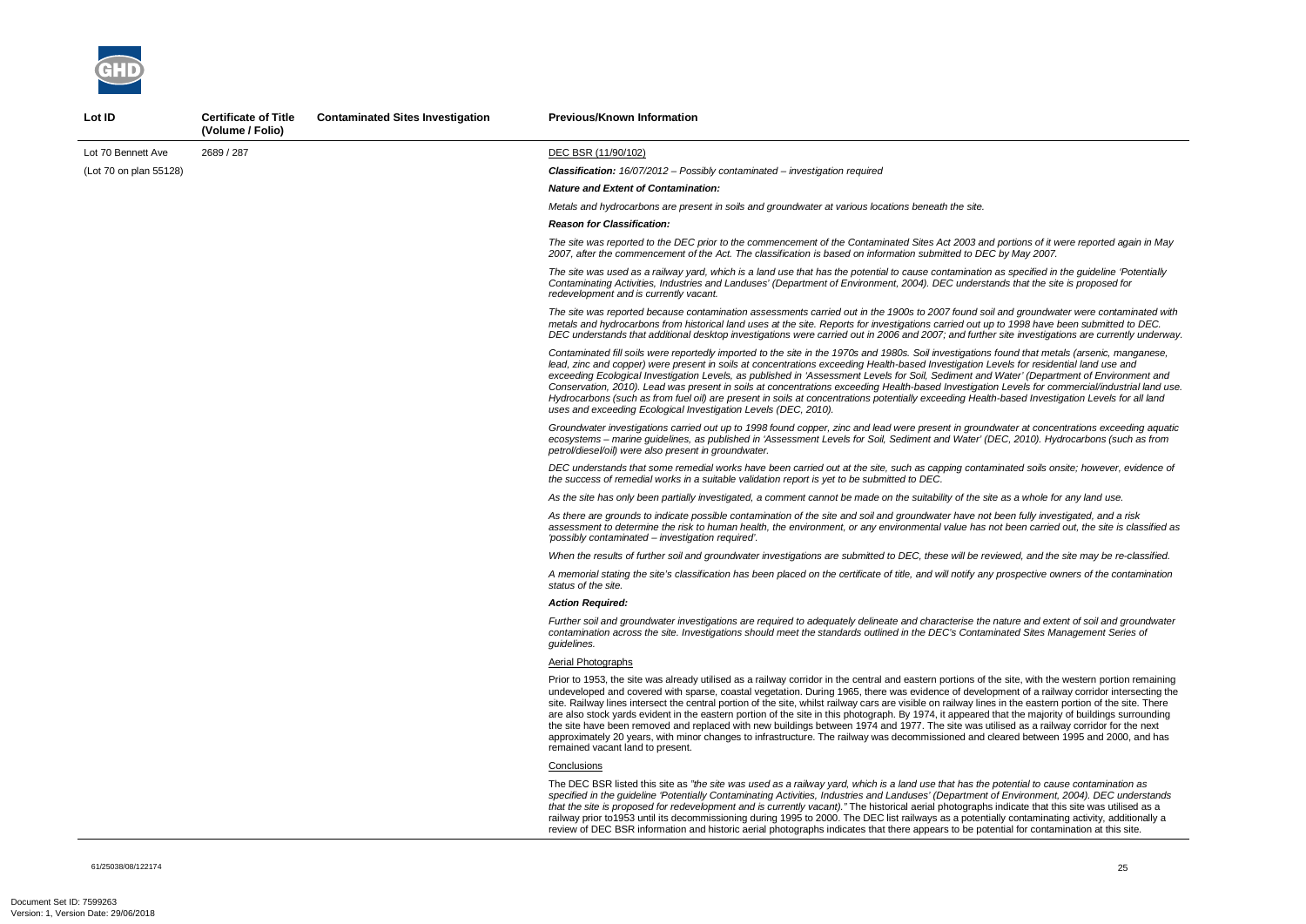| Lot ID | Certificate of Title (Volume / Folio) | Contaminated Sites Investigation | Previous/Known Information |
|---|---|---|---|
| Lot 70 Bennett Ave<br>(Lot 70 on plan 55128) | 2689 / 287 | | DEC BSR (11/90/102)<br><br>***Classification:*** *16/07/2012 – Possibly contaminated – investigation required*<br><br>***Nature and Extent of Contamination:***<br><br>*Metals and hydrocarbons are present in soils and groundwater at various locations beneath the site.*<br><br>***Reason for Classification:***<br><br>*The site was reported to the DEC prior to the commencement of the Contaminated Sites Act 2003 and portions of it were reported again in May 2007, after the commencement of the Act. The classification is based on information submitted to DEC by May 2007.*<br><br>*The site was used as a railway yard, which is a land use that has the potential to cause contamination as specified in the guideline 'Potentially Contaminating Activities, Industries and Landuses' (Department of Environment, 2004). DEC understands that the site is proposed for redevelopment and is currently vacant.*<br><br>*The site was reported because contamination assessments carried out in the 1900s to 2007 found soil and groundwater were contaminated with metals and hydrocarbons from historical land uses at the site. Reports for investigations carried out up to 1998 have been submitted to DEC. DEC understands that additional desktop investigations were carried out in 2006 and 2007; and further site investigations are currently underway.*<br><br>*Contaminated fill soils were reportedly imported to the site in the 1970s and 1980s. Soil investigations found that metals (arsenic, manganese, lead, zinc and copper) were present in soils at concentrations exceeding Health-based Investigation Levels for residential land use and exceeding Ecological Investigation Levels, as published in 'Assessment Levels for Soil, Sediment and Water' (Department of Environment and Conservation, 2010). Lead was present in soils at concentrations exceeding Health-based Investigation Levels for commercial/industrial land use. Hydrocarbons (such as from fuel oil) are present in soils at concentrations potentially exceeding Health-based Investigation Levels for all land uses and exceeding Ecological Investigation Levels (DEC, 2010).*<br><br>*Groundwater investigations carried out up to 1998 found copper, zinc and lead were present in groundwater at concentrations exceeding aquatic ecosystems – marine guidelines, as published in 'Assessment Levels for Soil, Sediment and Water' (DEC, 2010). Hydrocarbons (such as from petrol/diesel/oil) were also present in groundwater.*<br><br>*DEC understands that some remedial works have been carried out at the site, such as capping contaminated soils onsite; however, evidence of the success of remedial works in a suitable validation report is yet to be submitted to DEC.*<br><br>*As the site has only been partially investigated, a comment cannot be made on the suitability of the site as a whole for any land use.*<br><br>*As there are grounds to indicate possible contamination of the site and soil and groundwater have not been fully investigated, and a risk assessment to determine the risk to human health, the environment, or any environmental value has not been carried out, the site is classified as 'possibly contaminated – investigation required'.*<br><br>*When the results of further soil and groundwater investigations are submitted to DEC, these will be reviewed, and the site may be re-classified.*<br><br>*A memorial stating the site's classification has been placed on the certificate of title, and will notify any prospective owners of the contamination status of the site.*<br><br>***Action Required:***<br><br>*Further soil and groundwater investigations are required to adequately delineate and characterise the nature and extent of soil and groundwater contamination across the site. Investigations should meet the standards outlined in the DEC's Contaminated Sites Management Series of guidelines.*<br><br>Aerial Photographs<br><br>Prior to 1953, the site was already utilised as a railway corridor in the central and eastern portions of the site, with the western portion remaining undeveloped and covered with sparse, coastal vegetation. During 1965, there was evidence of development of a railway corridor intersecting the site. Railway lines intersect the central portion of the site, whilst railway cars are visible on railway lines in the eastern portion of the site. There are also stock yards evident in the eastern portion of the site in this photograph. By 1974, it appeared that the majority of buildings surrounding the site have been removed and replaced with new buildings between 1974 and 1977. The site was utilised as a railway corridor for the next approximately 20 years, with minor changes to infrastructure. The railway was decommissioned and cleared between 1995 and 2000, and has remained vacant land to present.<br><br>Conclusions<br><br>The DEC BSR listed this site as *"the site was used as a railway yard, which is a land use that has the potential to cause contamination as specified in the guideline 'Potentially Contaminating Activities, Industries and Landuses' (Department of Environment, 2004). DEC understands that the site is proposed for redevelopment and is currently vacant)."* The historical aerial photographs indicate that this site was utilised as a railway prior to1953 until its decommissioning during 1995 to 2000. The DEC list railways as a potentially contaminating activity, additionally a review of DEC BSR information and historic aerial photographs indicates that there appears to be potential for contamination at this site. |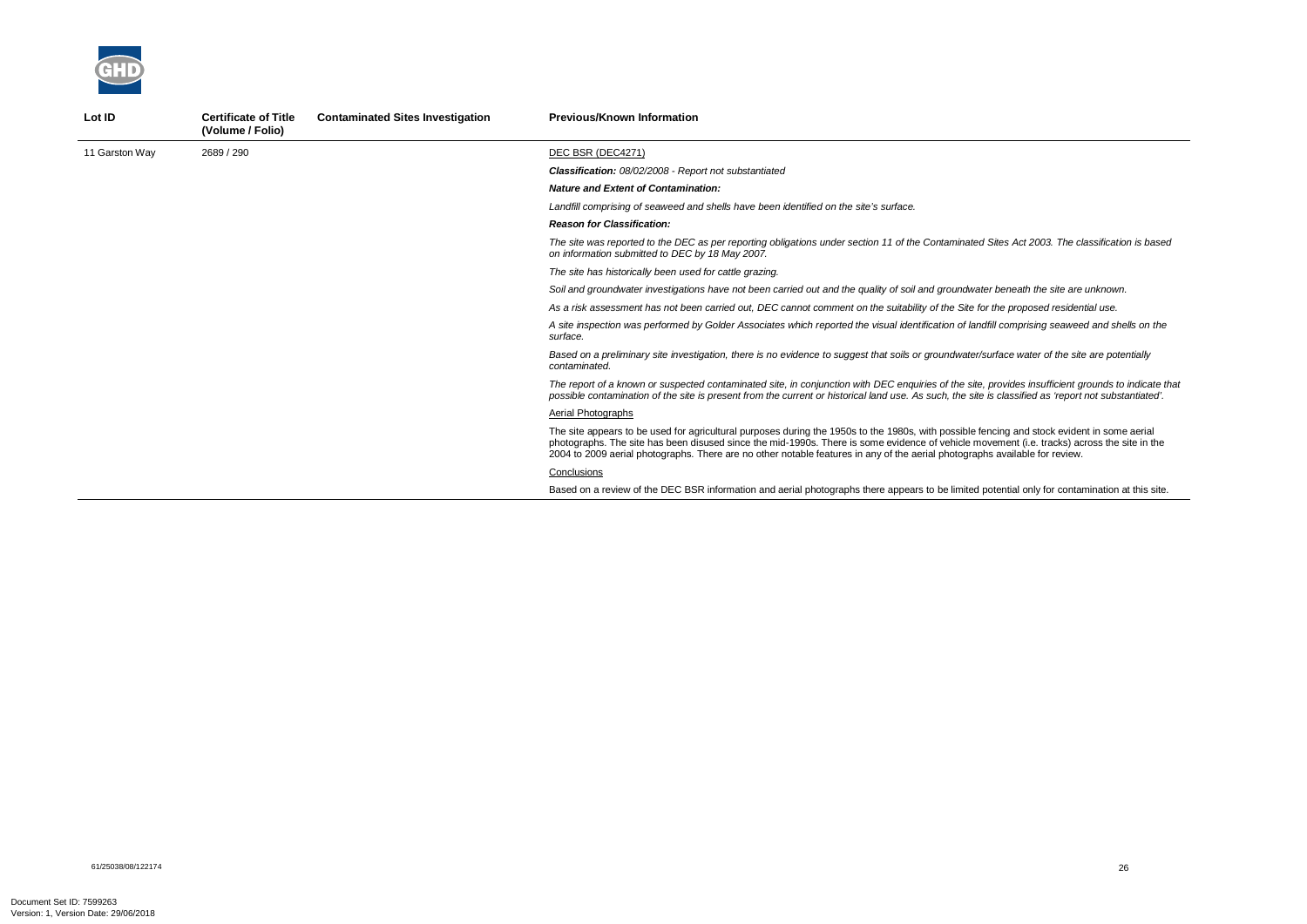| Lot ID | Certificate of Title (Volume / Folio) | Contaminated Sites Investigation | Previous/Known Information |
|---|---|---|---|
| 11 Garston Way | 2689 / 290 | | DEC BSR (DEC4271)<br>***Classification:*** *08/02/2008 - Report not substantiated*<br>***Nature and Extent of Contamination:***<br>*Landfill comprising of seaweed and shells have been identified on the site's surface.*<br>***Reason for Classification:***<br>*The site was reported to the DEC as per reporting obligations under section 11 of the Contaminated Sites Act 2003. The classification is based on information submitted to DEC by 18 May 2007.*<br>*The site has historically been used for cattle grazing.*<br>*Soil and groundwater investigations have not been carried out and the quality of soil and groundwater beneath the site are unknown.*<br>*As a risk assessment has not been carried out, DEC cannot comment on the suitability of the Site for the proposed residential use.*<br>*A site inspection was performed by Golder Associates which reported the visual identification of landfill comprising seaweed and shells on the surface.*<br>*Based on a preliminary site investigation, there is no evidence to suggest that soils or groundwater/surface water of the site are potentially contaminated.*<br>*The report of a known or suspected contaminated site, in conjunction with DEC enquiries of the site, provides insufficient grounds to indicate that possible contamination of the site is present from the current or historical land use. As such, the site is classified as 'report not substantiated'.*<br>Aerial Photographs<br>The site appears to be used for agricultural purposes during the 1950s to the 1980s, with possible fencing and stock evident in some aerial photographs. The site has been disused since the mid-1990s. There is some evidence of vehicle movement (i.e. tracks) across the site in the 2004 to 2009 aerial photographs. There are no other notable features in any of the aerial photographs available for review.<br>Conclusions<br>Based on a review of the DEC BSR information and aerial photographs there appears to be limited potential only for contamination at this site. |

61/25038/08/122174

Document Set ID: 7599263
Version: 1, Version Date: 29/06/2018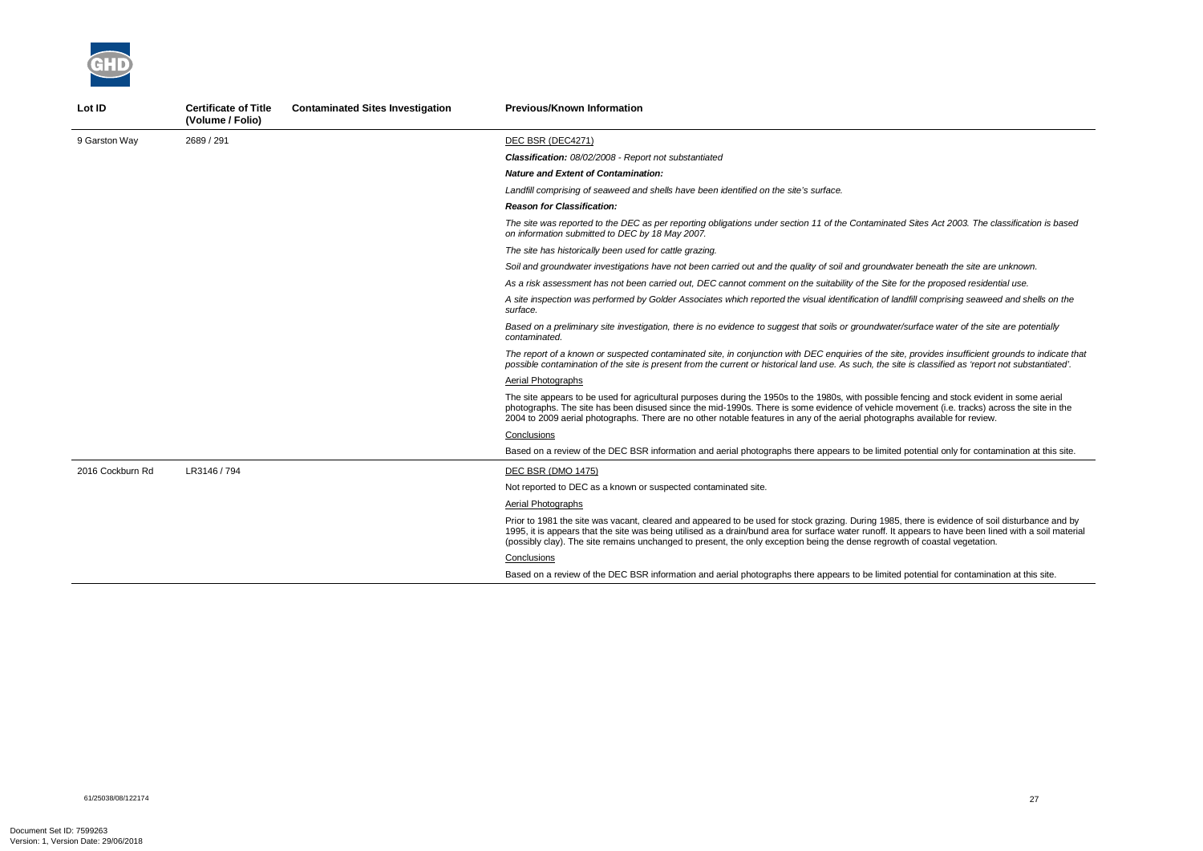| Lot ID | Certificate of Title (Volume / Folio) | Contaminated Sites Investigation | Previous/Known Information |
|---|---|---|---|
| 9 Garston Way | 2689 / 291 | | DEC BSR (DEC4271)<br>***Classification:*** *08/02/2008 - Report not substantiated*<br>***Nature and Extent of Contamination:***<br>*Landfill comprising of seaweed and shells have been identified on the site's surface.*<br>***Reason for Classification:***<br>*The site was reported to the DEC as per reporting obligations under section 11 of the Contaminated Sites Act 2003. The classification is based on information submitted to DEC by 18 May 2007.*<br>*The site has historically been used for cattle grazing.*<br>*Soil and groundwater investigations have not been carried out and the quality of soil and groundwater beneath the site are unknown.*<br>*As a risk assessment has not been carried out, DEC cannot comment on the suitability of the Site for the proposed residential use.*<br>*A site inspection was performed by Golder Associates which reported the visual identification of landfill comprising seaweed and shells on the surface.*<br>*Based on a preliminary site investigation, there is no evidence to suggest that soils or groundwater/surface water of the site are potentially contaminated.*<br>*The report of a known or suspected contaminated site, in conjunction with DEC enquiries of the site, provides insufficient grounds to indicate that possible contamination of the site is present from the current or historical land use. As such, the site is classified as 'report not substantiated'.*<br>Aerial Photographs<br>The site appears to be used for agricultural purposes during the 1950s to the 1980s, with possible fencing and stock evident in some aerial photographs. The site has been disused since the mid-1990s. There is some evidence of vehicle movement (i.e. tracks) across the site in the 2004 to 2009 aerial photographs. There are no other notable features in any of the aerial photographs available for review.<br>Conclusions<br>Based on a review of the DEC BSR information and aerial photographs there appears to be limited potential only for contamination at this site. |
| 2016 Cockburn Rd | LR3146 / 794 | | DEC BSR (DMO 1475)<br>Not reported to DEC as a known or suspected contaminated site.<br>Aerial Photographs<br>Prior to 1981 the site was vacant, cleared and appeared to be used for stock grazing. During 1985, there is evidence of soil disturbance and by 1995, it is appears that the site was being utilised as a drain/bund area for surface water runoff. It appears to have been lined with a soil material (possibly clay). The site remains unchanged to present, the only exception being the dense regrowth of coastal vegetation.<br>Conclusions<br>Based on a review of the DEC BSR information and aerial photographs there appears to be limited potential for contamination at this site. |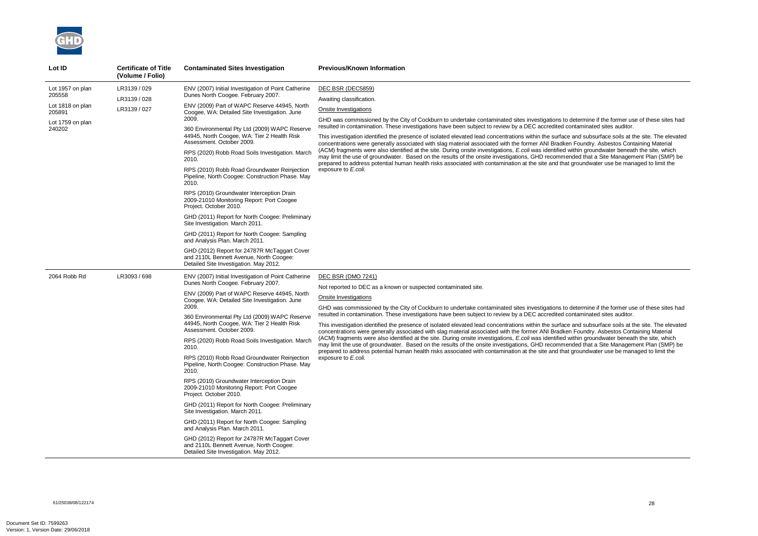| Lot ID | Certificate of Title (Volume / Folio) | Contaminated Sites Investigation | Previous/Known Information |
|---|---|---|---|
| Lot 1957 on plan 205558<br><br>Lot 1818 on plan 205891<br><br>Lot 1759 on plan 240202 | LR3139 / 029<br><br>LR3139 / 028<br><br>LR3139 / 027 | ENV (2007) Initial Investigation of Point Catherine Dunes North Coogee. February 2007.<br><br>ENV (2009) Part of WAPC Reserve 44945, North Coogee, WA: Detailed Site Investigation. June 2009.<br><br>360 Environmental Pty Ltd (2009) WAPC Reserve 44945, North Coogee, WA: Tier 2 Health Risk Assessment. October 2009.<br><br>RPS (2020) Robb Road Soils Investigation. March 2010.<br><br>RPS (2010) Robb Road Groundwater Reinjection Pipeline, North Coogee: Construction Phase. May 2010.<br><br>RPS (2010) Groundwater Interception Drain 2009-21010 Monitoring Report: Port Coogee Project. October 2010.<br><br>GHD (2011) Report for North Coogee: Preliminary Site Investigation. March 2011.<br><br>GHD (2011) Report for North Coogee: Sampling and Analysis Plan. March 2011.<br><br>GHD (2012) Report for 24787R McTaggart Cover and 2110L Bennett Avenue, North Coogee: Detailed Site Investigation. May 2012. | DEC BSR (DEC5859)<br><br>Awaiting classification.<br><br>Onsite Investigations<br><br>GHD was commissioned by the City of Cockburn to undertake contaminated sites investigations to determine if the former use of these sites had resulted in contamination. These investigations have been subject to review by a DEC accredited contaminated sites auditor.<br><br>This investigation identified the presence of isolated elevated lead concentrations within the surface and subsurface soils at the site. The elevated concentrations were generally associated with slag material associated with the former ANI Bradken Foundry. Asbestos Containing Material (ACM) fragments were also identified at the site. During onsite investigations, *E.coli* was identified within groundwater beneath the site, which may limit the use of groundwater. Based on the results of the onsite investigations, GHD recommended that a Site Management Plan (SMP) be prepared to address potential human health risks associated with contamination at the site and that groundwater use be managed to limit the exposure to *E.coli*. |
| 2064 Robb Rd | LR3093 / 698 | ENV (2007) Initial Investigation of Point Catherine Dunes North Coogee. February 2007.<br><br>ENV (2009) Part of WAPC Reserve 44945, North Coogee, WA: Detailed Site Investigation. June 2009.<br><br>360 Environmental Pty Ltd (2009) WAPC Reserve 44945, North Coogee, WA: Tier 2 Health Risk Assessment. October 2009.<br><br>RPS (2020) Robb Road Soils Investigation. March 2010.<br><br>RPS (2010) Robb Road Groundwater Reinjection Pipeline, North Coogee: Construction Phase. May 2010.<br><br>RPS (2010) Groundwater Interception Drain 2009-21010 Monitoring Report: Port Coogee Project. October 2010.<br><br>GHD (2011) Report for North Coogee: Preliminary Site Investigation. March 2011.<br><br>GHD (2011) Report for North Coogee: Sampling and Analysis Plan. March 2011.<br><br>GHD (2012) Report for 24787R McTaggart Cover and 2110L Bennett Avenue, North Coogee: Detailed Site Investigation. May 2012. | DEC BSR (DMO 7241)<br><br>Not reported to DEC as a known or suspected contaminated site.<br><br>Onsite Investigations<br><br>GHD was commissioned by the City of Cockburn to undertake contaminated sites investigations to determine if the former use of these sites had resulted in contamination. These investigations have been subject to review by a DEC accredited contaminated sites auditor.<br><br>This investigation identified the presence of isolated elevated lead concentrations within the surface and subsurface soils at the site. The elevated concentrations were generally associated with slag material associated with the former ANI Bradken Foundry. Asbestos Containing Material (ACM) fragments were also identified at the site. During onsite investigations, *E.coli* was identified within groundwater beneath the site, which may limit the use of groundwater. Based on the results of the onsite investigations, GHD recommended that a Site Management Plan (SMP) be prepared to address potential human health risks associated with contamination at the site and that groundwater use be managed to limit the exposure to *E.coli*. |

61/25038/08/122174

Document Set ID: 7599263
Version: 1, Version Date: 29/06/2018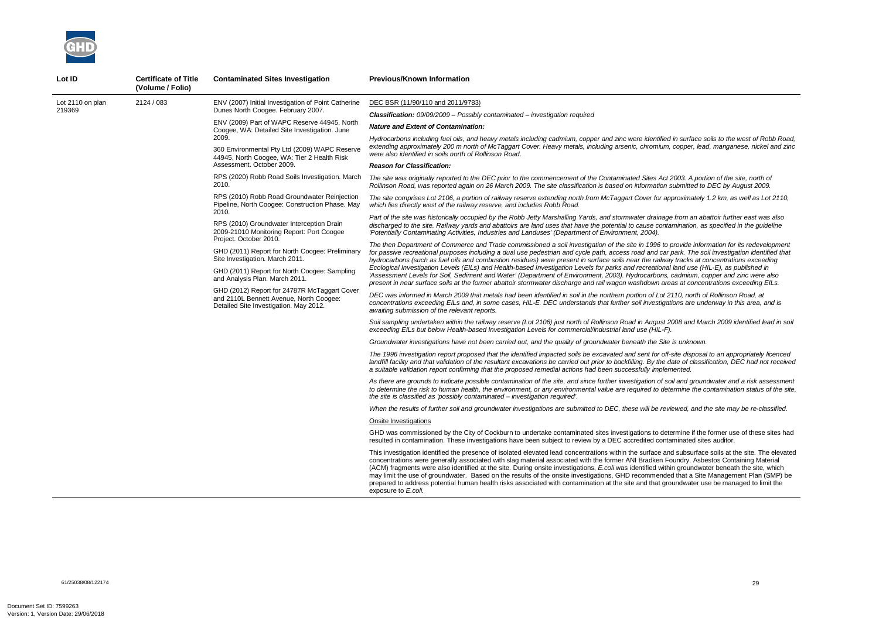| Lot ID | Certificate of Title (Volume / Folio) | Contaminated Sites Investigation | Previous/Known Information |
|---|---|---|---|
| Lot 2110 on plan 219369 | 2124 / 083 | ENV (2007) Initial Investigation of Point Catherine Dunes North Coogee. February 2007.<br><br>ENV (2009) Part of WAPC Reserve 44945, North Coogee, WA: Detailed Site Investigation. June 2009.<br><br>360 Environmental Pty Ltd (2009) WAPC Reserve 44945, North Coogee, WA: Tier 2 Health Risk Assessment. October 2009.<br><br>RPS (2020) Robb Road Soils Investigation. March 2010.<br><br>RPS (2010) Robb Road Groundwater Reinjection Pipeline, North Coogee: Construction Phase. May 2010.<br><br>RPS (2010) Groundwater Interception Drain 2009-21010 Monitoring Report: Port Coogee Project. October 2010.<br><br>GHD (2011) Report for North Coogee: Preliminary Site Investigation. March 2011.<br><br>GHD (2011) Report for North Coogee: Sampling and Analysis Plan. March 2011.<br><br>GHD (2012) Report for 24787R McTaggart Cover and 2110L Bennett Avenue, North Coogee: Detailed Site Investigation. May 2012. | DEC BSR (11/90/110 and 2011/9783)<br><br>***Classification:*** *09/09/2009 – Possibly contaminated – investigation required*<br><br>***Nature and Extent of Contamination:***<br><br>*Hydrocarbons including fuel oils, and heavy metals including cadmium, copper and zinc were identified in surface soils to the west of Robb Road, extending approximately 200 m north of McTaggart Cover. Heavy metals, including arsenic, chromium, copper, lead, manganese, nickel and zinc were also identified in soils north of Rollinson Road.*<br><br>***Reason for Classification:***<br><br>*The site was originally reported to the DEC prior to the commencement of the Contaminated Sites Act 2003. A portion of the site, north of Rollinson Road, was reported again on 26 March 2009. The site classification is based on information submitted to DEC by August 2009.*<br><br>*The site comprises Lot 2106, a portion of railway reserve extending north from McTaggart Cover for approximately 1.2 km, as well as Lot 2110, which lies directly west of the railway reserve, and includes Robb Road.*<br><br>*Part of the site was historically occupied by the Robb Jetty Marshalling Yards, and stormwater drainage from an abattoir further east was also discharged to the site. Railway yards and abattoirs are land uses that have the potential to cause contamination, as specified in the guideline 'Potentially Contaminating Activities, Industries and Landuses' (Department of Environment, 2004).*<br><br>*The then Department of Commerce and Trade commissioned a soil investigation of the site in 1996 to provide information for its redevelopment for passive recreational purposes including a dual use pedestrian and cycle path, access road and car park. The soil investigation identified that hydrocarbons (such as fuel oils and combustion residues) were present in surface soils near the railway tracks at concentrations exceeding Ecological Investigation Levels (EILs) and Health-based Investigation Levels for parks and recreational land use (HIL-E), as published in 'Assessment Levels for Soil, Sediment and Water' (Department of Environment, 2003). Hydrocarbons, cadmium, copper and zinc were also present in near surface soils at the former abattoir stormwater discharge and rail wagon washdown areas at concentrations exceeding EILs.*<br><br>*DEC was informed in March 2009 that metals had been identified in soil in the northern portion of Lot 2110, north of Rollinson Road, at concentrations exceeding EILs and, in some cases, HIL-E. DEC understands that further soil investigations are underway in this area, and is awaiting submission of the relevant reports.*<br><br>*Soil sampling undertaken within the railway reserve (Lot 2106) just north of Rollinson Road in August 2008 and March 2009 identified lead in soil exceeding EILs but below Health-based Investigation Levels for commercial/industrial land use (HIL-F).*<br><br>*Groundwater investigations have not been carried out, and the quality of groundwater beneath the Site is unknown.*<br><br>*The 1996 investigation report proposed that the identified impacted soils be excavated and sent for off-site disposal to an appropriately licenced landfill facility and that validation of the resultant excavations be carried out prior to backfilling. By the date of classification, DEC had not received a suitable validation report confirming that the proposed remedial actions had been successfully implemented.*<br><br>*As there are grounds to indicate possible contamination of the site, and since further investigation of soil and groundwater and a risk assessment to determine the risk to human health, the environment, or any environmental value are required to determine the contamination status of the site, the site is classified as 'possibly contaminated – investigation required'.*<br><br>*When the results of further soil and groundwater investigations are submitted to DEC, these will be reviewed, and the site may be re-classified.*<br><br>Onsite Investigations<br><br>GHD was commissioned by the City of Cockburn to undertake contaminated sites investigations to determine if the former use of these sites had resulted in contamination. These investigations have been subject to review by a DEC accredited contaminated sites auditor.<br><br>This investigation identified the presence of isolated elevated lead concentrations within the surface and subsurface soils at the site. The elevated concentrations were generally associated with slag material associated with the former ANI Bradken Foundry. Asbestos Containing Material (ACM) fragments were also identified at the site. During onsite investigations, *E.coli* was identified within groundwater beneath the site, which may limit the use of groundwater. Based on the results of the onsite investigations, GHD recommended that a Site Management Plan (SMP) be prepared to address potential human health risks associated with contamination at the site and that groundwater use be managed to limit the exposure to *E.coli*. |

61/25038/08/122174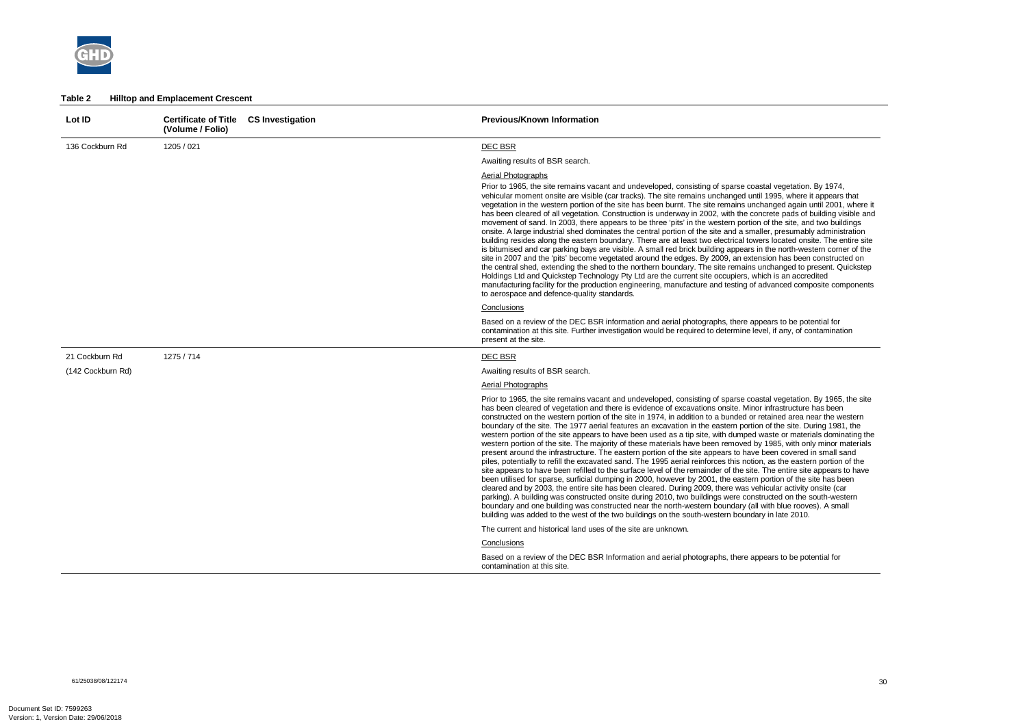**Table 2 Hilltop and Emplacement Crescent**

| Lot ID | Certificate of Title (Volume / Folio) | CS Investigation | Previous/Known Information |
|---|---|---|---|
| 136 Cockburn Rd | 1205 / 021 | | DEC BSR<br><br>Awaiting results of BSR search.<br><br>Aerial Photographs<br><br>Prior to 1965, the site remains vacant and undeveloped, consisting of sparse coastal vegetation. By 1974, vehicular moment onsite are visible (car tracks). The site remains unchanged until 1995, where it appears that vegetation in the western portion of the site has been burnt. The site remains unchanged again until 2001, where it has been cleared of all vegetation. Construction is underway in 2002, with the concrete pads of building visible and movement of sand. In 2003, there appears to be three 'pits' in the western portion of the site, and two buildings onsite. A large industrial shed dominates the central portion of the site and a smaller, presumably administration building resides along the eastern boundary. There are at least two electrical towers located onsite. The entire site is bitumised and car parking bays are visible. A small red brick building appears in the north-western corner of the site in 2007 and the 'pits' become vegetated around the edges. By 2009, an extension has been constructed on the central shed, extending the shed to the northern boundary. The site remains unchanged to present. Quickstep Holdings Ltd and Quickstep Technology Pty Ltd are the current site occupiers, which is an accredited manufacturing facility for the production engineering, manufacture and testing of advanced composite components to aerospace and defence-quality standards.<br><br>Conclusions<br><br>Based on a review of the DEC BSR information and aerial photographs, there appears to be potential for contamination at this site. Further investigation would be required to determine level, if any, of contamination present at the site. |
| 21 Cockburn Rd<br><br>(142 Cockburn Rd) | 1275 / 714 | | DEC BSR<br><br>Awaiting results of BSR search.<br><br>Aerial Photographs<br><br>Prior to 1965, the site remains vacant and undeveloped, consisting of sparse coastal vegetation. By 1965, the site has been cleared of vegetation and there is evidence of excavations onsite. Minor infrastructure has been constructed on the western portion of the site in 1974, in addition to a bunded or retained area near the western boundary of the site. The 1977 aerial features an excavation in the eastern portion of the site. During 1981, the western portion of the site appears to have been used as a tip site, with dumped waste or materials dominating the western portion of the site. The majority of these materials have been removed by 1985, with only minor materials present around the infrastructure. The eastern portion of the site appears to have been covered in small sand piles, potentially to refill the excavated sand. The 1995 aerial reinforces this notion, as the eastern portion of the site appears to have been refilled to the surface level of the remainder of the site. The entire site appears to have been utilised for sparse, surficial dumping in 2000, however by 2001, the eastern portion of the site has been cleared and by 2003, the entire site has been cleared. During 2009, there was vehicular activity onsite (car parking). A building was constructed onsite during 2010, two buildings were constructed on the south-western boundary and one building was constructed near the north-western boundary (all with blue rooves). A small building was added to the west of the two buildings on the south-western boundary in late 2010.<br><br>The current and historical land uses of the site are unknown.<br><br>Conclusions<br><br>Based on a review of the DEC BSR Information and aerial photographs, there appears to be potential for contamination at this site. |

61/25038/08/122174

Document Set ID: 7599263
Version: 1, Version Date: 29/06/2018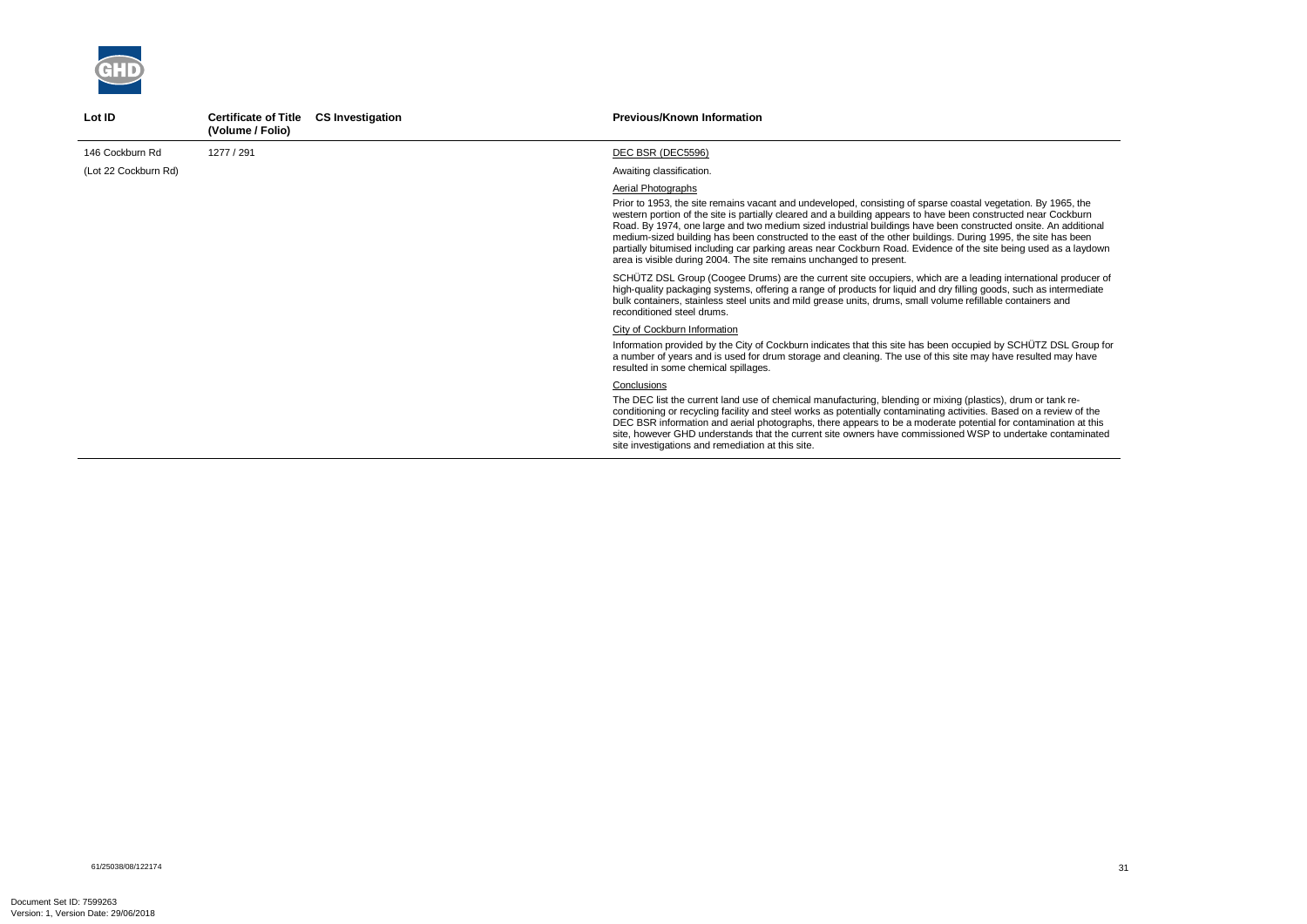| Lot ID | Certificate of Title (Volume / Folio) | CS Investigation | Previous/Known Information |
|---|---|---|---|
| 146 Cockburn Rd (Lot 22 Cockburn Rd) | 1277 / 291 | | DEC BSR (DEC5596)<br><br>Awaiting classification.<br><br>Aerial Photographs<br><br>Prior to 1953, the site remains vacant and undeveloped, consisting of sparse coastal vegetation. By 1965, the western portion of the site is partially cleared and a building appears to have been constructed near Cockburn Road. By 1974, one large and two medium sized industrial buildings have been constructed onsite. An additional medium-sized building has been constructed to the east of the other buildings. During 1995, the site has been partially bitumised including car parking areas near Cockburn Road. Evidence of the site being used as a laydown area is visible during 2004. The site remains unchanged to present.<br><br>SCHÜTZ DSL Group (Coogee Drums) are the current site occupiers, which are a leading international producer of high-quality packaging systems, offering a range of products for liquid and dry filling goods, such as intermediate bulk containers, stainless steel units and mild grease units, drums, small volume refillable containers and reconditioned steel drums.<br><br>City of Cockburn Information<br><br>Information provided by the City of Cockburn indicates that this site has been occupied by SCHÜTZ DSL Group for a number of years and is used for drum storage and cleaning. The use of this site may have resulted may have resulted in some chemical spillages.<br><br>Conclusions<br><br>The DEC list the current land use of chemical manufacturing, blending or mixing (plastics), drum or tank re-conditioning or recycling facility and steel works as potentially contaminating activities. Based on a review of the DEC BSR information and aerial photographs, there appears to be a moderate potential for contamination at this site, however GHD understands that the current site owners have commissioned WSP to undertake contaminated site investigations and remediation at this site. |

61/25038/08/122174

Document Set ID: 7599263
Version: 1, Version Date: 29/06/2018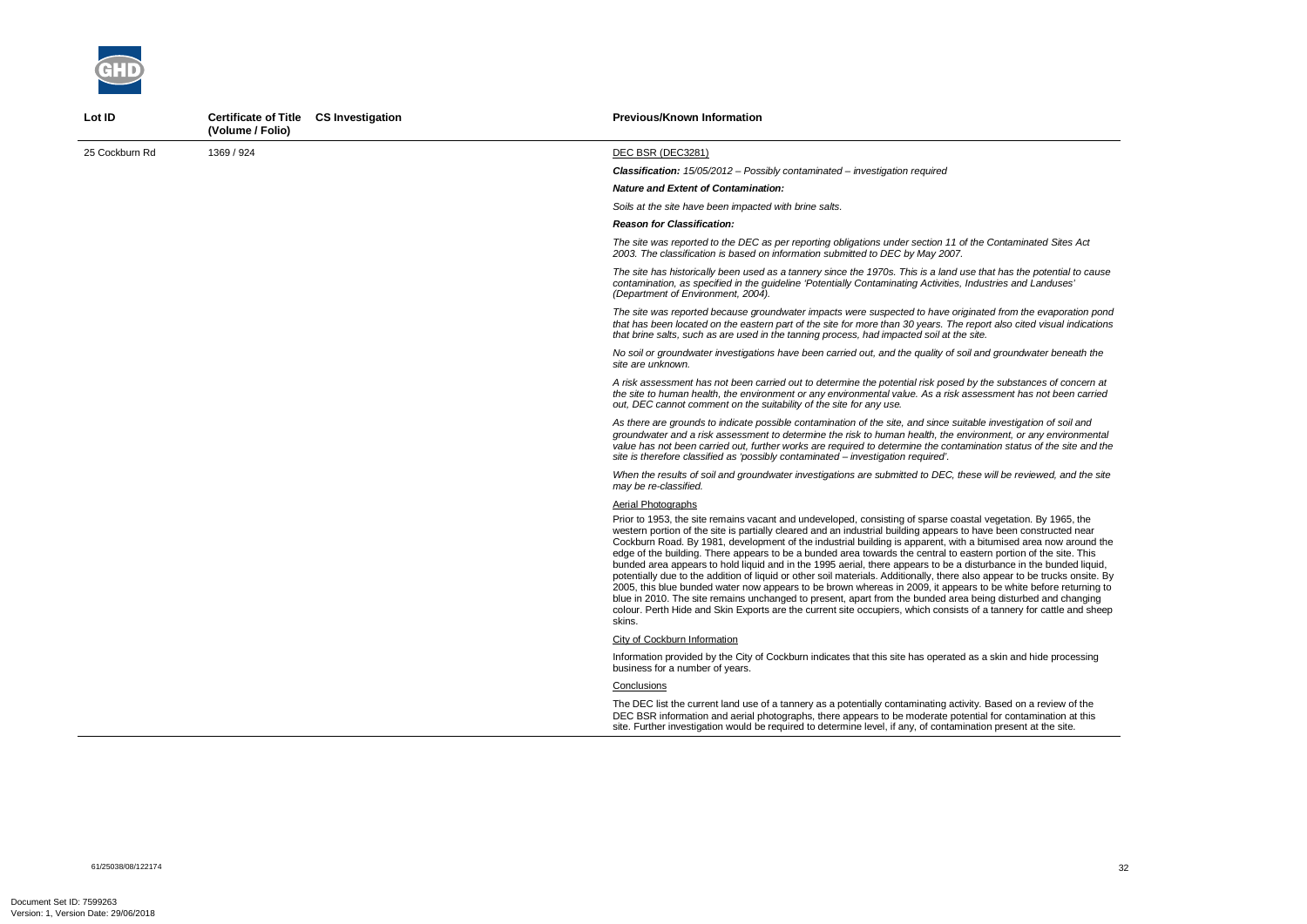| Lot ID | Certificate of Title (Volume / Folio) | CS Investigation | Previous/Known Information |
|---|---|---|---|
| 25 Cockburn Rd | 1369 / 924 | | DEC BSR (DEC3281)<br><br>***Classification:*** *15/05/2012 – Possibly contaminated – investigation required*<br><br>***Nature and Extent of Contamination:***<br><br>*Soils at the site have been impacted with brine salts.*<br><br>***Reason for Classification:***<br><br>*The site was reported to the DEC as per reporting obligations under section 11 of the Contaminated Sites Act 2003. The classification is based on information submitted to DEC by May 2007.*<br><br>*The site has historically been used as a tannery since the 1970s. This is a land use that has the potential to cause contamination, as specified in the guideline 'Potentially Contaminating Activities, Industries and Landuses' (Department of Environment, 2004).*<br><br>*The site was reported because groundwater impacts were suspected to have originated from the evaporation pond that has been located on the eastern part of the site for more than 30 years. The report also cited visual indications that brine salts, such as are used in the tanning process, had impacted soil at the site.*<br><br>*No soil or groundwater investigations have been carried out, and the quality of soil and groundwater beneath the site are unknown.*<br><br>*A risk assessment has not been carried out to determine the potential risk posed by the substances of concern at the site to human health, the environment or any environmental value. As a risk assessment has not been carried out, DEC cannot comment on the suitability of the site for any use.*<br><br>*As there are grounds to indicate possible contamination of the site, and since suitable investigation of soil and groundwater and a risk assessment to determine the risk to human health, the environment, or any environmental value has not been carried out, further works are required to determine the contamination status of the site and the site is therefore classified as 'possibly contaminated – investigation required'.*<br><br>*When the results of soil and groundwater investigations are submitted to DEC, these will be reviewed, and the site may be re-classified.*<br><br>Aerial Photographs<br><br>Prior to 1953, the site remains vacant and undeveloped, consisting of sparse coastal vegetation. By 1965, the western portion of the site is partially cleared and an industrial building appears to have been constructed near Cockburn Road. By 1981, development of the industrial building is apparent, with a bitumised area now around the edge of the building. There appears to be a bunded area towards the central to eastern portion of the site. This bunded area appears to hold liquid and in the 1995 aerial, there appears to be a disturbance in the bunded liquid, potentially due to the addition of liquid or other soil materials. Additionally, there also appear to be trucks onsite. By 2005, this blue bunded water now appears to be brown whereas in 2009, it appears to be white before returning to blue in 2010. The site remains unchanged to present, apart from the bunded area being disturbed and changing colour. Perth Hide and Skin Exports are the current site occupiers, which consists of a tannery for cattle and sheep skins.<br><br>City of Cockburn Information<br><br>Information provided by the City of Cockburn indicates that this site has operated as a skin and hide processing business for a number of years.<br><br>Conclusions<br><br>The DEC list the current land use of a tannery as a potentially contaminating activity. Based on a review of the DEC BSR information and aerial photographs, there appears to be moderate potential for contamination at this site. Further investigation would be required to determine level, if any, of contamination present at the site. |

61/25038/08/122174

Document Set ID: 7599263
Version: 1, Version Date: 29/06/2018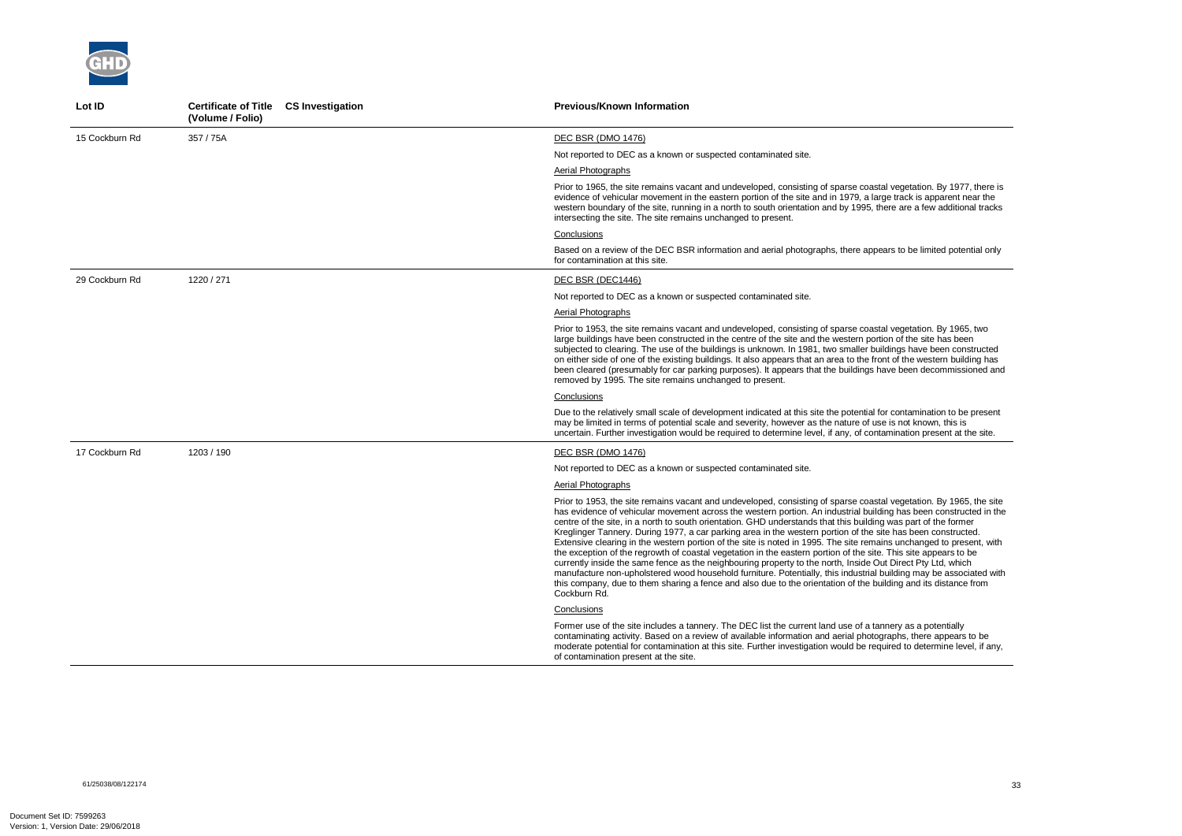| Lot ID | Certificate of Title (Volume / Folio) | CS Investigation | Previous/Known Information |
|---|---|---|---|
| 15 Cockburn Rd | 357 / 75A | | DEC BSR (DMO 1476)<br><br>Not reported to DEC as a known or suspected contaminated site.<br><br>Aerial Photographs<br><br>Prior to 1965, the site remains vacant and undeveloped, consisting of sparse coastal vegetation. By 1977, there is evidence of vehicular movement in the eastern portion of the site and in 1979, a large track is apparent near the western boundary of the site, running in a north to south orientation and by 1995, there are a few additional tracks intersecting the site. The site remains unchanged to present.<br><br>Conclusions<br><br>Based on a review of the DEC BSR information and aerial photographs, there appears to be limited potential only for contamination at this site. |
| 29 Cockburn Rd | 1220 / 271 | | DEC BSR (DEC1446)<br><br>Not reported to DEC as a known or suspected contaminated site.<br><br>Aerial Photographs<br><br>Prior to 1953, the site remains vacant and undeveloped, consisting of sparse coastal vegetation. By 1965, two large buildings have been constructed in the centre of the site and the western portion of the site has been subjected to clearing. The use of the buildings is unknown. In 1981, two smaller buildings have been constructed on either side of one of the existing buildings. It also appears that an area to the front of the western building has been cleared (presumably for car parking purposes). It appears that the buildings have been decommissioned and removed by 1995. The site remains unchanged to present.<br><br>Conclusions<br><br>Due to the relatively small scale of development indicated at this site the potential for contamination to be present may be limited in terms of potential scale and severity, however as the nature of use is not known, this is uncertain. Further investigation would be required to determine level, if any, of contamination present at the site. |
| 17 Cockburn Rd | 1203 / 190 | | DEC BSR (DMO 1476)<br><br>Not reported to DEC as a known or suspected contaminated site.<br><br>Aerial Photographs<br><br>Prior to 1953, the site remains vacant and undeveloped, consisting of sparse coastal vegetation. By 1965, the site has evidence of vehicular movement across the western portion. An industrial building has been constructed in the centre of the site, in a north to south orientation. GHD understands that this building was part of the former Kreglinger Tannery. During 1977, a car parking area in the western portion of the site has been constructed. Extensive clearing in the western portion of the site is noted in 1995. The site remains unchanged to present, with the exception of the regrowth of coastal vegetation in the eastern portion of the site. This site appears to be currently inside the same fence as the neighbouring property to the north, Inside Out Direct Pty Ltd, which manufacture non-upholstered wood household furniture. Potentially, this industrial building may be associated with this company, due to them sharing a fence and also due to the orientation of the building and its distance from Cockburn Rd.<br><br>Conclusions<br><br>Former use of the site includes a tannery. The DEC list the current land use of a tannery as a potentially contaminating activity. Based on a review of available information and aerial photographs, there appears to be moderate potential for contamination at this site. Further investigation would be required to determine level, if any, of contamination present at the site. |

61/25038/08/122174

Document Set ID: 7599263
Version: 1, Version Date: 29/06/2018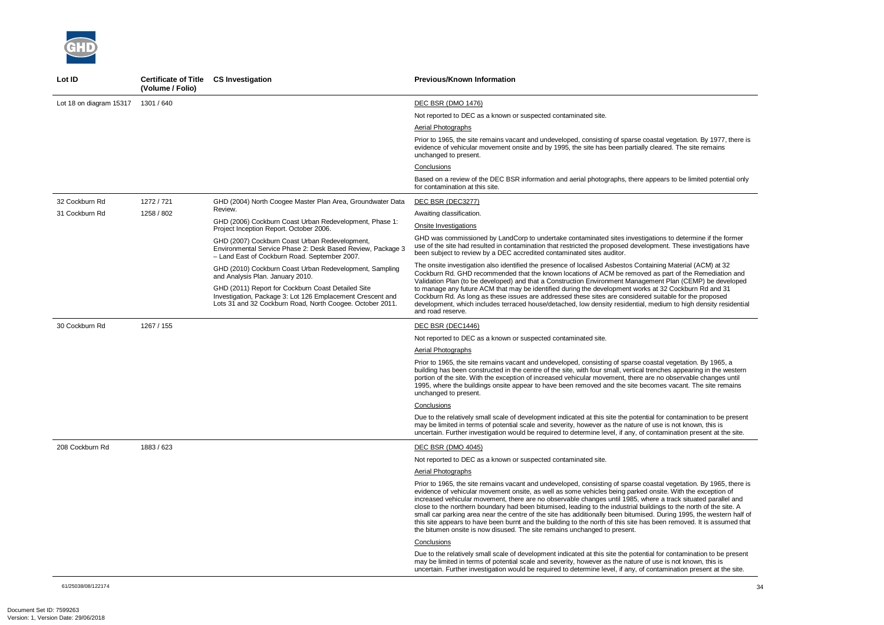| Lot ID | Certificate of Title (Volume / Folio) | CS Investigation | Previous/Known Information |
|---|---|---|---|
| Lot 18 on diagram 15317 | 1301 / 640 | | DEC BSR (DMO 1476)<br><br>Not reported to DEC as a known or suspected contaminated site.<br><br>Aerial Photographs<br><br>Prior to 1965, the site remains vacant and undeveloped, consisting of sparse coastal vegetation. By 1977, there is evidence of vehicular movement onsite and by 1995, the site has been partially cleared. The site remains unchanged to present.<br><br>Conclusions<br><br>Based on a review of the DEC BSR information and aerial photographs, there appears to be limited potential only for contamination at this site. |
| 32 Cockburn Rd<br><br>31 Cockburn Rd | 1272 / 721<br><br>1258 / 802 | GHD (2004) North Coogee Master Plan Area, Groundwater Data Review.<br><br>GHD (2006) Cockburn Coast Urban Redevelopment, Phase 1: Project Inception Report. October 2006.<br><br>GHD (2007) Cockburn Coast Urban Redevelopment, Environmental Service Phase 2: Desk Based Review, Package 3 – Land East of Cockburn Road. September 2007.<br><br>GHD (2010) Cockburn Coast Urban Redevelopment, Sampling and Analysis Plan. January 2010.<br><br>GHD (2011) Report for Cockburn Coast Detailed Site Investigation, Package 3: Lot 126 Emplacement Crescent and Lots 31 and 32 Cockburn Road, North Coogee. October 2011. | DEC BSR (DEC3277)<br><br>Awaiting classification.<br><br>Onsite Investigations<br><br>GHD was commissioned by LandCorp to undertake contaminated sites investigations to determine if the former use of the site had resulted in contamination that restricted the proposed development. These investigations have been subject to review by a DEC accredited contaminated sites auditor.<br><br>The onsite investigation also identified the presence of localised Asbestos Containing Material (ACM) at 32 Cockburn Rd. GHD recommended that the known locations of ACM be removed as part of the Remediation and Validation Plan (to be developed) and that a Construction Environment Management Plan (CEMP) be developed to manage any future ACM that may be identified during the development works at 32 Cockburn Rd and 31 Cockburn Rd. As long as these issues are addressed these sites are considered suitable for the proposed development, which includes terraced house/detached, low density residential, medium to high density residential and road reserve. |
| 30 Cockburn Rd | 1267 / 155 | | DEC BSR (DEC1446)<br><br>Not reported to DEC as a known or suspected contaminated site.<br><br>Aerial Photographs<br><br>Prior to 1965, the site remains vacant and undeveloped, consisting of sparse coastal vegetation. By 1965, a building has been constructed in the centre of the site, with four small, vertical trenches appearing in the western portion of the site. With the exception of increased vehicular movement, there are no observable changes until 1995, where the buildings onsite appear to have been removed and the site becomes vacant. The site remains unchanged to present.<br><br>Conclusions<br><br>Due to the relatively small scale of development indicated at this site the potential for contamination to be present may be limited in terms of potential scale and severity, however as the nature of use is not known, this is uncertain. Further investigation would be required to determine level, if any, of contamination present at the site. |
| 208 Cockburn Rd | 1883 / 623 | | DEC BSR (DMO 4045)<br><br>Not reported to DEC as a known or suspected contaminated site.<br><br>Aerial Photographs<br><br>Prior to 1965, the site remains vacant and undeveloped, consisting of sparse coastal vegetation. By 1965, there is evidence of vehicular movement onsite, as well as some vehicles being parked onsite. With the exception of increased vehicular movement, there are no observable changes until 1985, where a track situated parallel and close to the northern boundary had been bitumised, leading to the industrial buildings to the north of the site. A small car parking area near the centre of the site has additionally been bitumised. During 1995, the western half of this site appears to have been burnt and the building to the north of this site has been removed. It is assumed that the bitumen onsite is now disused. The site remains unchanged to present.<br><br>Conclusions<br><br>Due to the relatively small scale of development indicated at this site the potential for contamination to be present may be limited in terms of potential scale and severity, however as the nature of use is not known, this is uncertain. Further investigation would be required to determine level, if any, of contamination present at the site. |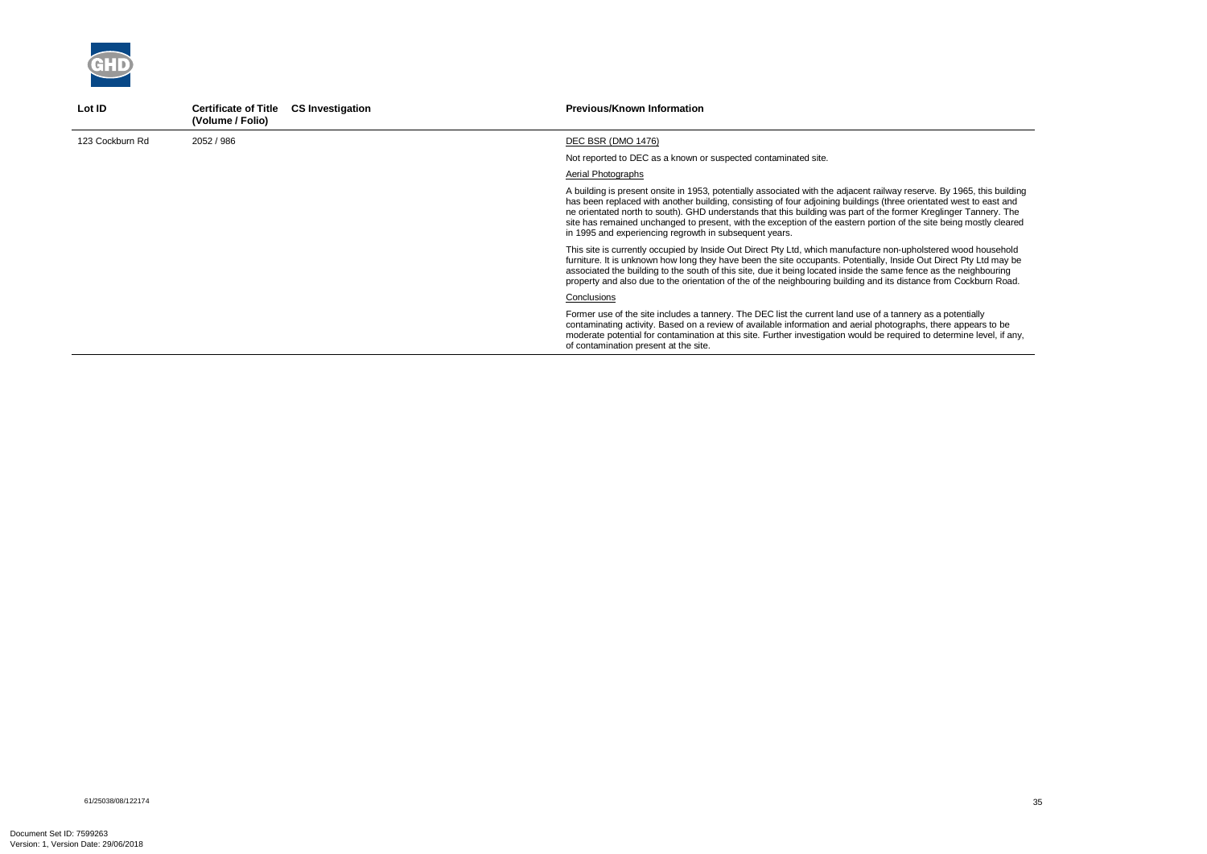| Lot ID | Certificate of Title (Volume / Folio) | CS Investigation | Previous/Known Information |
|---|---|---|---|
| 123 Cockburn Rd | 2052 / 986 | | DEC BSR (DMO 1476)<br><br>Not reported to DEC as a known or suspected contaminated site.<br><br>Aerial Photographs<br><br>A building is present onsite in 1953, potentially associated with the adjacent railway reserve. By 1965, this building has been replaced with another building, consisting of four adjoining buildings (three orientated west to east and ne orientated north to south). GHD understands that this building was part of the former Kreglinger Tannery. The site has remained unchanged to present, with the exception of the eastern portion of the site being mostly cleared in 1995 and experiencing regrowth in subsequent years.<br><br>This site is currently occupied by Inside Out Direct Pty Ltd, which manufacture non-upholstered wood household furniture. It is unknown how long they have been the site occupants. Potentially, Inside Out Direct Pty Ltd may be associated the building to the south of this site, due it being located inside the same fence as the neighbouring property and also due to the orientation of the of the neighbouring building and its distance from Cockburn Road.<br><br>Conclusions<br><br>Former use of the site includes a tannery. The DEC list the current land use of a tannery as a potentially contaminating activity. Based on a review of available information and aerial photographs, there appears to be moderate potential for contamination at this site. Further investigation would be required to determine level, if any, of contamination present at the site. |

61/25038/08/122174

Document Set ID: 7599263
Version: 1, Version Date: 29/06/2018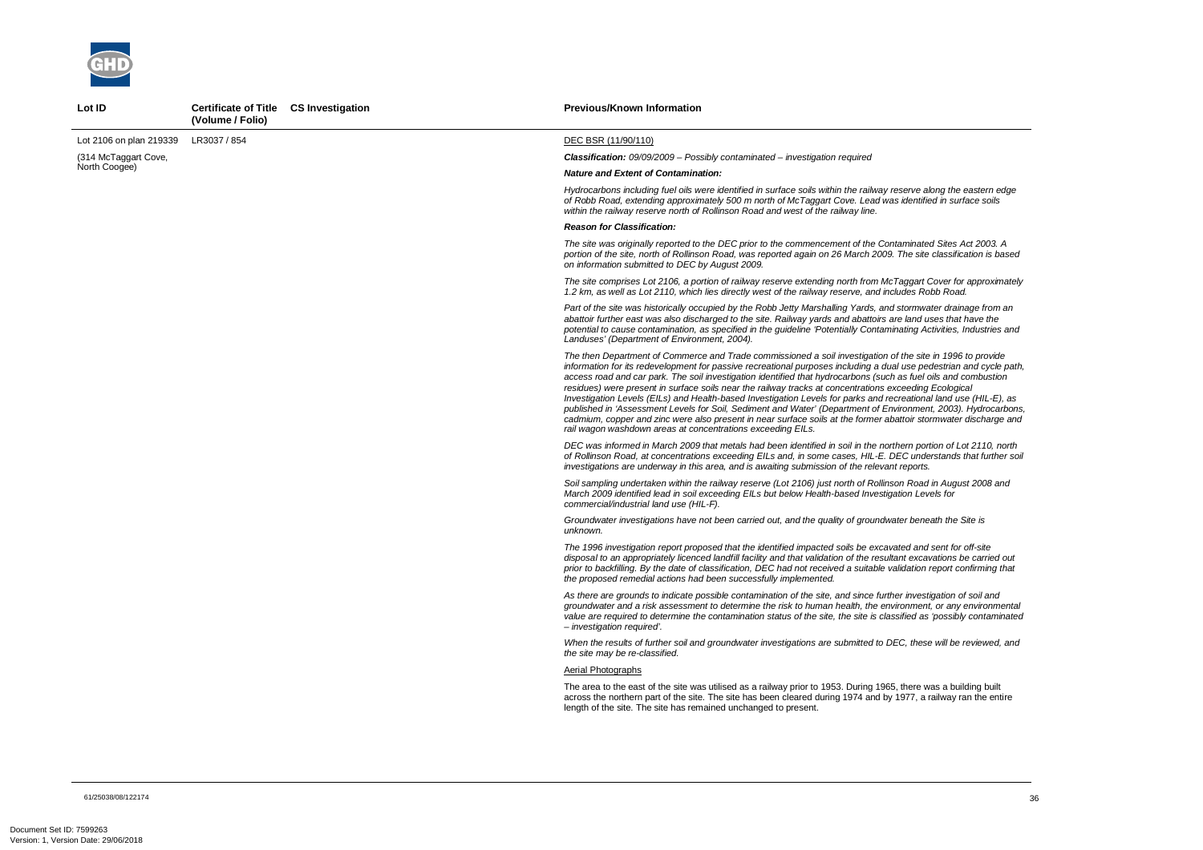| Lot ID | Certificate of Title (Volume / Folio) | CS Investigation | Previous/Known Information |
|---|---|---|---|
| Lot 2106 on plan 219339<br><br>(314 McTaggart Cove, North Coogee) | LR3037 / 854 | | DEC BSR (11/90/110)<br><br>***Classification:*** *09/09/2009 – Possibly contaminated – investigation required*<br><br>***Nature and Extent of Contamination:***<br><br>*Hydrocarbons including fuel oils were identified in surface soils within the railway reserve along the eastern edge of Robb Road, extending approximately 500 m north of McTaggart Cove. Lead was identified in surface soils within the railway reserve north of Rollinson Road and west of the railway line.*<br><br>***Reason for Classification:***<br><br>*The site was originally reported to the DEC prior to the commencement of the Contaminated Sites Act 2003. A portion of the site, north of Rollinson Road, was reported again on 26 March 2009. The site classification is based on information submitted to DEC by August 2009.*<br><br>*The site comprises Lot 2106, a portion of railway reserve extending north from McTaggart Cover for approximately 1.2 km, as well as Lot 2110, which lies directly west of the railway reserve, and includes Robb Road.*<br><br>*Part of the site was historically occupied by the Robb Jetty Marshalling Yards, and stormwater drainage from an abattoir further east was also discharged to the site. Railway yards and abattoirs are land uses that have the potential to cause contamination, as specified in the guideline 'Potentially Contaminating Activities, Industries and Landuses' (Department of Environment, 2004).*<br><br>*The then Department of Commerce and Trade commissioned a soil investigation of the site in 1996 to provide information for its redevelopment for passive recreational purposes including a dual use pedestrian and cycle path, access road and car park. The soil investigation identified that hydrocarbons (such as fuel oils and combustion residues) were present in surface soils near the railway tracks at concentrations exceeding Ecological Investigation Levels (EILs) and Health-based Investigation Levels for parks and recreational land use (HIL-E), as published in 'Assessment Levels for Soil, Sediment and Water' (Department of Environment, 2003). Hydrocarbons, cadmium, copper and zinc were also present in near surface soils at the former abattoir stormwater discharge and rail wagon washdown areas at concentrations exceeding EILs.*<br><br>*DEC was informed in March 2009 that metals had been identified in soil in the northern portion of Lot 2110, north of Rollinson Road, at concentrations exceeding EILs and, in some cases, HIL-E. DEC understands that further soil investigations are underway in this area, and is awaiting submission of the relevant reports.*<br><br>*Soil sampling undertaken within the railway reserve (Lot 2106) just north of Rollinson Road in August 2008 and March 2009 identified lead in soil exceeding EILs but below Health-based Investigation Levels for commercial/industrial land use (HIL-F).*<br><br>*Groundwater investigations have not been carried out, and the quality of groundwater beneath the Site is unknown.*<br><br>*The 1996 investigation report proposed that the identified impacted soils be excavated and sent for off-site disposal to an appropriately licenced landfill facility and that validation of the resultant excavations be carried out prior to backfilling. By the date of classification, DEC had not received a suitable validation report confirming that the proposed remedial actions had been successfully implemented.*<br><br>*As there are grounds to indicate possible contamination of the site, and since further investigation of soil and groundwater and a risk assessment to determine the risk to human health, the environment, or any environmental value are required to determine the contamination status of the site, the site is classified as 'possibly contaminated – investigation required'.*<br><br>*When the results of further soil and groundwater investigations are submitted to DEC, these will be reviewed, and the site may be re-classified.*<br><br>Aerial Photographs<br><br>The area to the east of the site was utilised as a railway prior to 1953. During 1965, there was a building built across the northern part of the site. The site has been cleared during 1974 and by 1977, a railway ran the entire length of the site. The site has remained unchanged to present. |

61/25038/08/122174

Document Set ID: 7599263
Version: 1, Version Date: 29/06/2018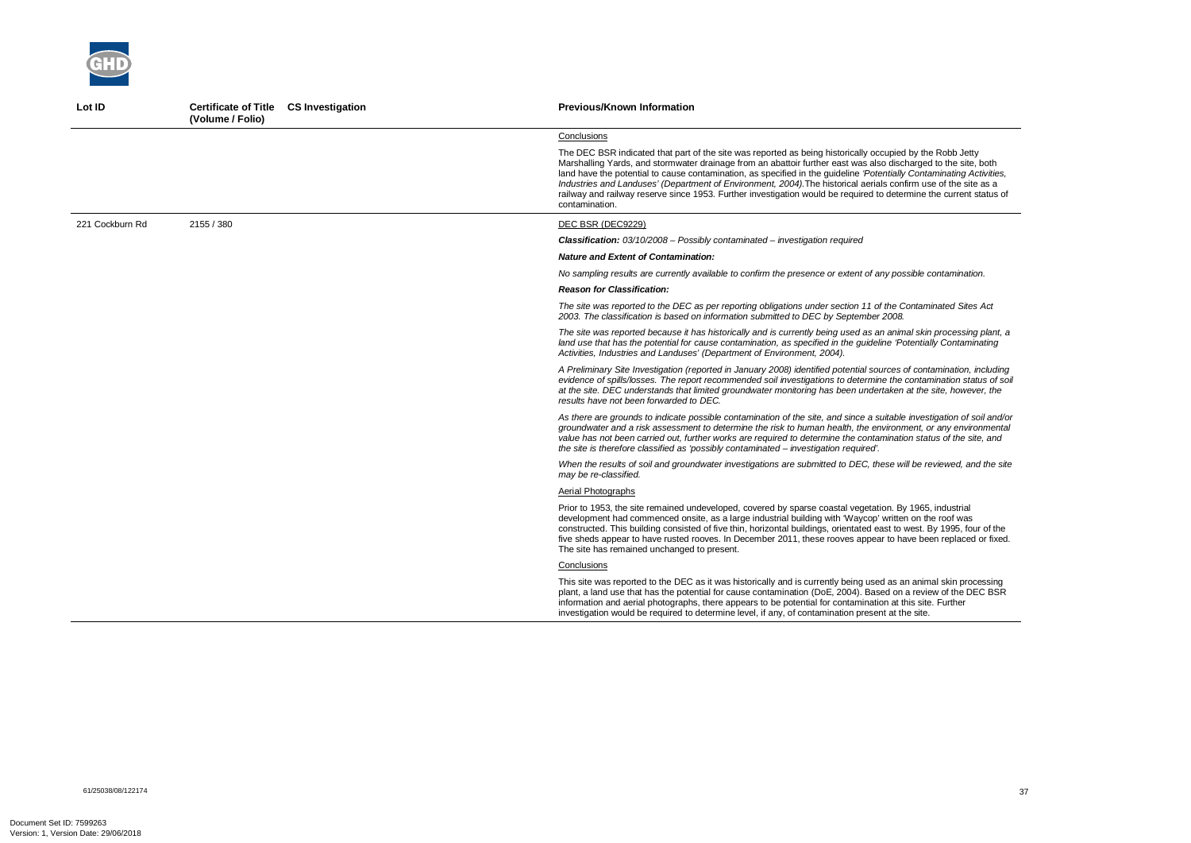| Lot ID | Certificate of Title (Volume / Folio) | CS Investigation | Previous/Known Information |
|---|---|---|---|
| | | | Conclusions<br><br>The DEC BSR indicated that part of the site was reported as being historically occupied by the Robb Jetty Marshalling Yards, and stormwater drainage from an abattoir further east was also discharged to the site, both land have the potential to cause contamination, as specified in the guideline *'Potentially Contaminating Activities, Industries and Landuses' (Department of Environment, 2004).* The historical aerials confirm use of the site as a railway and railway reserve since 1953. Further investigation would be required to determine the current status of contamination. |
| 221 Cockburn Rd | 2155 / 380 | | DEC BSR (DEC9229)<br><br>***Classification:*** *03/10/2008 – Possibly contaminated – investigation required*<br><br>***Nature and Extent of Contamination:***<br><br>*No sampling results are currently available to confirm the presence or extent of any possible contamination.*<br><br>***Reason for Classification:***<br><br>*The site was reported to the DEC as per reporting obligations under section 11 of the Contaminated Sites Act 2003. The classification is based on information submitted to DEC by September 2008.*<br><br>*The site was reported because it has historically and is currently being used as an animal skin processing plant, a land use that has the potential for cause contamination, as specified in the guideline 'Potentially Contaminating Activities, Industries and Landuses' (Department of Environment, 2004).*<br><br>*A Preliminary Site Investigation (reported in January 2008) identified potential sources of contamination, including evidence of spills/losses. The report recommended soil investigations to determine the contamination status of soil at the site. DEC understands that limited groundwater monitoring has been undertaken at the site, however, the results have not been forwarded to DEC.*<br><br>*As there are grounds to indicate possible contamination of the site, and since a suitable investigation of soil and/or groundwater and a risk assessment to determine the risk to human health, the environment, or any environmental value has not been carried out, further works are required to determine the contamination status of the site, and the site is therefore classified as 'possibly contaminated – investigation required'.*<br><br>*When the results of soil and groundwater investigations are submitted to DEC, these will be reviewed, and the site may be re-classified.*<br><br>Aerial Photographs<br><br>Prior to 1953, the site remained undeveloped, covered by sparse coastal vegetation. By 1965, industrial development had commenced onsite, as a large industrial building with 'Waycop' written on the roof was constructed. This building consisted of five thin, horizontal buildings, orientated east to west. By 1995, four of the five sheds appear to have rusted rooves. In December 2011, these rooves appear to have been replaced or fixed. The site has remained unchanged to present.<br><br>Conclusions<br><br>This site was reported to the DEC as it was historically and is currently being used as an animal skin processing plant, a land use that has the potential for cause contamination (DoE, 2004). Based on a review of the DEC BSR information and aerial photographs, there appears to be potential for contamination at this site. Further investigation would be required to determine level, if any, of contamination present at the site. |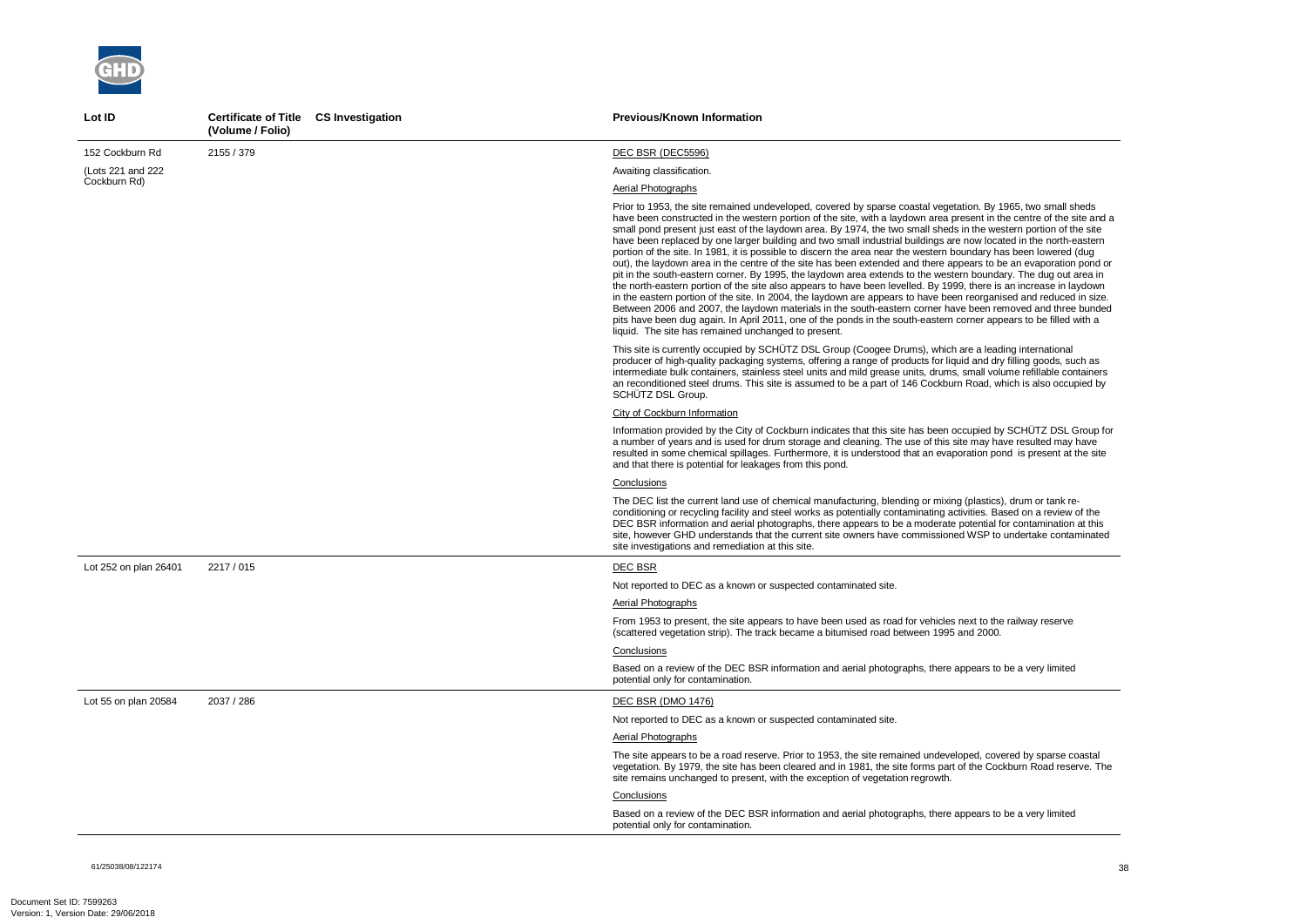| Lot ID | Certificate of Title (Volume / Folio) | CS Investigation | Previous/Known Information |
|---|---|---|---|
| 152 Cockburn Rd<br><br>(Lots 221 and 222 Cockburn Rd) | 2155 / 379 | | DEC BSR (DEC5596)<br><br>Awaiting classification.<br><br>Aerial Photographs<br><br>Prior to 1953, the site remained undeveloped, covered by sparse coastal vegetation. By 1965, two small sheds have been constructed in the western portion of the site, with a laydown area present in the centre of the site and a small pond present just east of the laydown area. By 1974, the two small sheds in the western portion of the site have been replaced by one larger building and two small industrial buildings are now located in the north-eastern portion of the site. In 1981, it is possible to discern the area near the western boundary has been lowered (dug out), the laydown area in the centre of the site has been extended and there appears to be an evaporation pond or pit in the south-eastern corner. By 1995, the laydown area extends to the western boundary. The dug out area in the north-eastern portion of the site also appears to have been levelled. By 1999, there is an increase in laydown in the eastern portion of the site. In 2004, the laydown are appears to have been reorganised and reduced in size. Between 2006 and 2007, the laydown materials in the south-eastern corner have been removed and three bunded pits have been dug again. In April 2011, one of the ponds in the south-eastern corner appears to be filled with a liquid. The site has remained unchanged to present.<br><br>This site is currently occupied by SCHÜTZ DSL Group (Coogee Drums), which are a leading international producer of high-quality packaging systems, offering a range of products for liquid and dry filling goods, such as intermediate bulk containers, stainless steel units and mild grease units, drums, small volume refillable containers an reconditioned steel drums. This site is assumed to be a part of 146 Cockburn Road, which is also occupied by SCHÜTZ DSL Group.<br><br>City of Cockburn Information<br><br>Information provided by the City of Cockburn indicates that this site has been occupied by SCHÜTZ DSL Group for a number of years and is used for drum storage and cleaning. The use of this site may have resulted may have resulted in some chemical spillages. Furthermore, it is understood that an evaporation pond is present at the site and that there is potential for leakages from this pond.<br><br>Conclusions<br><br>The DEC list the current land use of chemical manufacturing, blending or mixing (plastics), drum or tank re-conditioning or recycling facility and steel works as potentially contaminating activities. Based on a review of the DEC BSR information and aerial photographs, there appears to be a moderate potential for contamination at this site, however GHD understands that the current site owners have commissioned WSP to undertake contaminated site investigations and remediation at this site. |
| Lot 252 on plan 26401 | 2217 / 015 | | DEC BSR<br><br>Not reported to DEC as a known or suspected contaminated site.<br><br>Aerial Photographs<br><br>From 1953 to present, the site appears to have been used as road for vehicles next to the railway reserve (scattered vegetation strip). The track became a bitumised road between 1995 and 2000.<br><br>Conclusions<br><br>Based on a review of the DEC BSR information and aerial photographs, there appears to be a very limited potential only for contamination. |
| Lot 55 on plan 20584 | 2037 / 286 | | DEC BSR (DMO 1476)<br><br>Not reported to DEC as a known or suspected contaminated site.<br><br>Aerial Photographs<br><br>The site appears to be a road reserve. Prior to 1953, the site remained undeveloped, covered by sparse coastal vegetation. By 1979, the site has been cleared and in 1981, the site forms part of the Cockburn Road reserve. The site remains unchanged to present, with the exception of vegetation regrowth.<br><br>Conclusions<br><br>Based on a review of the DEC BSR information and aerial photographs, there appears to be a very limited potential only for contamination. |

61/25038/08/122174

Document Set ID: 7599263
Version: 1, Version Date: 29/06/2018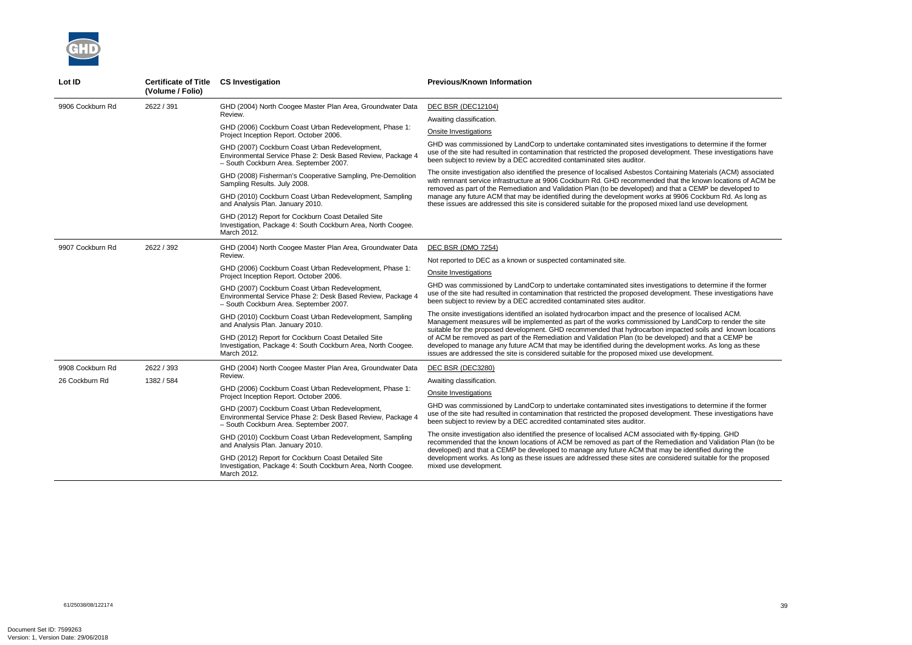| Lot ID | Certificate of Title (Volume / Folio) | CS Investigation | Previous/Known Information |
|---|---|---|---|
| 9906 Cockburn Rd | 2622 / 391 | GHD (2004) North Coogee Master Plan Area, Groundwater Data Review.<br><br>GHD (2006) Cockburn Coast Urban Redevelopment, Phase 1: Project Inception Report. October 2006.<br><br>GHD (2007) Cockburn Coast Urban Redevelopment, Environmental Service Phase 2: Desk Based Review, Package 4 – South Cockburn Area. September 2007.<br><br>GHD (2008) Fisherman's Cooperative Sampling, Pre-Demolition Sampling Results. July 2008.<br><br>GHD (2010) Cockburn Coast Urban Redevelopment, Sampling and Analysis Plan. January 2010.<br><br>GHD (2012) Report for Cockburn Coast Detailed Site Investigation, Package 4: South Cockburn Area, North Coogee. March 2012. | DEC BSR (DEC12104)<br><br>Awaiting classification.<br><br>Onsite Investigations<br><br>GHD was commissioned by LandCorp to undertake contaminated sites investigations to determine if the former use of the site had resulted in contamination that restricted the proposed development. These investigations have been subject to review by a DEC accredited contaminated sites auditor.<br><br>The onsite investigation also identified the presence of localised Asbestos Containing Materials (ACM) associated with remnant service infrastructure at 9906 Cockburn Rd. GHD recommended that the known locations of ACM be removed as part of the Remediation and Validation Plan (to be developed) and that a CEMP be developed to manage any future ACM that may be identified during the development works at 9906 Cockburn Rd. As long as these issues are addressed this site is considered suitable for the proposed mixed land use development. |
| 9907 Cockburn Rd | 2622 / 392 | GHD (2004) North Coogee Master Plan Area, Groundwater Data Review.<br><br>GHD (2006) Cockburn Coast Urban Redevelopment, Phase 1: Project Inception Report. October 2006.<br><br>GHD (2007) Cockburn Coast Urban Redevelopment, Environmental Service Phase 2: Desk Based Review, Package 4 – South Cockburn Area. September 2007.<br><br>GHD (2010) Cockburn Coast Urban Redevelopment, Sampling and Analysis Plan. January 2010.<br><br>GHD (2012) Report for Cockburn Coast Detailed Site Investigation, Package 4: South Cockburn Area, North Coogee. March 2012. | DEC BSR (DMO 7254)<br><br>Not reported to DEC as a known or suspected contaminated site.<br><br>Onsite Investigations<br><br>GHD was commissioned by LandCorp to undertake contaminated sites investigations to determine if the former use of the site had resulted in contamination that restricted the proposed development. These investigations have been subject to review by a DEC accredited contaminated sites auditor.<br><br>The onsite investigations identified an isolated hydrocarbon impact and the presence of localised ACM. Management measures will be implemented as part of the works commissioned by LandCorp to render the site suitable for the proposed development. GHD recommended that hydrocarbon impacted soils and known locations of ACM be removed as part of the Remediation and Validation Plan (to be developed) and that a CEMP be developed to manage any future ACM that may be identified during the development works. As long as these issues are addressed the site is considered suitable for the proposed mixed use development. |
| 9908 Cockburn Rd<br><br>26 Cockburn Rd | 2622 / 393<br><br>1382 / 584 | GHD (2004) North Coogee Master Plan Area, Groundwater Data Review.<br><br>GHD (2006) Cockburn Coast Urban Redevelopment, Phase 1: Project Inception Report. October 2006.<br><br>GHD (2007) Cockburn Coast Urban Redevelopment, Environmental Service Phase 2: Desk Based Review, Package 4 – South Cockburn Area. September 2007.<br><br>GHD (2010) Cockburn Coast Urban Redevelopment, Sampling and Analysis Plan. January 2010.<br><br>GHD (2012) Report for Cockburn Coast Detailed Site Investigation, Package 4: South Cockburn Area, North Coogee. March 2012. | DEC BSR (DEC3280)<br><br>Awaiting classification.<br><br>Onsite Investigations<br><br>GHD was commissioned by LandCorp to undertake contaminated sites investigations to determine if the former use of the site had resulted in contamination that restricted the proposed development. These investigations have been subject to review by a DEC accredited contaminated sites auditor.<br><br>The onsite investigation also identified the presence of localised ACM associated with fly-tipping. GHD recommended that the known locations of ACM be removed as part of the Remediation and Validation Plan (to be developed) and that a CEMP be developed to manage any future ACM that may be identified during the development works. As long as these issues are addressed these sites are considered suitable for the proposed mixed use development. |

61/25038/08/122174

Document Set ID: 7599263
Version: 1, Version Date: 29/06/2018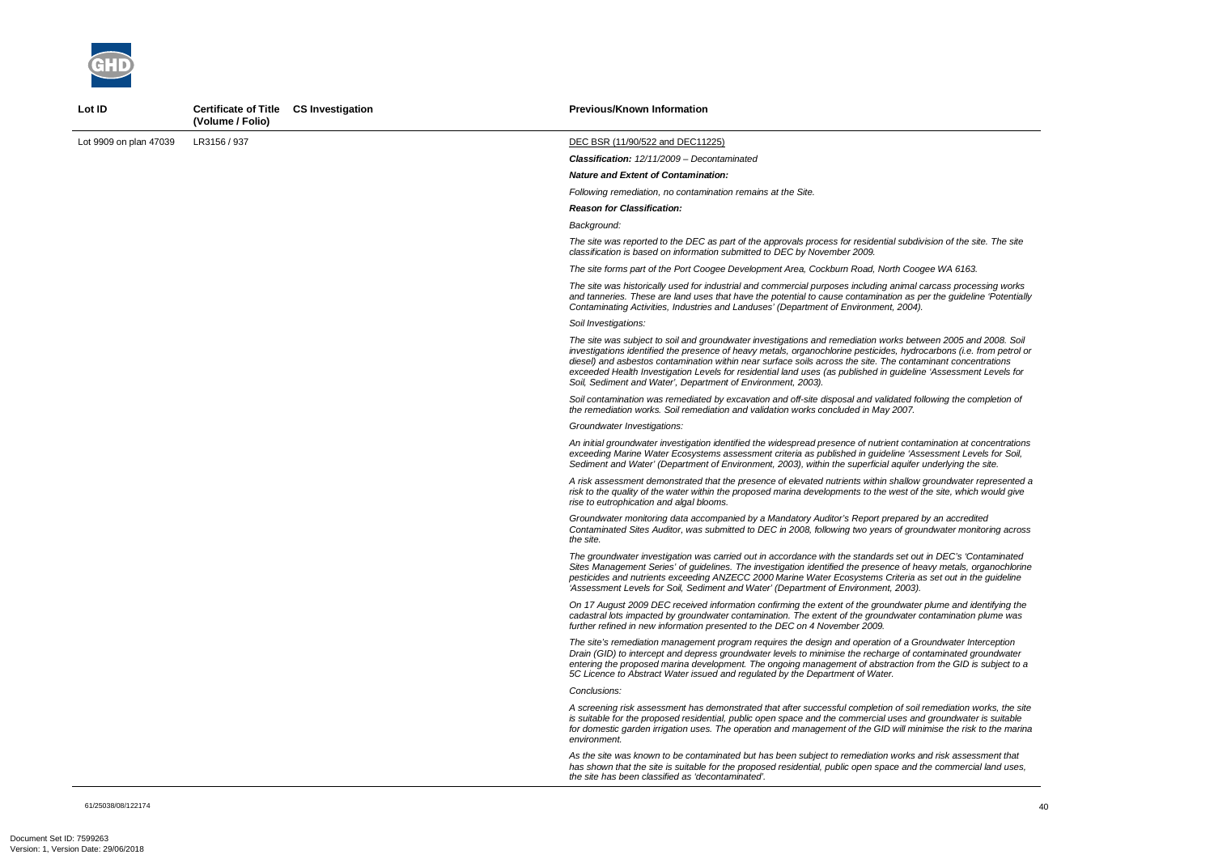| Lot ID | Certificate of Title (Volume / Folio) | CS Investigation | Previous/Known Information |
|---|---|---|---|
| Lot 9909 on plan 47039 | LR3156 / 937 | | DEC BSR (11/90/522 and DEC11225)<br><br>***Classification:*** *12/11/2009 – Decontaminated*<br><br>***Nature and Extent of Contamination:***<br><br>*Following remediation, no contamination remains at the Site.*<br><br>***Reason for Classification:***<br><br>*Background:*<br><br>*The site was reported to the DEC as part of the approvals process for residential subdivision of the site. The site classification is based on information submitted to DEC by November 2009.*<br><br>*The site forms part of the Port Coogee Development Area, Cockburn Road, North Coogee WA 6163.*<br><br>*The site was historically used for industrial and commercial purposes including animal carcass processing works and tanneries. These are land uses that have the potential to cause contamination as per the guideline 'Potentially Contaminating Activities, Industries and Landuses' (Department of Environment, 2004).*<br><br>*Soil Investigations:*<br><br>*The site was subject to soil and groundwater investigations and remediation works between 2005 and 2008. Soil investigations identified the presence of heavy metals, organochlorine pesticides, hydrocarbons (i.e. from petrol or diesel) and asbestos contamination within near surface soils across the site. The contaminant concentrations exceeded Health Investigation Levels for residential land uses (as published in guideline 'Assessment Levels for Soil, Sediment and Water', Department of Environment, 2003).*<br><br>*Soil contamination was remediated by excavation and off-site disposal and validated following the completion of the remediation works. Soil remediation and validation works concluded in May 2007.*<br><br>*Groundwater Investigations:*<br><br>*An initial groundwater investigation identified the widespread presence of nutrient contamination at concentrations exceeding Marine Water Ecosystems assessment criteria as published in guideline 'Assessment Levels for Soil, Sediment and Water' (Department of Environment, 2003), within the superficial aquifer underlying the site.*<br><br>*A risk assessment demonstrated that the presence of elevated nutrients within shallow groundwater represented a risk to the quality of the water within the proposed marina developments to the west of the site, which would give rise to eutrophication and algal blooms.*<br><br>*Groundwater monitoring data accompanied by a Mandatory Auditor's Report prepared by an accredited Contaminated Sites Auditor, was submitted to DEC in 2008, following two years of groundwater monitoring across the site.*<br><br>*The groundwater investigation was carried out in accordance with the standards set out in DEC's 'Contaminated Sites Management Series' of guidelines. The investigation identified the presence of heavy metals, organochlorine pesticides and nutrients exceeding ANZECC 2000 Marine Water Ecosystems Criteria as set out in the guideline 'Assessment Levels for Soil, Sediment and Water' (Department of Environment, 2003).*<br><br>*On 17 August 2009 DEC received information confirming the extent of the groundwater plume and identifying the cadastral lots impacted by groundwater contamination. The extent of the groundwater contamination plume was further refined in new information presented to the DEC on 4 November 2009.*<br><br>*The site's remediation management program requires the design and operation of a Groundwater Interception Drain (GID) to intercept and depress groundwater levels to minimise the recharge of contaminated groundwater entering the proposed marina development. The ongoing management of abstraction from the GID is subject to a 5C Licence to Abstract Water issued and regulated by the Department of Water.*<br><br>*Conclusions:*<br><br>*A screening risk assessment has demonstrated that after successful completion of soil remediation works, the site is suitable for the proposed residential, public open space and the commercial uses and groundwater is suitable for domestic garden irrigation uses. The operation and management of the GID will minimise the risk to the marina environment.*<br><br>*As the site was known to be contaminated but has been subject to remediation works and risk assessment that has shown that the site is suitable for the proposed residential, public open space and the commercial land uses, the site has been classified as 'decontaminated'.* |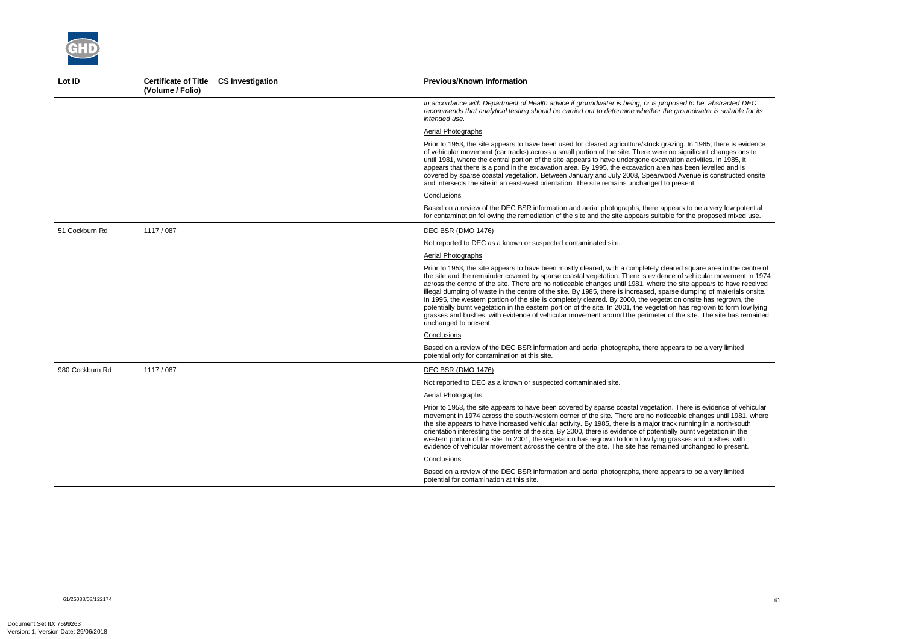| Lot ID | Certificate of Title (Volume / Folio) | CS Investigation | Previous/Known Information |
|---|---|---|---|
| | | | *In accordance with Department of Health advice if groundwater is being, or is proposed to be, abstracted DEC recommends that analytical testing should be carried out to determine whether the groundwater is suitable for its intended use.*<br><br>Aerial Photographs<br><br>Prior to 1953, the site appears to have been used for cleared agriculture/stock grazing. In 1965, there is evidence of vehicular movement (car tracks) across a small portion of the site. There were no significant changes onsite until 1981, where the central portion of the site appears to have undergone excavation activities. In 1985, it appears that there is a pond in the excavation area. By 1995, the excavation area has been levelled and is covered by sparse coastal vegetation. Between January and July 2008, Spearwood Avenue is constructed onsite and intersects the site in an east-west orientation. The site remains unchanged to present.<br><br>Conclusions<br><br>Based on a review of the DEC BSR information and aerial photographs, there appears to be a very low potential for contamination following the remediation of the site and the site appears suitable for the proposed mixed use. |
| 51 Cockburn Rd | 1117 / 087 | | DEC BSR (DMO 1476)<br><br>Not reported to DEC as a known or suspected contaminated site.<br><br>Aerial Photographs<br><br>Prior to 1953, the site appears to have been mostly cleared, with a completely cleared square area in the centre of the site and the remainder covered by sparse coastal vegetation. There is evidence of vehicular movement in 1974 across the centre of the site. There are no noticeable changes until 1981, where the site appears to have received illegal dumping of waste in the centre of the site. By 1985, there is increased, sparse dumping of materials onsite. In 1995, the western portion of the site is completely cleared. By 2000, the vegetation onsite has regrown, the potentially burnt vegetation in the eastern portion of the site. In 2001, the vegetation has regrown to form low lying grasses and bushes, with evidence of vehicular movement around the perimeter of the site. The site has remained unchanged to present.<br><br>Conclusions<br><br>Based on a review of the DEC BSR information and aerial photographs, there appears to be a very limited potential only for contamination at this site. |
| 980 Cockburn Rd | 1117 / 087 | | DEC BSR (DMO 1476)<br><br>Not reported to DEC as a known or suspected contaminated site.<br><br>Aerial Photographs<br><br>Prior to 1953, the site appears to have been covered by sparse coastal vegetation. There is evidence of vehicular movement in 1974 across the south-western corner of the site. There are no noticeable changes until 1981, where the site appears to have increased vehicular activity. By 1985, there is a major track running in a north-south orientation interesting the centre of the site. By 2000, there is evidence of potentially burnt vegetation in the western portion of the site. In 2001, the vegetation has regrown to form low lying grasses and bushes, with evidence of vehicular movement across the centre of the site. The site has remained unchanged to present.<br><br>Conclusions<br><br>Based on a review of the DEC BSR information and aerial photographs, there appears to be a very limited potential for contamination at this site. |

61/25038/08/122174

Document Set ID: 7599263
Version: 1, Version Date: 29/06/2018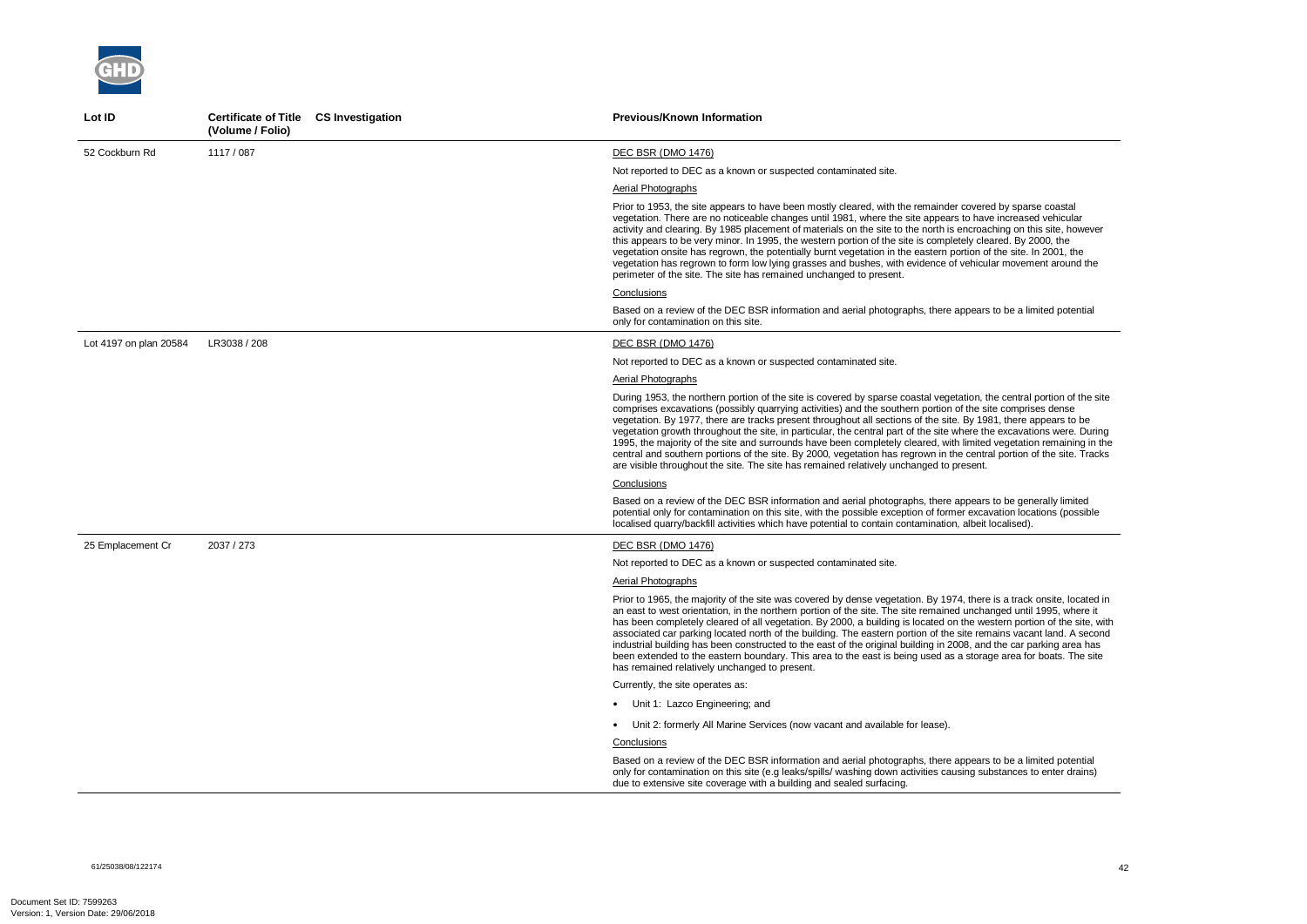| Lot ID | Certificate of Title (Volume / Folio) | CS Investigation | Previous/Known Information |
|---|---|---|---|
| 52 Cockburn Rd | 1117 / 087 | | DEC BSR (DMO 1476)<br><br>Not reported to DEC as a known or suspected contaminated site.<br><br>Aerial Photographs<br><br>Prior to 1953, the site appears to have been mostly cleared, with the remainder covered by sparse coastal vegetation. There are no noticeable changes until 1981, where the site appears to have increased vehicular activity and clearing. By 1985 placement of materials on the site to the north is encroaching on this site, however this appears to be very minor. In 1995, the western portion of the site is completely cleared. By 2000, the vegetation onsite has regrown, the potentially burnt vegetation in the eastern portion of the site. In 2001, the vegetation has regrown to form low lying grasses and bushes, with evidence of vehicular movement around the perimeter of the site. The site has remained unchanged to present.<br><br>Conclusions<br><br>Based on a review of the DEC BSR information and aerial photographs, there appears to be a limited potential only for contamination on this site. |
| Lot 4197 on plan 20584 | LR3038 / 208 | | DEC BSR (DMO 1476)<br><br>Not reported to DEC as a known or suspected contaminated site.<br><br>Aerial Photographs<br><br>During 1953, the northern portion of the site is covered by sparse coastal vegetation, the central portion of the site comprises excavations (possibly quarrying activities) and the southern portion of the site comprises dense vegetation. By 1977, there are tracks present throughout all sections of the site. By 1981, there appears to be vegetation growth throughout the site, in particular, the central part of the site where the excavations were. During 1995, the majority of the site and surrounds have been completely cleared, with limited vegetation remaining in the central and southern portions of the site. By 2000, vegetation has regrown in the central portion of the site. Tracks are visible throughout the site. The site has remained relatively unchanged to present.<br><br>Conclusions<br><br>Based on a review of the DEC BSR information and aerial photographs, there appears to be generally limited potential only for contamination on this site, with the possible exception of former excavation locations (possible localised quarry/backfill activities which have potential to contain contamination, albeit localised). |
| 25 Emplacement Cr | 2037 / 273 | | DEC BSR (DMO 1476)<br><br>Not reported to DEC as a known or suspected contaminated site.<br><br>Aerial Photographs<br><br>Prior to 1965, the majority of the site was covered by dense vegetation. By 1974, there is a track onsite, located in an east to west orientation, in the northern portion of the site. The site remained unchanged until 1995, where it has been completely cleared of all vegetation. By 2000, a building is located on the western portion of the site, with associated car parking located north of the building. The eastern portion of the site remains vacant land. A second industrial building has been constructed to the east of the original building in 2008, and the car parking area has been extended to the eastern boundary. This area to the east is being used as a storage area for boats. The site has remained relatively unchanged to present.<br><br>Currently, the site operates as:<br><br>• Unit 1: Lazco Engineering; and<br><br>• Unit 2: formerly All Marine Services (now vacant and available for lease).<br><br>Conclusions<br><br>Based on a review of the DEC BSR information and aerial photographs, there appears to be a limited potential only for contamination on this site (e.g leaks/spills/ washing down activities causing substances to enter drains) due to extensive site coverage with a building and sealed surfacing. |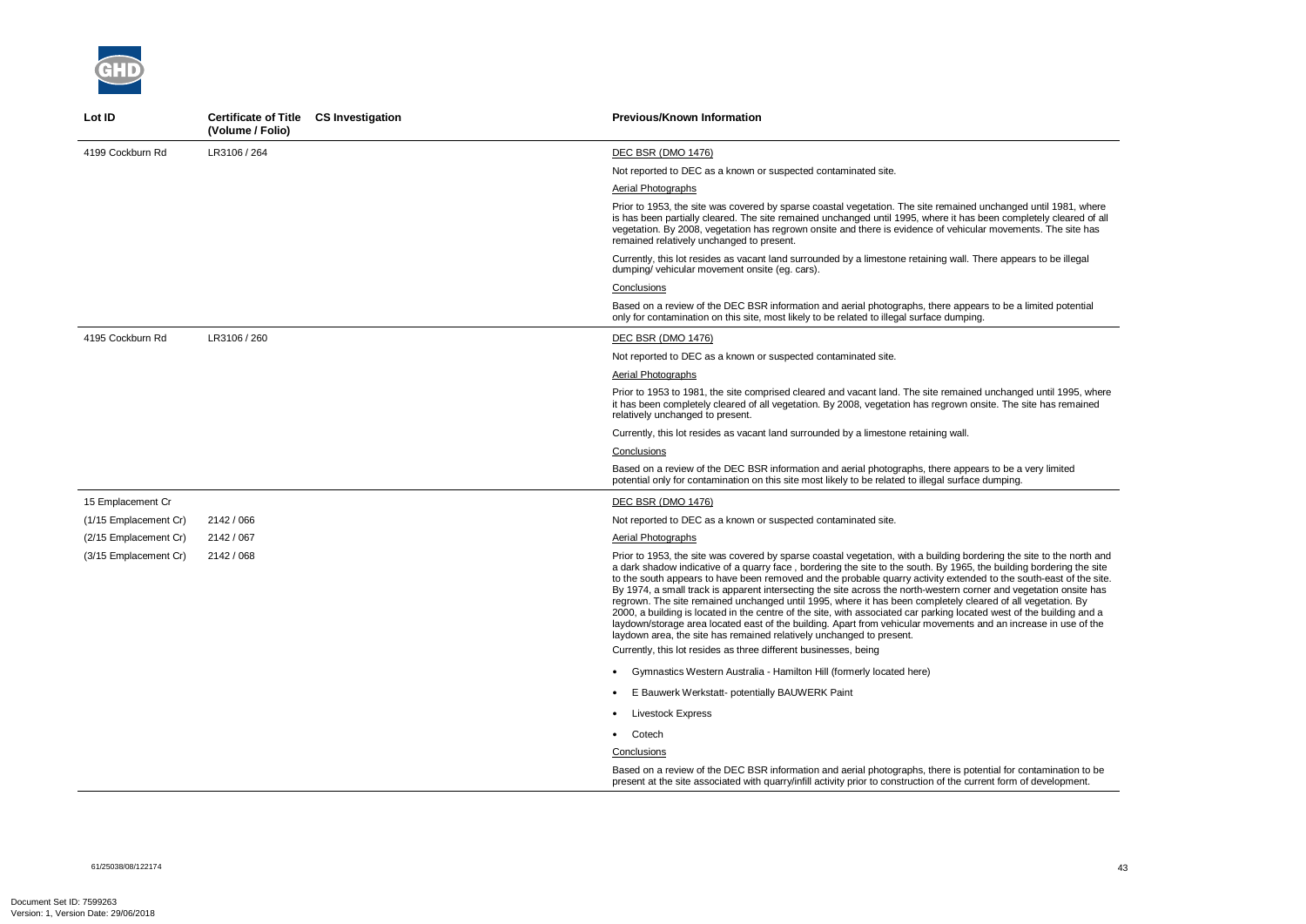| Lot ID | Certificate of Title (Volume / Folio) | CS Investigation | Previous/Known Information |
|---|---|---|---|
| 4199 Cockburn Rd | LR3106 / 264 | | DEC BSR (DMO 1476)<br><br>Not reported to DEC as a known or suspected contaminated site.<br><br>Aerial Photographs<br><br>Prior to 1953, the site was covered by sparse coastal vegetation. The site remained unchanged until 1981, where is has been partially cleared. The site remained unchanged until 1995, where it has been completely cleared of all vegetation. By 2008, vegetation has regrown onsite and there is evidence of vehicular movements. The site has remained relatively unchanged to present.<br><br>Currently, this lot resides as vacant land surrounded by a limestone retaining wall. There appears to be illegal dumping/ vehicular movement onsite (eg. cars).<br><br>Conclusions<br><br>Based on a review of the DEC BSR information and aerial photographs, there appears to be a limited potential only for contamination on this site, most likely to be related to illegal surface dumping. |
| 4195 Cockburn Rd | LR3106 / 260 | | DEC BSR (DMO 1476)<br><br>Not reported to DEC as a known or suspected contaminated site.<br><br>Aerial Photographs<br><br>Prior to 1953 to 1981, the site comprised cleared and vacant land. The site remained unchanged until 1995, where it has been completely cleared of all vegetation. By 2008, vegetation has regrown onsite. The site has remained relatively unchanged to present.<br><br>Currently, this lot resides as vacant land surrounded by a limestone retaining wall.<br><br>Conclusions<br><br>Based on a review of the DEC BSR information and aerial photographs, there appears to be a very limited potential only for contamination on this site most likely to be related to illegal surface dumping. |
| 15 Emplacement Cr<br>(1/15 Emplacement Cr)<br>(2/15 Emplacement Cr)<br>(3/15 Emplacement Cr) | <br>2142 / 066<br>2142 / 067<br>2142 / 068 | | DEC BSR (DMO 1476)<br><br>Not reported to DEC as a known or suspected contaminated site.<br><br>Aerial Photographs<br><br>Prior to 1953, the site was covered by sparse coastal vegetation, with a building bordering the site to the north and a dark shadow indicative of a quarry face , bordering the site to the south. By 1965, the building bordering the site to the south appears to have been removed and the probable quarry activity extended to the south-east of the site. By 1974, a small track is apparent intersecting the site across the north-western corner and vegetation onsite has regrown. The site remained unchanged until 1995, where it has been completely cleared of all vegetation. By 2000, a building is located in the centre of the site, with associated car parking located west of the building and a laydown/storage area located east of the building. Apart from vehicular movements and an increase in use of the laydown area, the site has remained relatively unchanged to present.<br>Currently, this lot resides as three different businesses, being<br><br>• Gymnastics Western Australia - Hamilton Hill (formerly located here)<br>• E Bauwerk Werkstatt- potentially BAUWERK Paint<br>• Livestock Express<br>• Cotech<br><br>Conclusions<br><br>Based on a review of the DEC BSR information and aerial photographs, there is potential for contamination to be present at the site associated with quarry/infill activity prior to construction of the current form of development. |

61/25038/08/122174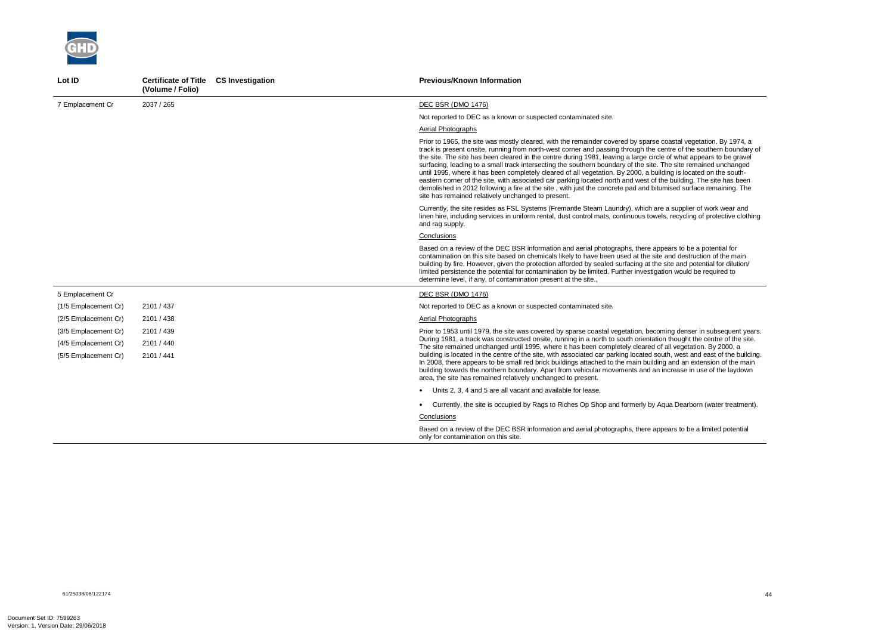| Lot ID | Certificate of Title (Volume / Folio) | CS Investigation | Previous/Known Information |
|---|---|---|---|
| 7 Emplacement Cr | 2037 / 265 | | DEC BSR (DMO 1476)<br><br>Not reported to DEC as a known or suspected contaminated site.<br><br>Aerial Photographs<br><br>Prior to 1965, the site was mostly cleared, with the remainder covered by sparse coastal vegetation. By 1974, a track is present onsite, running from north-west corner and passing through the centre of the southern boundary of the site. The site has been cleared in the centre during 1981, leaving a large circle of what appears to be gravel surfacing, leading to a small track intersecting the southern boundary of the site. The site remained unchanged until 1995, where it has been completely cleared of all vegetation. By 2000, a building is located on the south-eastern corner of the site, with associated car parking located north and west of the building. The site has been demolished in 2012 following a fire at the site , with just the concrete pad and bitumised surface remaining. The site has remained relatively unchanged to present.<br><br>Currently, the site resides as FSL Systems (Fremantle Steam Laundry), which are a supplier of work wear and linen hire, including services in uniform rental, dust control mats, continuous towels, recycling of protective clothing and rag supply.<br><br>Conclusions<br><br>Based on a review of the DEC BSR information and aerial photographs, there appears to be a potential for contamination on this site based on chemicals likely to have been used at the site and destruction of the main building by fire. However, given the protection afforded by sealed surfacing at the site and potential for dilution/ limited persistence the potential for contamination by be limited. Further investigation would be required to determine level, if any, of contamination present at the site., |
| 5 Emplacement Cr<br>(1/5 Emplacement Cr)<br>(2/5 Emplacement Cr)<br>(3/5 Emplacement Cr)<br>(4/5 Emplacement Cr)<br>(5/5 Emplacement Cr) | <br>2101 / 437<br>2101 / 438<br>2101 / 439<br>2101 / 440<br>2101 / 441 | | DEC BSR (DMO 1476)<br><br>Not reported to DEC as a known or suspected contaminated site.<br><br>Aerial Photographs<br><br>Prior to 1953 until 1979, the site was covered by sparse coastal vegetation, becoming denser in subsequent years. During 1981, a track was constructed onsite, running in a north to south orientation thought the centre of the site. The site remained unchanged until 1995, where it has been completely cleared of all vegetation. By 2000, a building is located in the centre of the site, with associated car parking located south, west and east of the building. In 2008, there appears to be small red brick buildings attached to the main building and an extension of the main building towards the northern boundary. Apart from vehicular movements and an increase in use of the laydown area, the site has remained relatively unchanged to present.<br><br>• Units 2, 3, 4 and 5 are all vacant and available for lease.<br><br>• Currently, the site is occupied by Rags to Riches Op Shop and formerly by Aqua Dearborn (water treatment).<br><br>Conclusions<br><br>Based on a review of the DEC BSR information and aerial photographs, there appears to be a limited potential only for contamination on this site. |

61/25038/08/122174

Document Set ID: 7599263
Version: 1, Version Date: 29/06/2018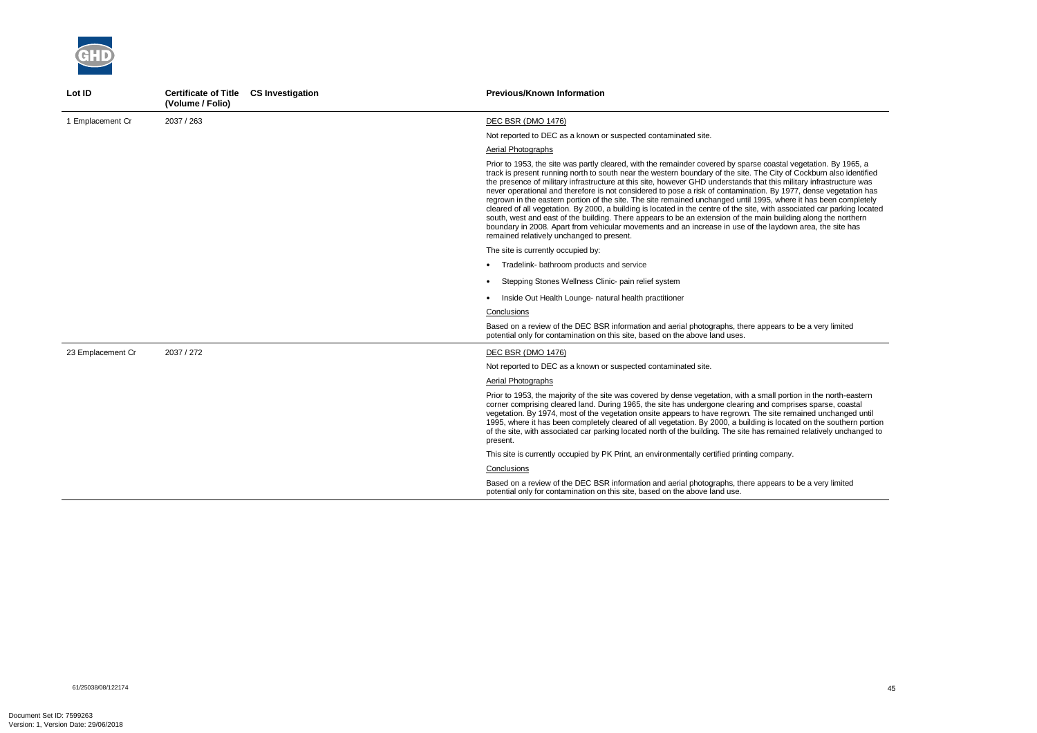| Lot ID | Certificate of Title (Volume / Folio) | CS Investigation | Previous/Known Information |
|---|---|---|---|
| 1 Emplacement Cr | 2037 / 263 | | DEC BSR (DMO 1476)<br><br>Not reported to DEC as a known or suspected contaminated site.<br><br>Aerial Photographs<br><br>Prior to 1953, the site was partly cleared, with the remainder covered by sparse coastal vegetation. By 1965, a track is present running north to south near the western boundary of the site. The City of Cockburn also identified the presence of military infrastructure at this site, however GHD understands that this military infrastructure was never operational and therefore is not considered to pose a risk of contamination. By 1977, dense vegetation has regrown in the eastern portion of the site. The site remained unchanged until 1995, where it has been completely cleared of all vegetation. By 2000, a building is located in the centre of the site, with associated car parking located south, west and east of the building. There appears to be an extension of the main building along the northern boundary in 2008. Apart from vehicular movements and an increase in use of the laydown area, the site has remained relatively unchanged to present.<br><br>The site is currently occupied by:<br><br>• Tradelink- bathroom products and service<br>• Stepping Stones Wellness Clinic- pain relief system<br>• Inside Out Health Lounge- natural health practitioner<br><br>Conclusions<br><br>Based on a review of the DEC BSR information and aerial photographs, there appears to be a very limited potential only for contamination on this site, based on the above land uses. |
| 23 Emplacement Cr | 2037 / 272 | | DEC BSR (DMO 1476)<br><br>Not reported to DEC as a known or suspected contaminated site.<br><br>Aerial Photographs<br><br>Prior to 1953, the majority of the site was covered by dense vegetation, with a small portion in the north-eastern corner comprising cleared land. During 1965, the site has undergone clearing and comprises sparse, coastal vegetation. By 1974, most of the vegetation onsite appears to have regrown. The site remained unchanged until 1995, where it has been completely cleared of all vegetation. By 2000, a building is located on the southern portion of the site, with associated car parking located north of the building. The site has remained relatively unchanged to present.<br><br>This site is currently occupied by PK Print, an environmentally certified printing company.<br><br>Conclusions<br><br>Based on a review of the DEC BSR information and aerial photographs, there appears to be a very limited potential only for contamination on this site, based on the above land use. |

61/25038/08/122174

Document Set ID: 7599263
Version: 1, Version Date: 29/06/2018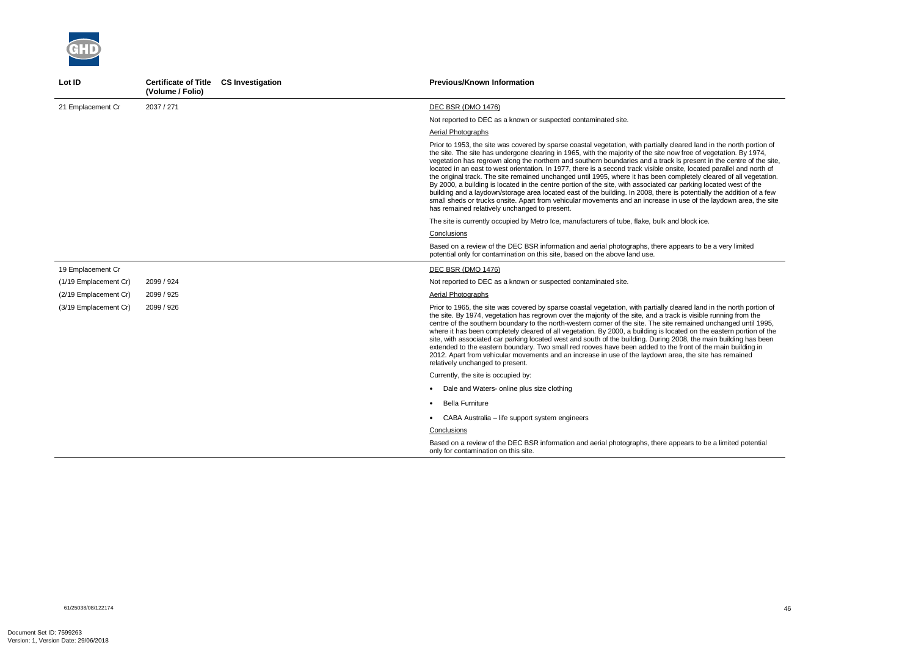| Lot ID | Certificate of Title (Volume / Folio) | CS Investigation | Previous/Known Information |
|---|---|---|---|
| 21 Emplacement Cr | 2037 / 271 | | DEC BSR (DMO 1476)<br><br>Not reported to DEC as a known or suspected contaminated site.<br><br>Aerial Photographs<br><br>Prior to 1953, the site was covered by sparse coastal vegetation, with partially cleared land in the north portion of the site. The site has undergone clearing in 1965, with the majority of the site now free of vegetation. By 1974, vegetation has regrown along the northern and southern boundaries and a track is present in the centre of the site, located in an east to west orientation. In 1977, there is a second track visible onsite, located parallel and north of the original track. The site remained unchanged until 1995, where it has been completely cleared of all vegetation. By 2000, a building is located in the centre portion of the site, with associated car parking located west of the building and a laydown/storage area located east of the building. In 2008, there is potentially the addition of a few small sheds or trucks onsite. Apart from vehicular movements and an increase in use of the laydown area, the site has remained relatively unchanged to present.<br><br>The site is currently occupied by Metro Ice, manufacturers of tube, flake, bulk and block ice.<br><br>Conclusions<br><br>Based on a review of the DEC BSR information and aerial photographs, there appears to be a very limited potential only for contamination on this site, based on the above land use. |
| 19 Emplacement Cr<br>(1/19 Emplacement Cr)<br>(2/19 Emplacement Cr)<br>(3/19 Emplacement Cr) | <br>2099 / 924<br>2099 / 925<br>2099 / 926 | | DEC BSR (DMO 1476)<br><br>Not reported to DEC as a known or suspected contaminated site.<br><br>Aerial Photographs<br><br>Prior to 1965, the site was covered by sparse coastal vegetation, with partially cleared land in the north portion of the site. By 1974, vegetation has regrown over the majority of the site, and a track is visible running from the centre of the southern boundary to the north-western corner of the site. The site remained unchanged until 1995, where it has been completely cleared of all vegetation. By 2000, a building is located on the eastern portion of the site, with associated car parking located west and south of the building. During 2008, the main building has been extended to the eastern boundary. Two small red rooves have been added to the front of the main building in 2012. Apart from vehicular movements and an increase in use of the laydown area, the site has remained relatively unchanged to present.<br><br>Currently, the site is occupied by:<br><br>• Dale and Waters- online plus size clothing<br>• Bella Furniture<br>• CABA Australia – life support system engineers<br><br>Conclusions<br><br>Based on a review of the DEC BSR information and aerial photographs, there appears to be a limited potential only for contamination on this site. |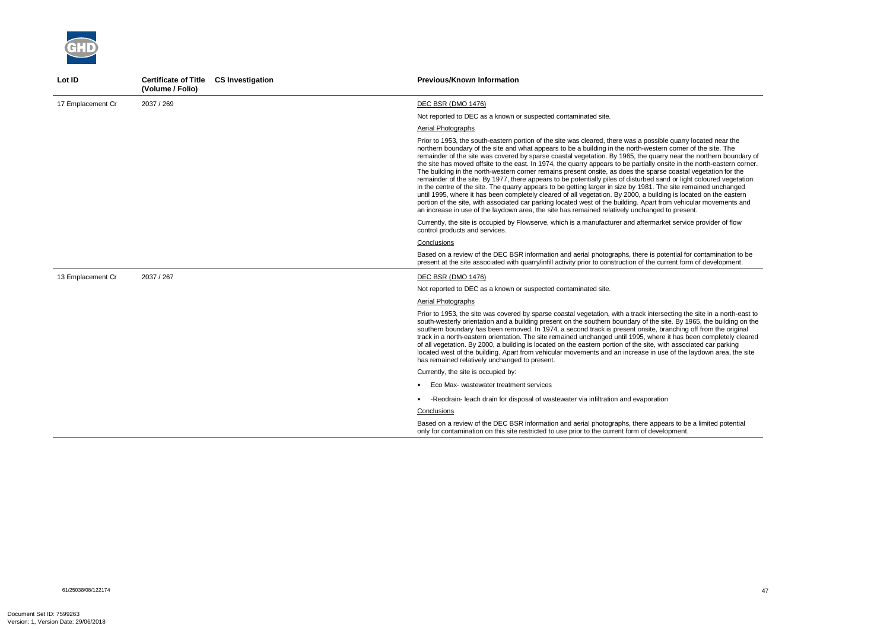| Lot ID | Certificate of Title (Volume / Folio) | CS Investigation | Previous/Known Information |
|---|---|---|---|
| 17 Emplacement Cr | 2037 / 269 | | DEC BSR (DMO 1476)<br><br>Not reported to DEC as a known or suspected contaminated site.<br><br>Aerial Photographs<br><br>Prior to 1953, the south-eastern portion of the site was cleared, there was a possible quarry located near the northern boundary of the site and what appears to be a building in the north-western corner of the site. The remainder of the site was covered by sparse coastal vegetation. By 1965, the quarry near the northern boundary of the site has moved offsite to the east. In 1974, the quarry appears to be partially onsite in the north-eastern corner. The building in the north-western corner remains present onsite, as does the sparse coastal vegetation for the remainder of the site. By 1977, there appears to be potentially piles of disturbed sand or light coloured vegetation in the centre of the site. The quarry appears to be getting larger in size by 1981. The site remained unchanged until 1995, where it has been completely cleared of all vegetation. By 2000, a building is located on the eastern portion of the site, with associated car parking located west of the building. Apart from vehicular movements and an increase in use of the laydown area, the site has remained relatively unchanged to present.<br><br>Currently, the site is occupied by Flowserve, which is a manufacturer and aftermarket service provider of flow control products and services.<br><br>Conclusions<br><br>Based on a review of the DEC BSR information and aerial photographs, there is potential for contamination to be present at the site associated with quarry/infill activity prior to construction of the current form of development. |
| 13 Emplacement Cr | 2037 / 267 | | DEC BSR (DMO 1476)<br><br>Not reported to DEC as a known or suspected contaminated site.<br><br>Aerial Photographs<br><br>Prior to 1953, the site was covered by sparse coastal vegetation, with a track intersecting the site in a north-east to south-westerly orientation and a building present on the southern boundary of the site. By 1965, the building on the southern boundary has been removed. In 1974, a second track is present onsite, branching off from the original track in a north-eastern orientation. The site remained unchanged until 1995, where it has been completely cleared of all vegetation. By 2000, a building is located on the eastern portion of the site, with associated car parking located west of the building. Apart from vehicular movements and an increase in use of the laydown area, the site has remained relatively unchanged to present.<br><br>Currently, the site is occupied by:<br><br>• Eco Max- wastewater treatment services<br><br>• -Reodrain- leach drain for disposal of wastewater via infiltration and evaporation<br><br>Conclusions<br><br>Based on a review of the DEC BSR information and aerial photographs, there appears to be a limited potential only for contamination on this site restricted to use prior to the current form of development. |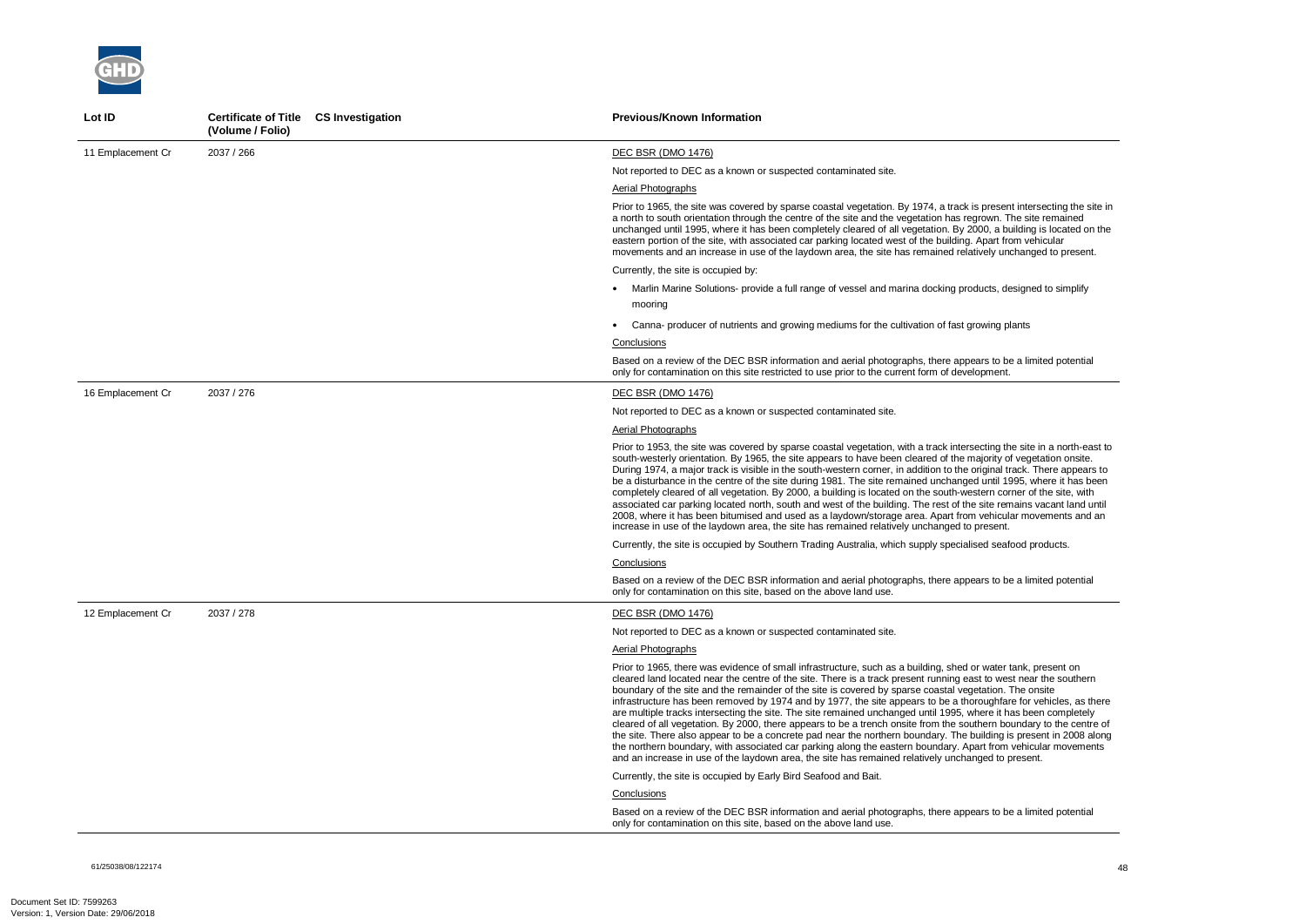| Lot ID | Certificate of Title (Volume / Folio) | CS Investigation | Previous/Known Information |
|---|---|---|---|
| 11 Emplacement Cr | 2037 / 266 | | DEC BSR (DMO 1476)<br><br>Not reported to DEC as a known or suspected contaminated site.<br><br>Aerial Photographs<br><br>Prior to 1965, the site was covered by sparse coastal vegetation. By 1974, a track is present intersecting the site in a north to south orientation through the centre of the site and the vegetation has regrown. The site remained unchanged until 1995, where it has been completely cleared of all vegetation. By 2000, a building is located on the eastern portion of the site, with associated car parking located west of the building. Apart from vehicular movements and an increase in use of the laydown area, the site has remained relatively unchanged to present.<br><br>Currently, the site is occupied by:<br><br>• Marlin Marine Solutions- provide a full range of vessel and marina docking products, designed to simplify mooring<br><br>• Canna- producer of nutrients and growing mediums for the cultivation of fast growing plants<br><br>Conclusions<br><br>Based on a review of the DEC BSR information and aerial photographs, there appears to be a limited potential only for contamination on this site restricted to use prior to the current form of development. |
| 16 Emplacement Cr | 2037 / 276 | | DEC BSR (DMO 1476)<br><br>Not reported to DEC as a known or suspected contaminated site.<br><br>Aerial Photographs<br><br>Prior to 1953, the site was covered by sparse coastal vegetation, with a track intersecting the site in a north-east to south-westerly orientation. By 1965, the site appears to have been cleared of the majority of vegetation onsite. During 1974, a major track is visible in the south-western corner, in addition to the original track. There appears to be a disturbance in the centre of the site during 1981. The site remained unchanged until 1995, where it has been completely cleared of all vegetation. By 2000, a building is located on the south-western corner of the site, with associated car parking located north, south and west of the building. The rest of the site remains vacant land until 2008, where it has been bitumised and used as a laydown/storage area. Apart from vehicular movements and an increase in use of the laydown area, the site has remained relatively unchanged to present.<br><br>Currently, the site is occupied by Southern Trading Australia, which supply specialised seafood products.<br><br>Conclusions<br><br>Based on a review of the DEC BSR information and aerial photographs, there appears to be a limited potential only for contamination on this site, based on the above land use. |
| 12 Emplacement Cr | 2037 / 278 | | DEC BSR (DMO 1476)<br><br>Not reported to DEC as a known or suspected contaminated site.<br><br>Aerial Photographs<br><br>Prior to 1965, there was evidence of small infrastructure, such as a building, shed or water tank, present on cleared land located near the centre of the site. There is a track present running east to west near the southern boundary of the site and the remainder of the site is covered by sparse coastal vegetation. The onsite infrastructure has been removed by 1974 and by 1977, the site appears to be a thoroughfare for vehicles, as there are multiple tracks intersecting the site. The site remained unchanged until 1995, where it has been completely cleared of all vegetation. By 2000, there appears to be a trench onsite from the southern boundary to the centre of the site. There also appear to be a concrete pad near the northern boundary. The building is present in 2008 along the northern boundary, with associated car parking along the eastern boundary. Apart from vehicular movements and an increase in use of the laydown area, the site has remained relatively unchanged to present.<br><br>Currently, the site is occupied by Early Bird Seafood and Bait.<br><br>Conclusions<br><br>Based on a review of the DEC BSR information and aerial photographs, there appears to be a limited potential only for contamination on this site, based on the above land use. |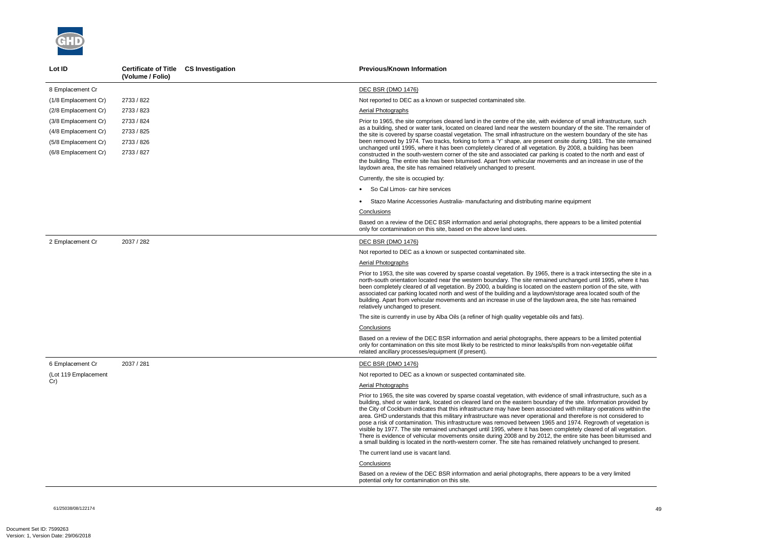| Lot ID | Certificate of Title (Volume / Folio) | CS Investigation | Previous/Known Information |
|---|---|---|---|
| 8 Emplacement Cr<br>(1/8 Emplacement Cr)<br>(2/8 Emplacement Cr)<br>(3/8 Emplacement Cr)<br>(4/8 Emplacement Cr)<br>(5/8 Emplacement Cr)<br>(6/8 Emplacement Cr) | <br>2733 / 822<br>2733 / 823<br>2733 / 824<br>2733 / 825<br>2733 / 826<br>2733 / 827 | | DEC BSR (DMO 1476)<br>Not reported to DEC as a known or suspected contaminated site.<br>Aerial Photographs<br>Prior to 1965, the site comprises cleared land in the centre of the site, with evidence of small infrastructure, such as a building, shed or water tank, located on cleared land near the western boundary of the site. The remainder of the site is covered by sparse coastal vegetation. The small infrastructure on the western boundary of the site has been removed by 1974. Two tracks, forking to form a 'Y' shape, are present onsite during 1981. The site remained unchanged until 1995, where it has been completely cleared of all vegetation. By 2008, a building has been constructed in the south-western corner of the site and associated car parking is coated to the north and east of the building. The entire site has been bitumised. Apart from vehicular movements and an increase in use of the laydown area, the site has remained relatively unchanged to present.<br>Currently, the site is occupied by:<br>• So Cal Limos- car hire services<br>• Stazo Marine Accessories Australia- manufacturing and distributing marine equipment<br>Conclusions<br>Based on a review of the DEC BSR information and aerial photographs, there appears to be a limited potential only for contamination on this site, based on the above land uses. |
| 2 Emplacement Cr | 2037 / 282 | | DEC BSR (DMO 1476)<br>Not reported to DEC as a known or suspected contaminated site.<br>Aerial Photographs<br>Prior to 1953, the site was covered by sparse coastal vegetation. By 1965, there is a track intersecting the site in a north-south orientation located near the western boundary. The site remained unchanged until 1995, where it has been completely cleared of all vegetation. By 2000, a building is located on the eastern portion of the site, with associated car parking located north and west of the building and a laydown/storage area located south of the building. Apart from vehicular movements and an increase in use of the laydown area, the site has remained relatively unchanged to present.<br>The site is currently in use by Alba Oils (a refiner of high quality vegetable oils and fats).<br>Conclusions<br>Based on a review of the DEC BSR information and aerial photographs, there appears to be a limited potential only for contamination on this site most likely to be restricted to minor leaks/spills from non-vegetable oil/fat related ancillary processes/equipment (if present). |
| 6 Emplacement Cr<br>(Lot 119 Emplacement Cr) | 2037 / 281 | | DEC BSR (DMO 1476)<br>Not reported to DEC as a known or suspected contaminated site.<br>Aerial Photographs<br>Prior to 1965, the site was covered by sparse coastal vegetation, with evidence of small infrastructure, such as a building, shed or water tank, located on cleared land on the eastern boundary of the site. Information provided by the City of Cockburn indicates that this infrastructure may have been associated with military operations within the area. GHD understands that this military infrastructure was never operational and therefore is not considered to pose a risk of contamination. This infrastructure was removed between 1965 and 1974. Regrowth of vegetation is visible by 1977. The site remained unchanged until 1995, where it has been completely cleared of all vegetation. There is evidence of vehicular movements onsite during 2008 and by 2012, the entire site has been bitumised and a small building is located in the north-western corner. The site has remained relatively unchanged to present.<br>The current land use is vacant land.<br>Conclusions<br>Based on a review of the DEC BSR information and aerial photographs, there appears to be a very limited potential only for contamination on this site. |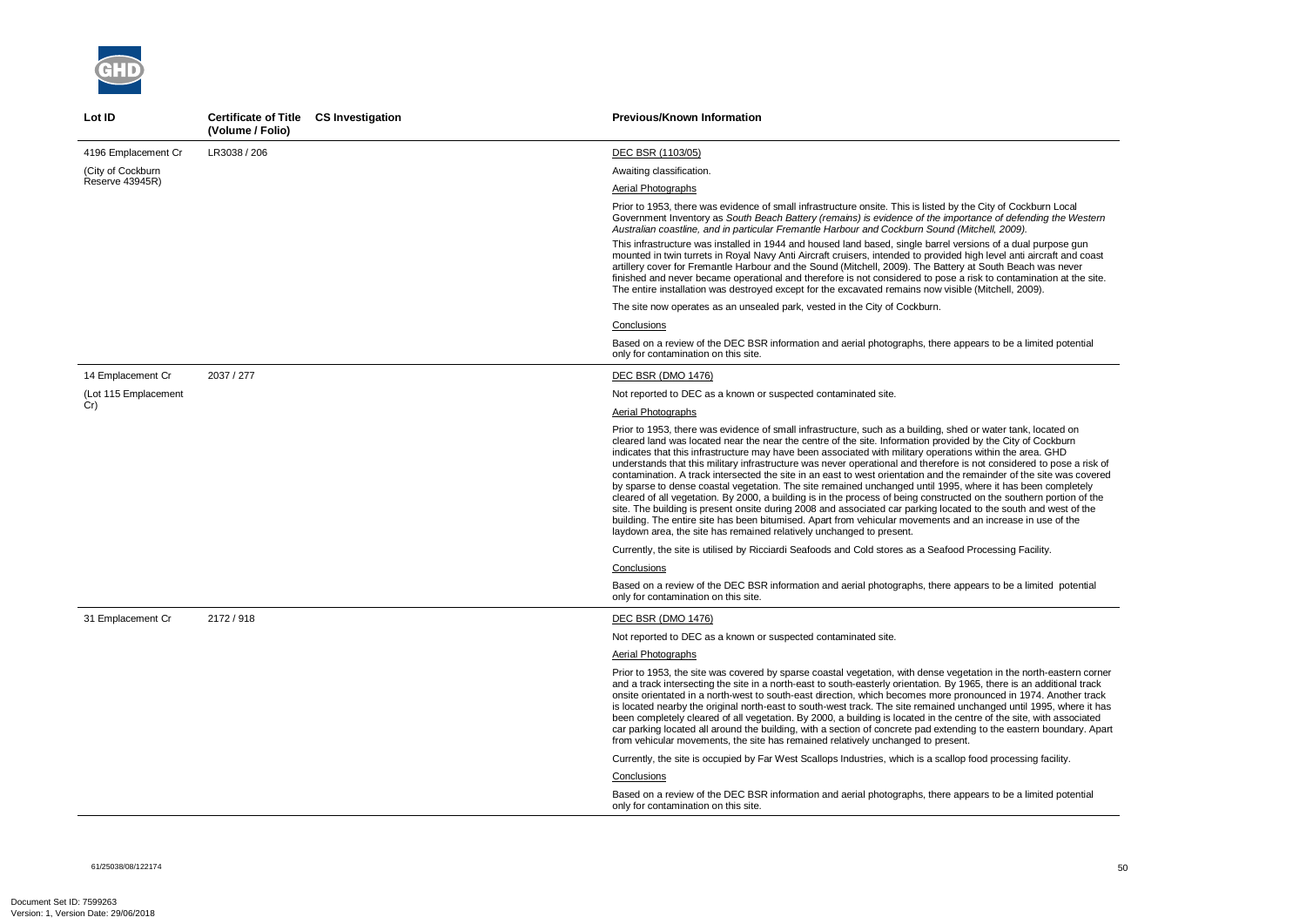| Lot ID | Certificate of Title (Volume / Folio) | CS Investigation | Previous/Known Information |
|---|---|---|---|
| 4196 Emplacement Cr<br><br>(City of Cockburn Reserve 43945R) | LR3038 / 206 | | DEC BSR (1103/05)<br><br>Awaiting classification.<br><br>Aerial Photographs<br><br>Prior to 1953, there was evidence of small infrastructure onsite. This is listed by the City of Cockburn Local Government Inventory as *South Beach Battery (remains) is evidence of the importance of defending the Western Australian coastline, and in particular Fremantle Harbour and Cockburn Sound (Mitchell, 2009).*<br><br>This infrastructure was installed in 1944 and housed land based, single barrel versions of a dual purpose gun mounted in twin turrets in Royal Navy Anti Aircraft cruisers, intended to provided high level anti aircraft and coast artillery cover for Fremantle Harbour and the Sound (Mitchell, 2009). The Battery at South Beach was never finished and never became operational and therefore is not considered to pose a risk to contamination at the site. The entire installation was destroyed except for the excavated remains now visible (Mitchell, 2009).<br><br>The site now operates as an unsealed park, vested in the City of Cockburn.<br><br>Conclusions<br><br>Based on a review of the DEC BSR information and aerial photographs, there appears to be a limited potential only for contamination on this site. |
| 14 Emplacement Cr<br><br>(Lot 115 Emplacement Cr) | 2037 / 277 | | DEC BSR (DMO 1476)<br><br>Not reported to DEC as a known or suspected contaminated site.<br><br>Aerial Photographs<br><br>Prior to 1953, there was evidence of small infrastructure, such as a building, shed or water tank, located on cleared land was located near the near the centre of the site. Information provided by the City of Cockburn indicates that this infrastructure may have been associated with military operations within the area. GHD understands that this military infrastructure was never operational and therefore is not considered to pose a risk of contamination. A track intersected the site in an east to west orientation and the remainder of the site was covered by sparse to dense coastal vegetation. The site remained unchanged until 1995, where it has been completely cleared of all vegetation. By 2000, a building is in the process of being constructed on the southern portion of the site. The building is present onsite during 2008 and associated car parking located to the south and west of the building. The entire site has been bitumised. Apart from vehicular movements and an increase in use of the laydown area, the site has remained relatively unchanged to present.<br><br>Currently, the site is utilised by Ricciardi Seafoods and Cold stores as a Seafood Processing Facility.<br><br>Conclusions<br><br>Based on a review of the DEC BSR information and aerial photographs, there appears to be a limited potential only for contamination on this site. |
| 31 Emplacement Cr | 2172 / 918 | | DEC BSR (DMO 1476)<br><br>Not reported to DEC as a known or suspected contaminated site.<br><br>Aerial Photographs<br><br>Prior to 1953, the site was covered by sparse coastal vegetation, with dense vegetation in the north-eastern corner and a track intersecting the site in a north-east to south-easterly orientation. By 1965, there is an additional track onsite orientated in a north-west to south-east direction, which becomes more pronounced in 1974. Another track is located nearby the original north-east to south-west track. The site remained unchanged until 1995, where it has been completely cleared of all vegetation. By 2000, a building is located in the centre of the site, with associated car parking located all around the building, with a section of concrete pad extending to the eastern boundary. Apart from vehicular movements, the site has remained relatively unchanged to present.<br><br>Currently, the site is occupied by Far West Scallops Industries, which is a scallop food processing facility.<br><br>Conclusions<br><br>Based on a review of the DEC BSR information and aerial photographs, there appears to be a limited potential only for contamination on this site. |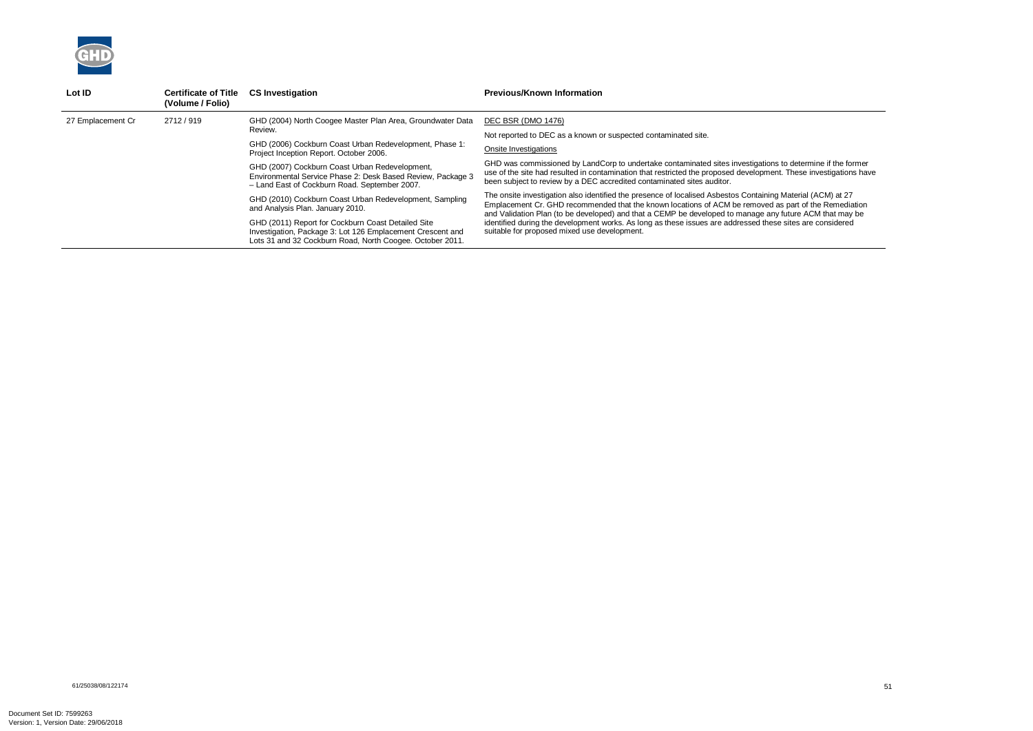| Lot ID | Certificate of Title (Volume / Folio) | CS Investigation | Previous/Known Information |
|---|---|---|---|
| 27 Emplacement Cr | 2712 / 919 | GHD (2004) North Coogee Master Plan Area, Groundwater Data Review.<br><br>GHD (2006) Cockburn Coast Urban Redevelopment, Phase 1: Project Inception Report. October 2006.<br><br>GHD (2007) Cockburn Coast Urban Redevelopment, Environmental Service Phase 2: Desk Based Review, Package 3 – Land East of Cockburn Road. September 2007.<br><br>GHD (2010) Cockburn Coast Urban Redevelopment, Sampling and Analysis Plan. January 2010.<br><br>GHD (2011) Report for Cockburn Coast Detailed Site Investigation, Package 3: Lot 126 Emplacement Crescent and Lots 31 and 32 Cockburn Road, North Coogee. October 2011. | DEC BSR (DMO 1476)<br><br>Not reported to DEC as a known or suspected contaminated site.<br><br>Onsite Investigations<br><br>GHD was commissioned by LandCorp to undertake contaminated sites investigations to determine if the former use of the site had resulted in contamination that restricted the proposed development. These investigations have been subject to review by a DEC accredited contaminated sites auditor.<br><br>The onsite investigation also identified the presence of localised Asbestos Containing Material (ACM) at 27 Emplacement Cr. GHD recommended that the known locations of ACM be removed as part of the Remediation and Validation Plan (to be developed) and that a CEMP be developed to manage any future ACM that may be identified during the development works. As long as these issues are addressed these sites are considered suitable for proposed mixed use development. |

61/25038/08/122174

Document Set ID: 7599263
Version: 1, Version Date: 29/06/2018